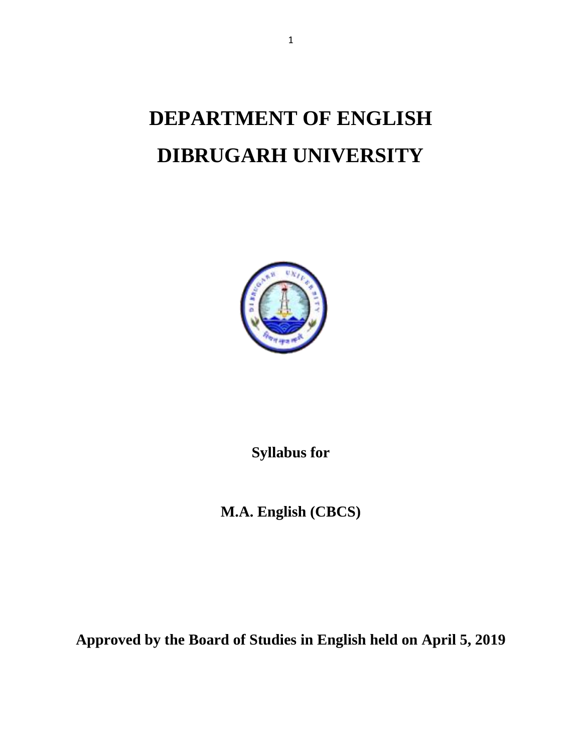# DEPARTMENT OF ENGLISH

# DIBRUGARH UNIVERSITY

**Syllabus for**

**M.A. English (CBCS)**

**Approved by the Board of Studies in English held on April 5, 2019**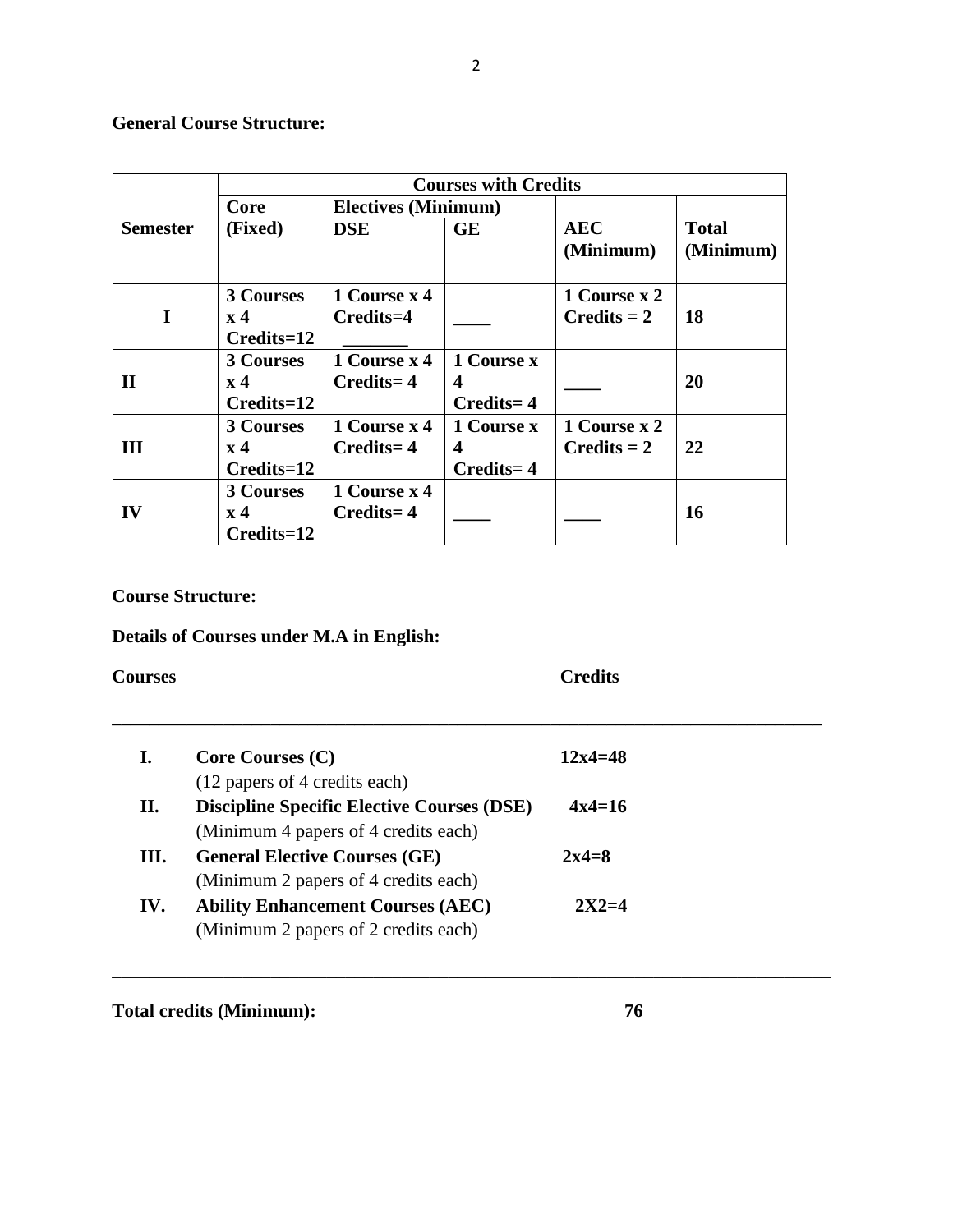**General Course Structure:**

| Semester | Courses with Credits | | | | |
|---|---|---|---|---|---|
| | Core (Fixed) | Electives (Minimum) | | AEC (Minimum) | Total (Minimum) |
| | | DSE | GE | | |
| I | 3 Courses x 4 Credits=12 | 1 Course x 4 Credits=4 | ____ | 1 Course x 2 Credits = 2 | 18 |
| II | 3 Courses x 4 Credits=12 | 1 Course x 4 Credits= 4 | 1 Course x 4 Credits= 4 | ____ | 20 |
| III | 3 Courses x 4 Credits=12 | 1 Course x 4 Credits= 4 | 1 Course x 4 Credits= 4 | 1 Course x 2 Credits = 2 | 22 |
| IV | 3 Courses x 4 Credits=12 | 1 Course x 4 Credits= 4 | ____ | ____ | 16 |

**Course Structure:**

**Details of Courses under M.A in English:**

| | Courses | Credits |
|---|---|---|
| **I.** | **Core Courses (C)** (12 papers of 4 credits each) | **12x4=48** |
| **II.** | **Discipline Specific Elective Courses (DSE)** (Minimum 4 papers of 4 credits each) | **4x4=16** |
| **III.** | **General Elective Courses (GE)** (Minimum 2 papers of 4 credits each) | **2x4=8** |
| **IV.** | **Ability Enhancement Courses (AEC)** (Minimum 2 papers of 2 credits each) | **2X2=4** |

**Total credits (Minimum): 76**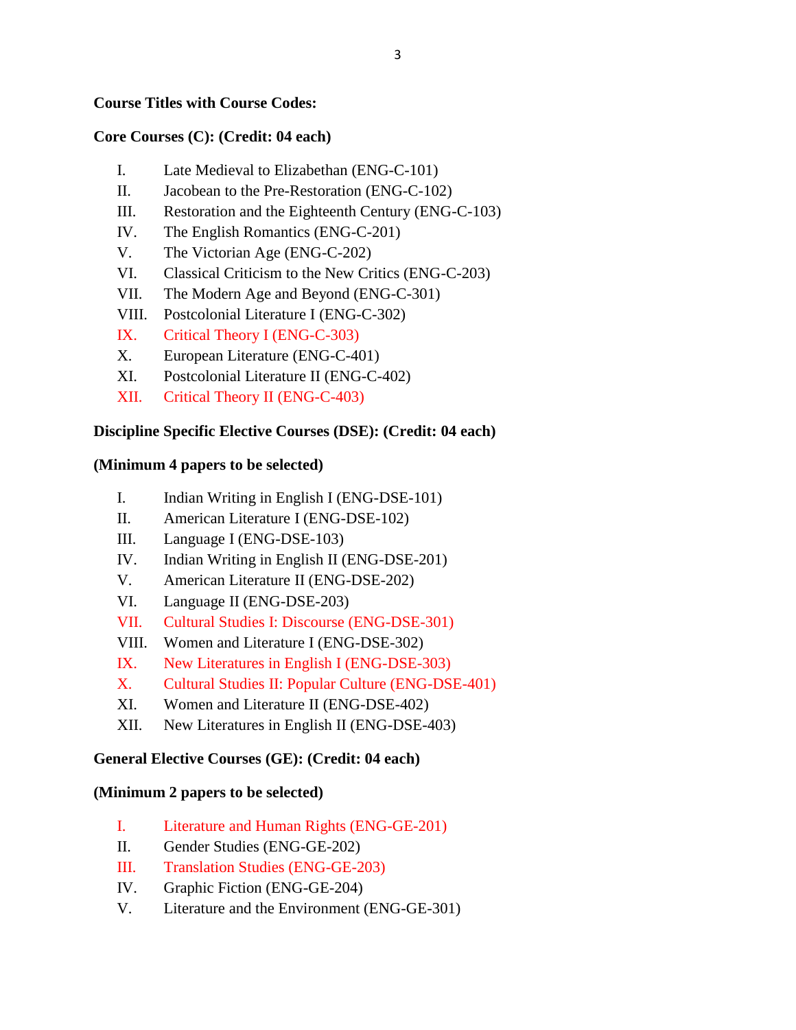**Course Titles with Course Codes:**

**Core Courses (C): (Credit: 04 each)**

I. Late Medieval to Elizabethan (ENG-C-101)
II. Jacobean to the Pre-Restoration (ENG-C-102)
III. Restoration and the Eighteenth Century (ENG-C-103)
IV. The English Romantics (ENG-C-201)
V. The Victorian Age (ENG-C-202)
VI. Classical Criticism to the New Critics (ENG-C-203)
VII. The Modern Age and Beyond (ENG-C-301)
VIII. Postcolonial Literature I (ENG-C-302)
IX. Critical Theory I (ENG-C-303)
X. European Literature (ENG-C-401)
XI. Postcolonial Literature II (ENG-C-402)
XII. Critical Theory II (ENG-C-403)

**Discipline Specific Elective Courses (DSE): (Credit: 04 each)**

**(Minimum 4 papers to be selected)**

I. Indian Writing in English I (ENG-DSE-101)
II. American Literature I (ENG-DSE-102)
III. Language I (ENG-DSE-103)
IV. Indian Writing in English II (ENG-DSE-201)
V. American Literature II (ENG-DSE-202)
VI. Language II (ENG-DSE-203)
VII. Cultural Studies I: Discourse (ENG-DSE-301)
VIII. Women and Literature I (ENG-DSE-302)
IX. New Literatures in English I (ENG-DSE-303)
X. Cultural Studies II: Popular Culture (ENG-DSE-401)
XI. Women and Literature II (ENG-DSE-402)
XII. New Literatures in English II (ENG-DSE-403)

**General Elective Courses (GE): (Credit: 04 each)**

**(Minimum 2 papers to be selected)**

I. Literature and Human Rights (ENG-GE-201)
II. Gender Studies (ENG-GE-202)
III. Translation Studies (ENG-GE-203)
IV. Graphic Fiction (ENG-GE-204)
V. Literature and the Environment (ENG-GE-301)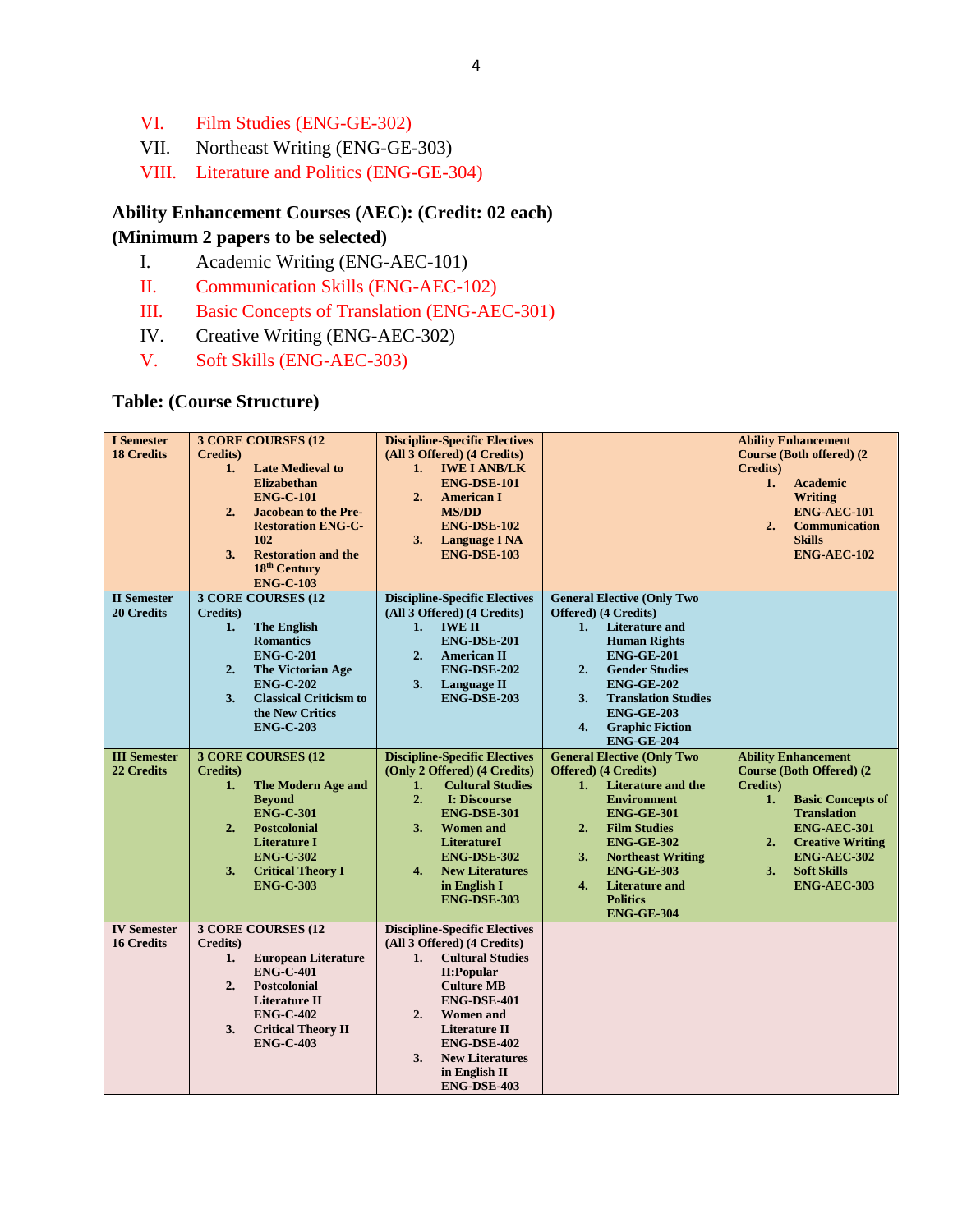VI. Film Studies (ENG-GE-302)
VII. Northeast Writing (ENG-GE-303)
VIII. Literature and Politics (ENG-GE-304)

**Ability Enhancement Courses (AEC): (Credit: 02 each)**
**(Minimum 2 papers to be selected)**

I. Academic Writing (ENG-AEC-101)
II. Communication Skills (ENG-AEC-102)
III. Basic Concepts of Translation (ENG-AEC-301)
IV. Creative Writing (ENG-AEC-302)
V. Soft Skills (ENG-AEC-303)

**Table: (Course Structure)**

| | | | | |
|---|---|---|---|---|
| **I Semester 18 Credits** | **3 CORE COURSES (12 Credits)** 1. Late Medieval to Elizabethan ENG-C-101 2. Jacobean to the Pre-Restoration ENG-C-102 3. Restoration and the 18th Century ENG-C-103 | **Discipline-Specific Electives (All 3 Offered) (4 Credits)** 1. IWE I ANB/LK ENG-DSE-101 2. American I MS/DD ENG-DSE-102 3. Language I NA ENG-DSE-103 | | **Ability Enhancement Course (Both offered) (2 Credits)** 1. Academic Writing ENG-AEC-101 2. Communication Skills ENG-AEC-102 |
| **II Semester 20 Credits** | **3 CORE COURSES (12 Credits)** 1. The English Romantics ENG-C-201 2. The Victorian Age ENG-C-202 3. Classical Criticism to the New Critics ENG-C-203 | **Discipline-Specific Electives (All 3 Offered) (4 Credits)** 1. IWE II ENG-DSE-201 2. American II ENG-DSE-202 3. Language II ENG-DSE-203 | **General Elective (Only Two Offered) (4 Credits)** 1. Literature and Human Rights ENG-GE-201 2. Gender Studies ENG-GE-202 3. Translation Studies ENG-GE-203 4. Graphic Fiction ENG-GE-204 | |
| **III Semester 22 Credits** | **3 CORE COURSES (12 Credits)** 1. The Modern Age and Beyond ENG-C-301 2. Postcolonial Literature I ENG-C-302 3. Critical Theory I ENG-C-303 | **Discipline-Specific Electives (Only 2 Offered) (4 Credits)** 1. Cultural Studies 2. I: Discourse ENG-DSE-301 3. Women and LiteratureI ENG-DSE-302 4. New Literatures in English I ENG-DSE-303 | **General Elective (Only Two Offered) (4 Credits)** 1. Literature and the Environment ENG-GE-301 2. Film Studies ENG-GE-302 3. Northeast Writing ENG-GE-303 4. Literature and Politics ENG-GE-304 | **Ability Enhancement Course (Both Offered) (2 Credits)** 1. Basic Concepts of Translation ENG-AEC-301 2. Creative Writing ENG-AEC-302 3. Soft Skills ENG-AEC-303 |
| **IV Semester 16 Credits** | **3 CORE COURSES (12 Credits)** 1. European Literature ENG-C-401 2. Postcolonial Literature II ENG-C-402 3. Critical Theory II ENG-C-403 | **Discipline-Specific Electives (All 3 Offered) (4 Credits)** 1. Cultural Studies II:Popular Culture MB ENG-DSE-401 2. Women and Literature II ENG-DSE-402 3. New Literatures in English II ENG-DSE-403 | | |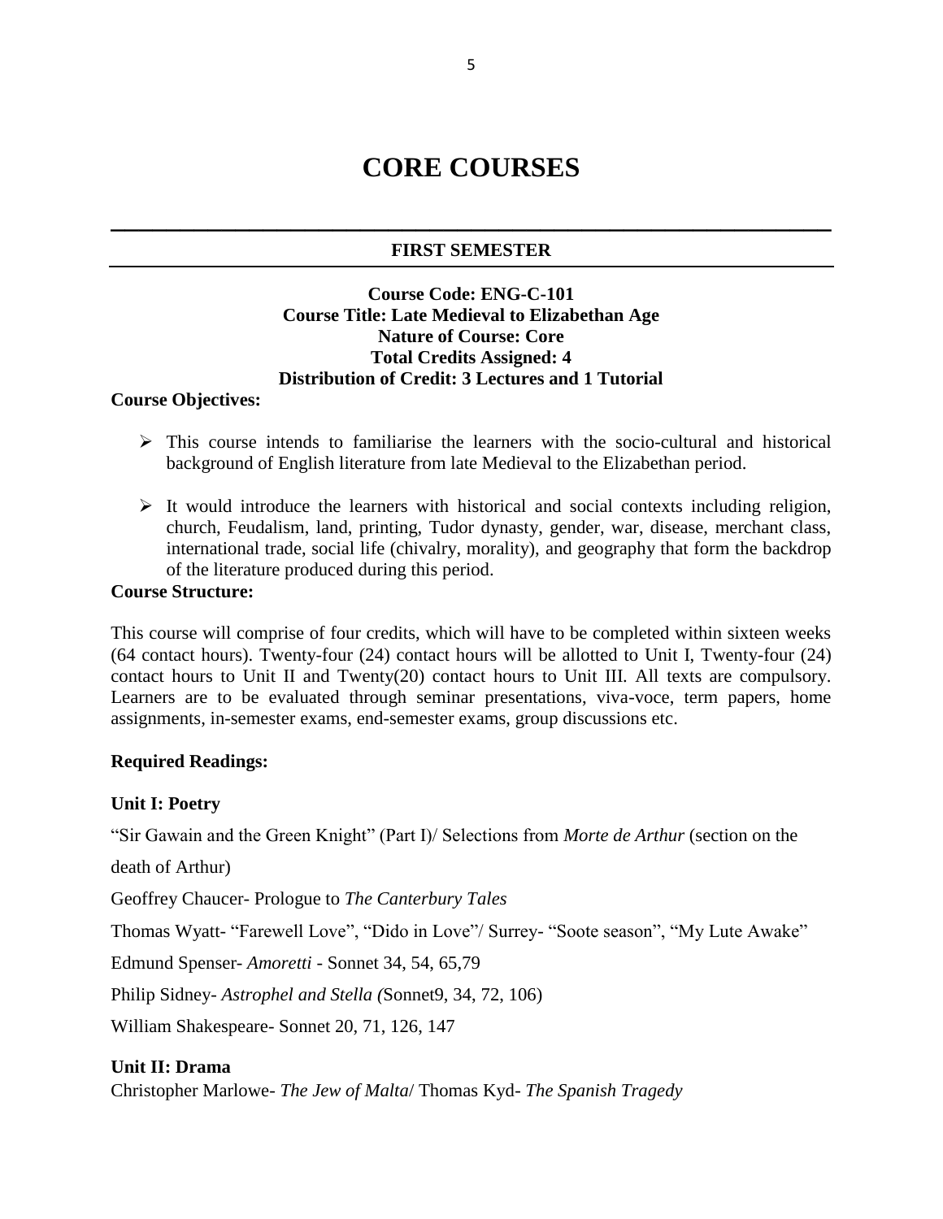# CORE COURSES

## FIRST SEMESTER

**Course Code: ENG-C-101**
**Course Title: Late Medieval to Elizabethan Age**
**Nature of Course: Core**
**Total Credits Assigned: 4**
**Distribution of Credit: 3 Lectures and 1 Tutorial**

**Course Objectives:**

- This course intends to familiarise the learners with the socio-cultural and historical background of English literature from late Medieval to the Elizabethan period.
- It would introduce the learners with historical and social contexts including religion, church, Feudalism, land, printing, Tudor dynasty, gender, war, disease, merchant class, international trade, social life (chivalry, morality), and geography that form the backdrop of the literature produced during this period.

**Course Structure:**

This course will comprise of four credits, which will have to be completed within sixteen weeks (64 contact hours). Twenty-four (24) contact hours will be allotted to Unit I, Twenty-four (24) contact hours to Unit II and Twenty(20) contact hours to Unit III. All texts are compulsory. Learners are to be evaluated through seminar presentations, viva-voce, term papers, home assignments, in-semester exams, end-semester exams, group discussions etc.

**Required Readings:**

**Unit I: Poetry**

"Sir Gawain and the Green Knight" (Part I)/ Selections from *Morte de Arthur* (section on the death of Arthur)

Geoffrey Chaucer- Prologue to *The Canterbury Tales*

Thomas Wyatt- "Farewell Love", "Dido in Love"/ Surrey- "Soote season", "My Lute Awake"

Edmund Spenser- *Amoretti* - Sonnet 34, 54, 65,79

Philip Sidney- *Astrophel and Stella (*Sonnet9, 34, 72, 106)

William Shakespeare- Sonnet 20, 71, 126, 147

**Unit II: Drama**

Christopher Marlowe- *The Jew of Malta*/ Thomas Kyd- *The Spanish Tragedy*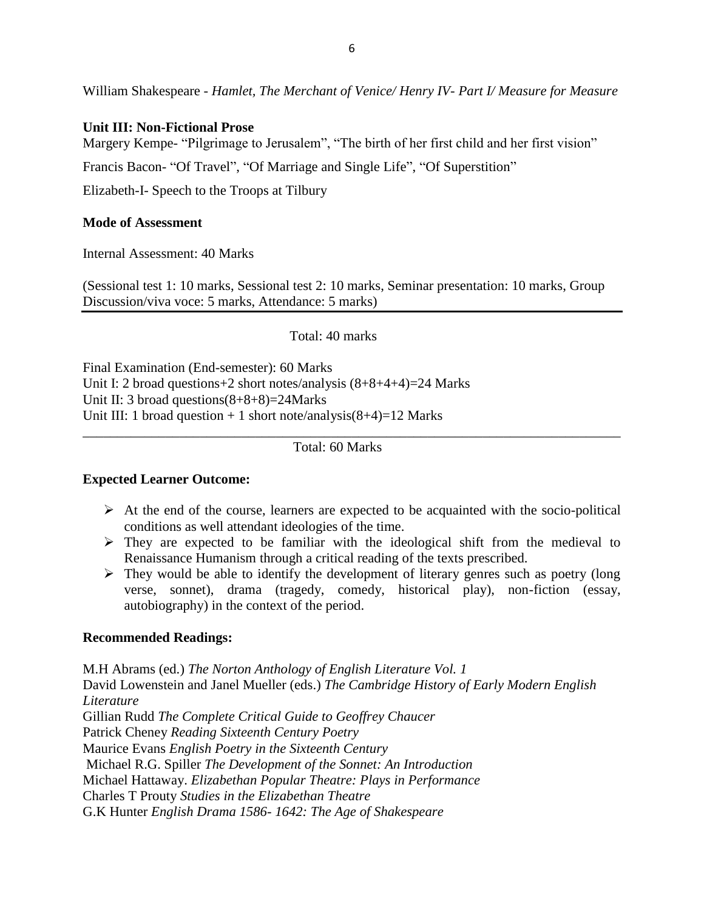William Shakespeare - *Hamlet, The Merchant of Venice/ Henry IV- Part I/ Measure for Measure*

**Unit III: Non-Fictional Prose**

Margery Kempe- “Pilgrimage to Jerusalem”, “The birth of her first child and her first vision”

Francis Bacon- “Of Travel”, “Of Marriage and Single Life”, “Of Superstition”

Elizabeth-I- Speech to the Troops at Tilbury

**Mode of Assessment**

Internal Assessment: 40 Marks

(Sessional test 1: 10 marks, Sessional test 2: 10 marks, Seminar presentation: 10 marks, Group Discussion/viva voce: 5 marks, Attendance: 5 marks)

Total: 40 marks

Final Examination (End-semester): 60 Marks
Unit I: 2 broad questions+2 short notes/analysis (8+8+4+4)=24 Marks
Unit II: 3 broad questions(8+8+8)=24Marks
Unit III: 1 broad question + 1 short note/analysis(8+4)=12 Marks

Total: 60 Marks

**Expected Learner Outcome:**

- At the end of the course, learners are expected to be acquainted with the socio-political conditions as well attendant ideologies of the time.
- They are expected to be familiar with the ideological shift from the medieval to Renaissance Humanism through a critical reading of the texts prescribed.
- They would be able to identify the development of literary genres such as poetry (long verse, sonnet), drama (tragedy, comedy, historical play), non-fiction (essay, autobiography) in the context of the period.

**Recommended Readings:**

M.H Abrams (ed.) *The Norton Anthology of English Literature Vol. 1*
David Lowenstein and Janel Mueller (eds.) *The Cambridge History of Early Modern English Literature*
Gillian Rudd *The Complete Critical Guide to Geoffrey Chaucer*
Patrick Cheney *Reading Sixteenth Century Poetry*
Maurice Evans *English Poetry in the Sixteenth Century*
Michael R.G. Spiller *The Development of the Sonnet: An Introduction*
Michael Hattaway. *Elizabethan Popular Theatre: Plays in Performance*
Charles T Prouty *Studies in the Elizabethan Theatre*
G.K Hunter *English Drama 1586- 1642: The Age of Shakespeare*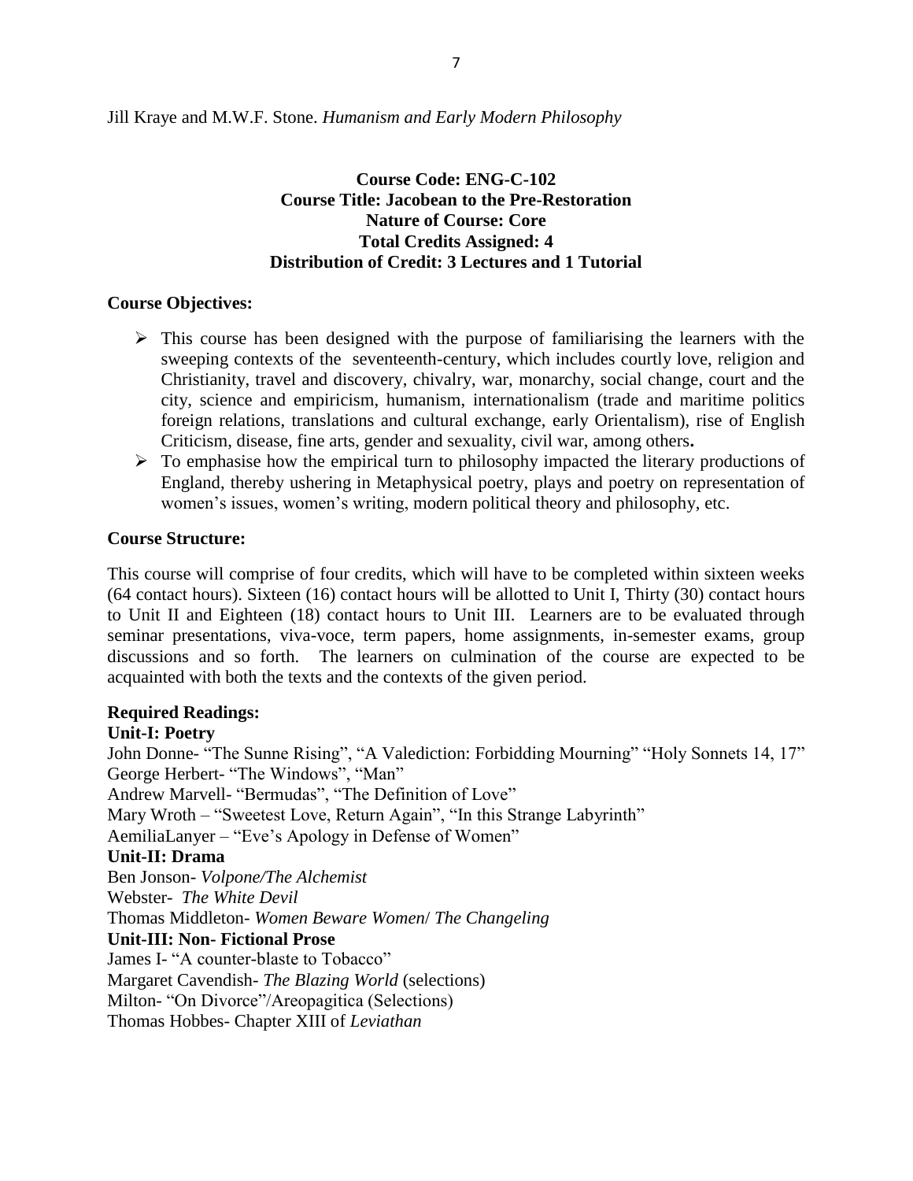Jill Kraye and M.W.F. Stone. *Humanism and Early Modern Philosophy*

**Course Code: ENG-C-102**
**Course Title: Jacobean to the Pre-Restoration**
**Nature of Course: Core**
**Total Credits Assigned: 4**
**Distribution of Credit: 3 Lectures and 1 Tutorial**

**Course Objectives:**

- This course has been designed with the purpose of familiarising the learners with the sweeping contexts of the seventeenth-century, which includes courtly love, religion and Christianity, travel and discovery, chivalry, war, monarchy, social change, court and the city, science and empiricism, humanism, internationalism (trade and maritime politics foreign relations, translations and cultural exchange, early Orientalism), rise of English Criticism, disease, fine arts, gender and sexuality, civil war, among others**.**
- To emphasise how the empirical turn to philosophy impacted the literary productions of England, thereby ushering in Metaphysical poetry, plays and poetry on representation of women's issues, women's writing, modern political theory and philosophy, etc.

**Course Structure:**

This course will comprise of four credits, which will have to be completed within sixteen weeks (64 contact hours). Sixteen (16) contact hours will be allotted to Unit I, Thirty (30) contact hours to Unit II and Eighteen (18) contact hours to Unit III. Learners are to be evaluated through seminar presentations, viva-voce, term papers, home assignments, in-semester exams, group discussions and so forth. The learners on culmination of the course are expected to be acquainted with both the texts and the contexts of the given period.

**Required Readings:**

**Unit-I: Poetry**

John Donne- "The Sunne Rising", "A Valediction: Forbidding Mourning" "Holy Sonnets 14, 17"
George Herbert- "The Windows", "Man"
Andrew Marvell- "Bermudas", "The Definition of Love"
Mary Wroth – "Sweetest Love, Return Again", "In this Strange Labyrinth"
AemiliaLanyer – "Eve's Apology in Defense of Women"

**Unit-II: Drama**

Ben Jonson- *Volpone/The Alchemist*
Webster- *The White Devil*
Thomas Middleton- *Women Beware Women*/ *The Changeling*

**Unit-III: Non- Fictional Prose**

James I- "A counter-blaste to Tobacco"
Margaret Cavendish- *The Blazing World* (selections)
Milton- "On Divorce"/Areopagitica (Selections)
Thomas Hobbes- Chapter XIII of *Leviathan*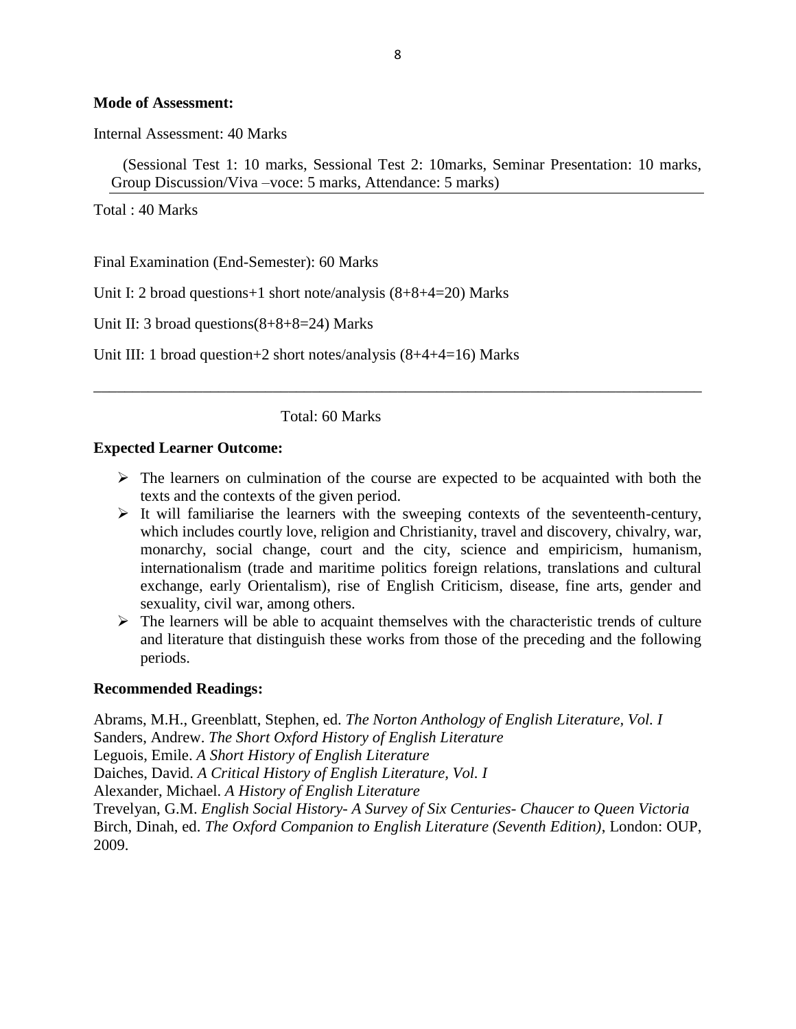**Mode of Assessment:**

Internal Assessment: 40 Marks

(Sessional Test 1: 10 marks, Sessional Test 2: 10marks, Seminar Presentation: 10 marks, Group Discussion/Viva –voce: 5 marks, Attendance: 5 marks)

Total : 40 Marks

Final Examination (End-Semester): 60 Marks

Unit I: 2 broad questions+1 short note/analysis (8+8+4=20) Marks

Unit II: 3 broad questions(8+8+8=24) Marks

Unit III: 1 broad question+2 short notes/analysis (8+4+4=16) Marks

Total: 60 Marks

**Expected Learner Outcome:**

- The learners on culmination of the course are expected to be acquainted with both the texts and the contexts of the given period.
- It will familiarise the learners with the sweeping contexts of the seventeenth-century, which includes courtly love, religion and Christianity, travel and discovery, chivalry, war, monarchy, social change, court and the city, science and empiricism, humanism, internationalism (trade and maritime politics foreign relations, translations and cultural exchange, early Orientalism), rise of English Criticism, disease, fine arts, gender and sexuality, civil war, among others.
- The learners will be able to acquaint themselves with the characteristic trends of culture and literature that distinguish these works from those of the preceding and the following periods.

**Recommended Readings:**

Abrams, M.H., Greenblatt, Stephen, ed. *The Norton Anthology of English Literature, Vol. I*
Sanders, Andrew. *The Short Oxford History of English Literature*
Leguois, Emile. *A Short History of English Literature*
Daiches, David. *A Critical History of English Literature, Vol. I*
Alexander, Michael. *A History of English Literature*
Trevelyan, G.M. *English Social History- A Survey of Six Centuries- Chaucer to Queen Victoria*
Birch, Dinah, ed. *The Oxford Companion to English Literature (Seventh Edition)*, London: OUP, 2009.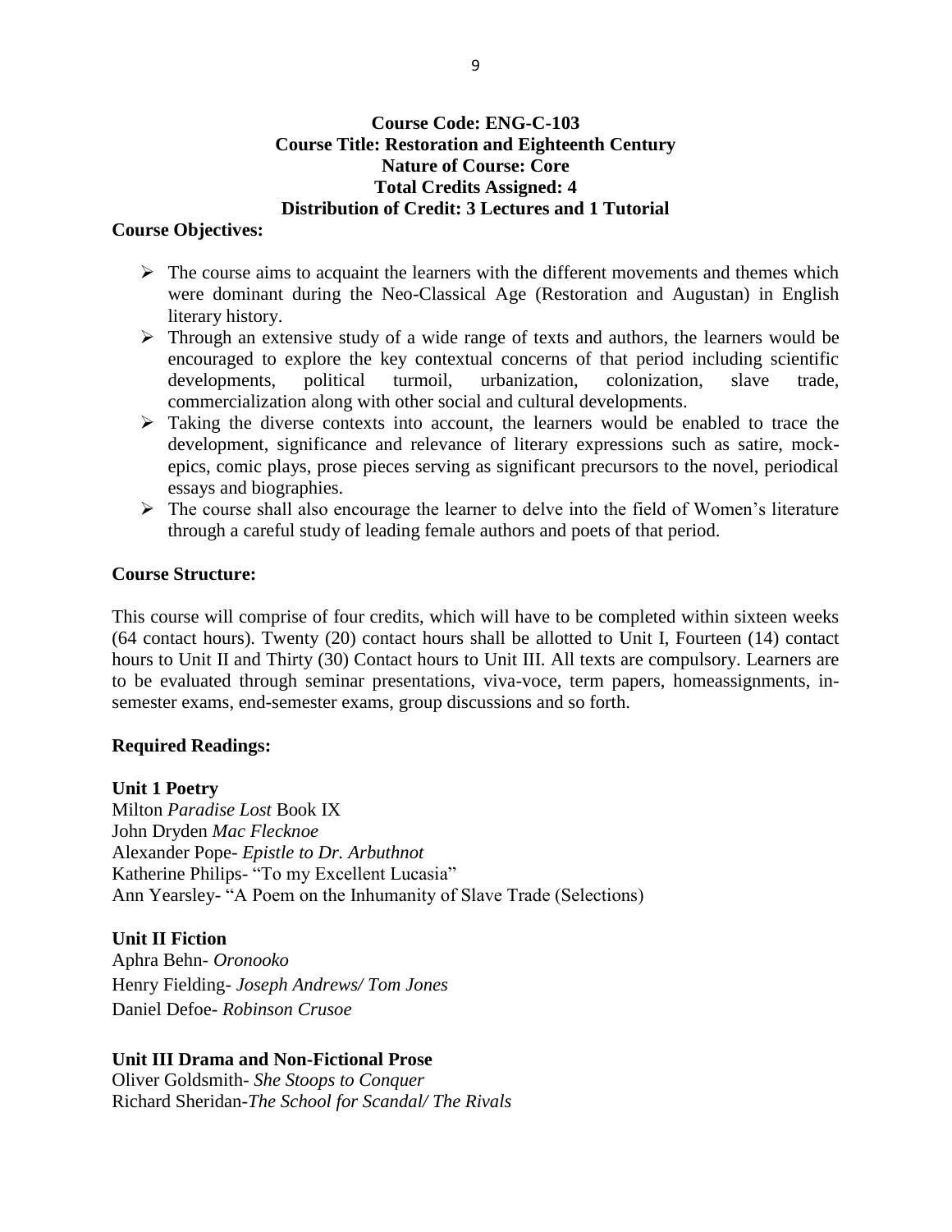**Course Code: ENG-C-103**
**Course Title: Restoration and Eighteenth Century**
**Nature of Course: Core**
**Total Credits Assigned: 4**
**Distribution of Credit: 3 Lectures and 1 Tutorial**

**Course Objectives:**

- The course aims to acquaint the learners with the different movements and themes which were dominant during the Neo-Classical Age (Restoration and Augustan) in English literary history.
- Through an extensive study of a wide range of texts and authors, the learners would be encouraged to explore the key contextual concerns of that period including scientific developments, political turmoil, urbanization, colonization, slave trade, commercialization along with other social and cultural developments.
- Taking the diverse contexts into account, the learners would be enabled to trace the development, significance and relevance of literary expressions such as satire, mock-epics, comic plays, prose pieces serving as significant precursors to the novel, periodical essays and biographies.
- The course shall also encourage the learner to delve into the field of Women's literature through a careful study of leading female authors and poets of that period.

**Course Structure:**

This course will comprise of four credits, which will have to be completed within sixteen weeks (64 contact hours). Twenty (20) contact hours shall be allotted to Unit I, Fourteen (14) contact hours to Unit II and Thirty (30) Contact hours to Unit III. All texts are compulsory. Learners are to be evaluated through seminar presentations, viva-voce, term papers, homeassignments, in-semester exams, end-semester exams, group discussions and so forth.

**Required Readings:**

**Unit 1 Poetry**
Milton *Paradise Lost* Book IX
John Dryden *Mac Flecknoe*
Alexander Pope- *Epistle to Dr. Arbuthnot*
Katherine Philips- "To my Excellent Lucasia"
Ann Yearsley- "A Poem on the Inhumanity of Slave Trade (Selections)

**Unit II Fiction**
Aphra Behn- *Oronooko*
Henry Fielding- *Joseph Andrews/ Tom Jones*
Daniel Defoe- *Robinson Crusoe*

**Unit III Drama and Non-Fictional Prose**
Oliver Goldsmith- *She Stoops to Conquer*
Richard Sheridan-*The School for Scandal/ The Rivals*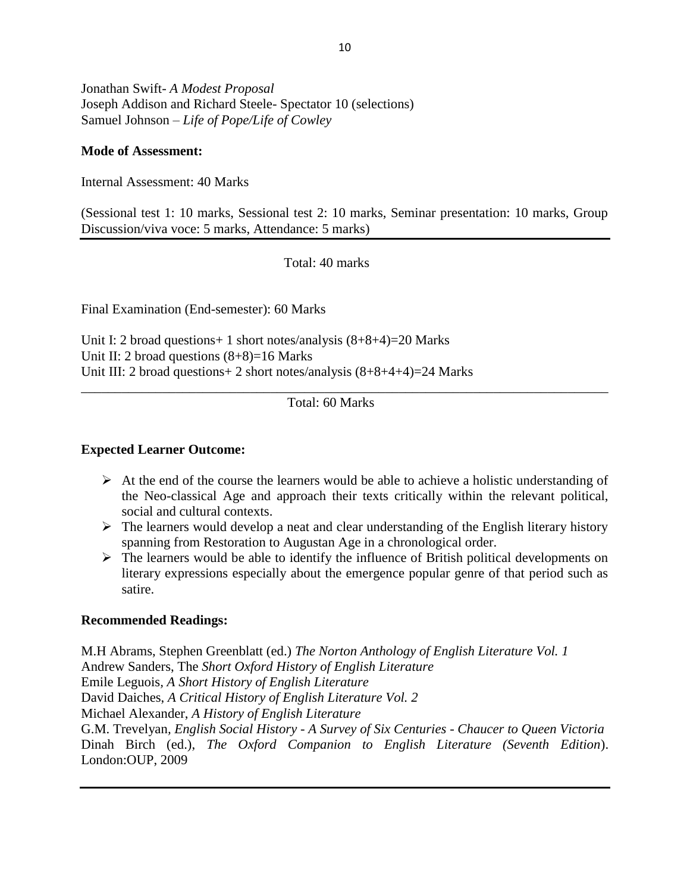Jonathan Swift- *A Modest Proposal*
Joseph Addison and Richard Steele- Spectator 10 (selections)
Samuel Johnson – *Life of Pope/Life of Cowley*

**Mode of Assessment:**

Internal Assessment: 40 Marks

(Sessional test 1: 10 marks, Sessional test 2: 10 marks, Seminar presentation: 10 marks, Group Discussion/viva voce: 5 marks, Attendance: 5 marks)

---

Total: 40 marks

Final Examination (End-semester): 60 Marks

Unit I: 2 broad questions+ 1 short notes/analysis (8+8+4)=20 Marks
Unit II: 2 broad questions (8+8)=16 Marks
Unit III: 2 broad questions+ 2 short notes/analysis (8+8+4+4)=24 Marks

---

Total: 60 Marks

**Expected Learner Outcome:**

- At the end of the course the learners would be able to achieve a holistic understanding of the Neo-classical Age and approach their texts critically within the relevant political, social and cultural contexts.
- The learners would develop a neat and clear understanding of the English literary history spanning from Restoration to Augustan Age in a chronological order.
- The learners would be able to identify the influence of British political developments on literary expressions especially about the emergence popular genre of that period such as satire.

**Recommended Readings:**

M.H Abrams, Stephen Greenblatt (ed.) *The Norton Anthology of English Literature Vol. 1*
Andrew Sanders, The *Short Oxford History of English Literature*
Emile Leguois, *A Short History of English Literature*
David Daiches, *A Critical History of English Literature Vol. 2*
Michael Alexander, *A History of English Literature*
G.M. Trevelyan, *English Social History - A Survey of Six Centuries - Chaucer to Queen Victoria*
Dinah Birch (ed.), *The Oxford Companion to English Literature (Seventh Edition*). London:OUP, 2009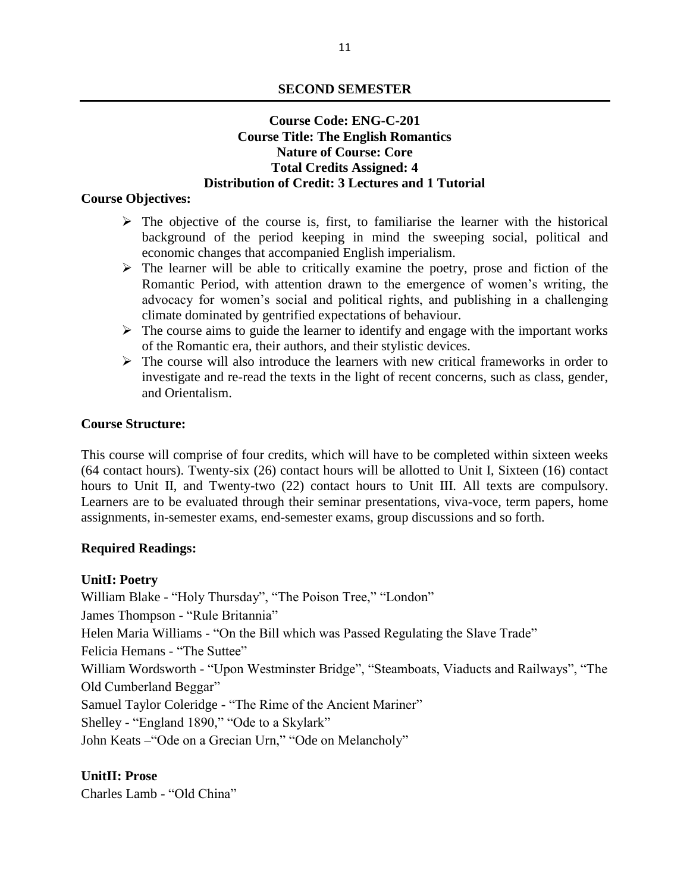## SECOND SEMESTER

**Course Code: ENG-C-201**
**Course Title: The English Romantics**
**Nature of Course: Core**
**Total Credits Assigned: 4**
**Distribution of Credit: 3 Lectures and 1 Tutorial**

**Course Objectives:**

- The objective of the course is, first, to familiarise the learner with the historical background of the period keeping in mind the sweeping social, political and economic changes that accompanied English imperialism.
- The learner will be able to critically examine the poetry, prose and fiction of the Romantic Period, with attention drawn to the emergence of women's writing, the advocacy for women's social and political rights, and publishing in a challenging climate dominated by gentrified expectations of behaviour.
- The course aims to guide the learner to identify and engage with the important works of the Romantic era, their authors, and their stylistic devices.
- The course will also introduce the learners with new critical frameworks in order to investigate and re-read the texts in the light of recent concerns, such as class, gender, and Orientalism.

**Course Structure:**

This course will comprise of four credits, which will have to be completed within sixteen weeks (64 contact hours). Twenty-six (26) contact hours will be allotted to Unit I, Sixteen (16) contact hours to Unit II, and Twenty-two (22) contact hours to Unit III. All texts are compulsory. Learners are to be evaluated through their seminar presentations, viva-voce, term papers, home assignments, in-semester exams, end-semester exams, group discussions and so forth.

**Required Readings:**

**UnitI: Poetry**

William Blake - "Holy Thursday", "The Poison Tree," "London"
James Thompson - "Rule Britannia"
Helen Maria Williams - "On the Bill which was Passed Regulating the Slave Trade"
Felicia Hemans - "The Suttee"
William Wordsworth - "Upon Westminster Bridge", "Steamboats, Viaducts and Railways", "The Old Cumberland Beggar"
Samuel Taylor Coleridge - "The Rime of the Ancient Mariner"
Shelley - "England 1890," "Ode to a Skylark"
John Keats –"Ode on a Grecian Urn," "Ode on Melancholy"

**UnitII: Prose**

Charles Lamb - "Old China"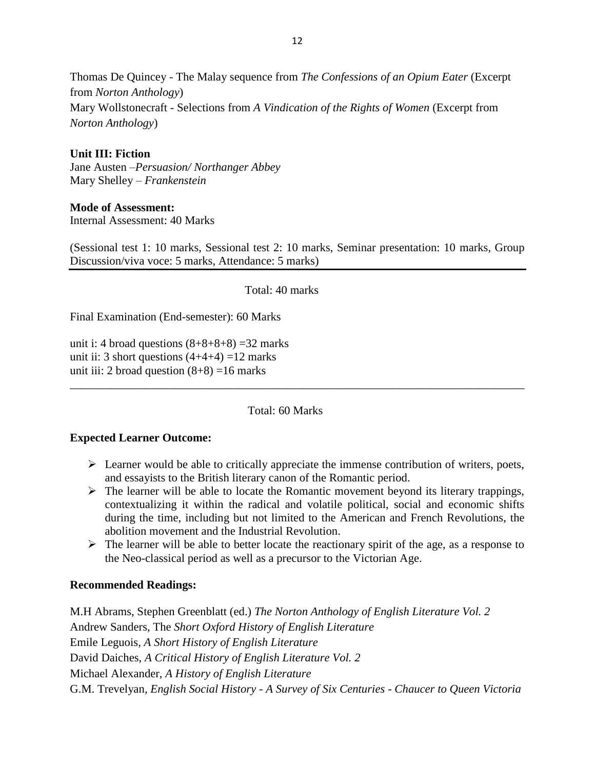Thomas De Quincey - The Malay sequence from *The Confessions of an Opium Eater* (Excerpt from *Norton Anthology*)
Mary Wollstonecraft - Selections from *A Vindication of the Rights of Women* (Excerpt from *Norton Anthology*)

**Unit III: Fiction**
Jane Austen –*Persuasion/ Northanger Abbey*
Mary Shelley – *Frankenstein*

**Mode of Assessment:**
Internal Assessment: 40 Marks

(Sessional test 1: 10 marks, Sessional test 2: 10 marks, Seminar presentation: 10 marks, Group Discussion/viva voce: 5 marks, Attendance: 5 marks)

---

Total: 40 marks

Final Examination (End-semester): 60 Marks

unit i: 4 broad questions (8+8+8+8) =32 marks
unit ii: 3 short questions (4+4+4) =12 marks
unit iii: 2 broad question (8+8) =16 marks

---

Total: 60 Marks

**Expected Learner Outcome:**

- Learner would be able to critically appreciate the immense contribution of writers, poets, and essayists to the British literary canon of the Romantic period.
- The learner will be able to locate the Romantic movement beyond its literary trappings, contextualizing it within the radical and volatile political, social and economic shifts during the time, including but not limited to the American and French Revolutions, the abolition movement and the Industrial Revolution.
- The learner will be able to better locate the reactionary spirit of the age, as a response to the Neo-classical period as well as a precursor to the Victorian Age.

**Recommended Readings:**

M.H Abrams, Stephen Greenblatt (ed.) *The Norton Anthology of English Literature Vol. 2*
Andrew Sanders, The *Short Oxford History of English Literature*
Emile Leguois, *A Short History of English Literature*
David Daiches, *A Critical History of English Literature Vol. 2*
Michael Alexander, *A History of English Literature*
G.M. Trevelyan, *English Social History - A Survey of Six Centuries - Chaucer to Queen Victoria*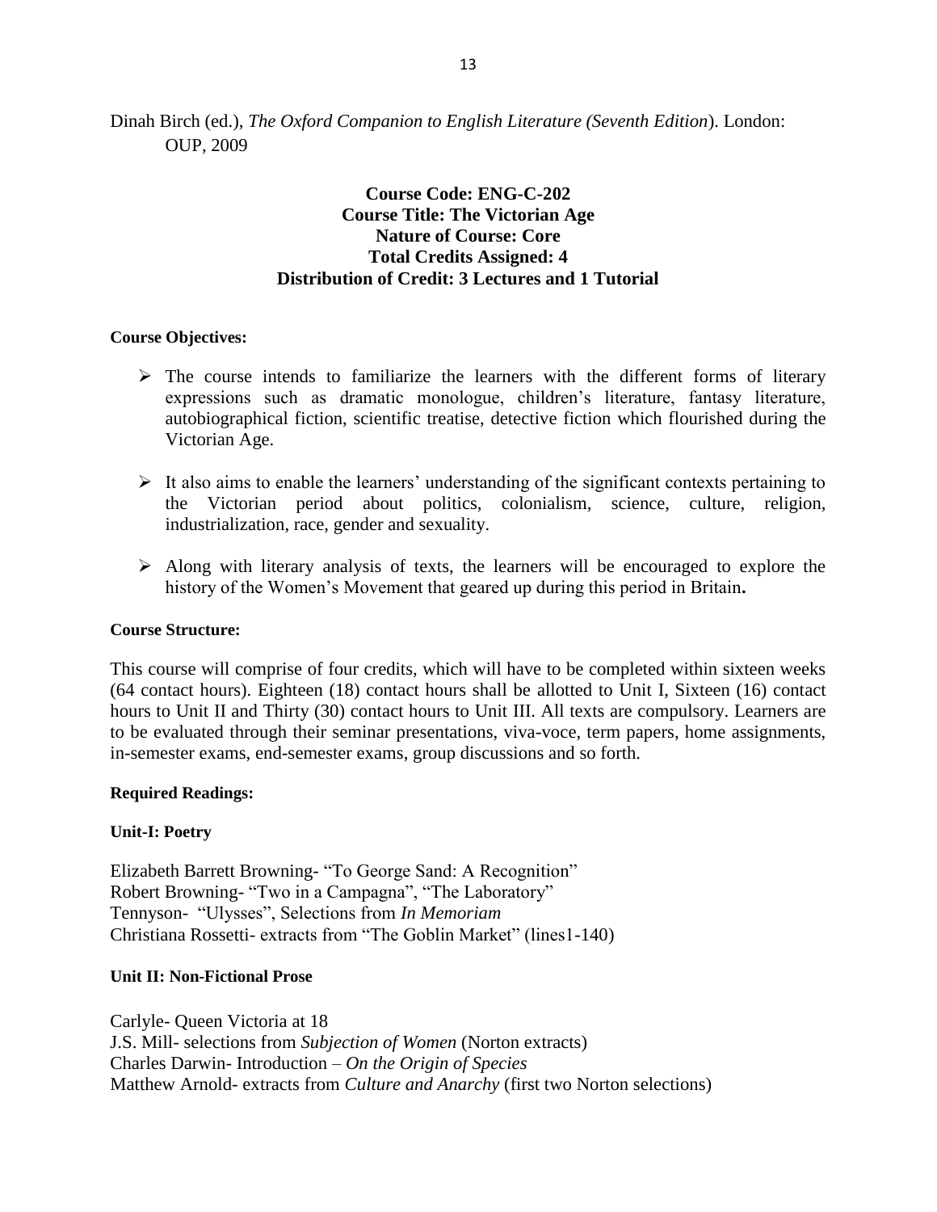Dinah Birch (ed.), *The Oxford Companion to English Literature (Seventh Edition*). London: OUP, 2009

**Course Code: ENG-C-202**
**Course Title: The Victorian Age**
**Nature of Course: Core**
**Total Credits Assigned: 4**
**Distribution of Credit: 3 Lectures and 1 Tutorial**

**Course Objectives:**

- The course intends to familiarize the learners with the different forms of literary expressions such as dramatic monologue, children's literature, fantasy literature, autobiographical fiction, scientific treatise, detective fiction which flourished during the Victorian Age.
- It also aims to enable the learners' understanding of the significant contexts pertaining to the Victorian period about politics, colonialism, science, culture, religion, industrialization, race, gender and sexuality.
- Along with literary analysis of texts, the learners will be encouraged to explore the history of the Women's Movement that geared up during this period in Britain**.**

**Course Structure:**

This course will comprise of four credits, which will have to be completed within sixteen weeks (64 contact hours). Eighteen (18) contact hours shall be allotted to Unit I, Sixteen (16) contact hours to Unit II and Thirty (30) contact hours to Unit III. All texts are compulsory. Learners are to be evaluated through their seminar presentations, viva-voce, term papers, home assignments, in-semester exams, end-semester exams, group discussions and so forth.

**Required Readings:**

**Unit-I: Poetry**

Elizabeth Barrett Browning- "To George Sand: A Recognition"
Robert Browning- "Two in a Campagna", "The Laboratory"
Tennyson- "Ulysses", Selections from *In Memoriam*
Christiana Rossetti- extracts from "The Goblin Market" (lines1-140)

**Unit II: Non-Fictional Prose**

Carlyle- Queen Victoria at 18
J.S. Mill- selections from *Subjection of Women* (Norton extracts)
Charles Darwin- Introduction – *On the Origin of Species*
Matthew Arnold- extracts from *Culture and Anarchy* (first two Norton selections)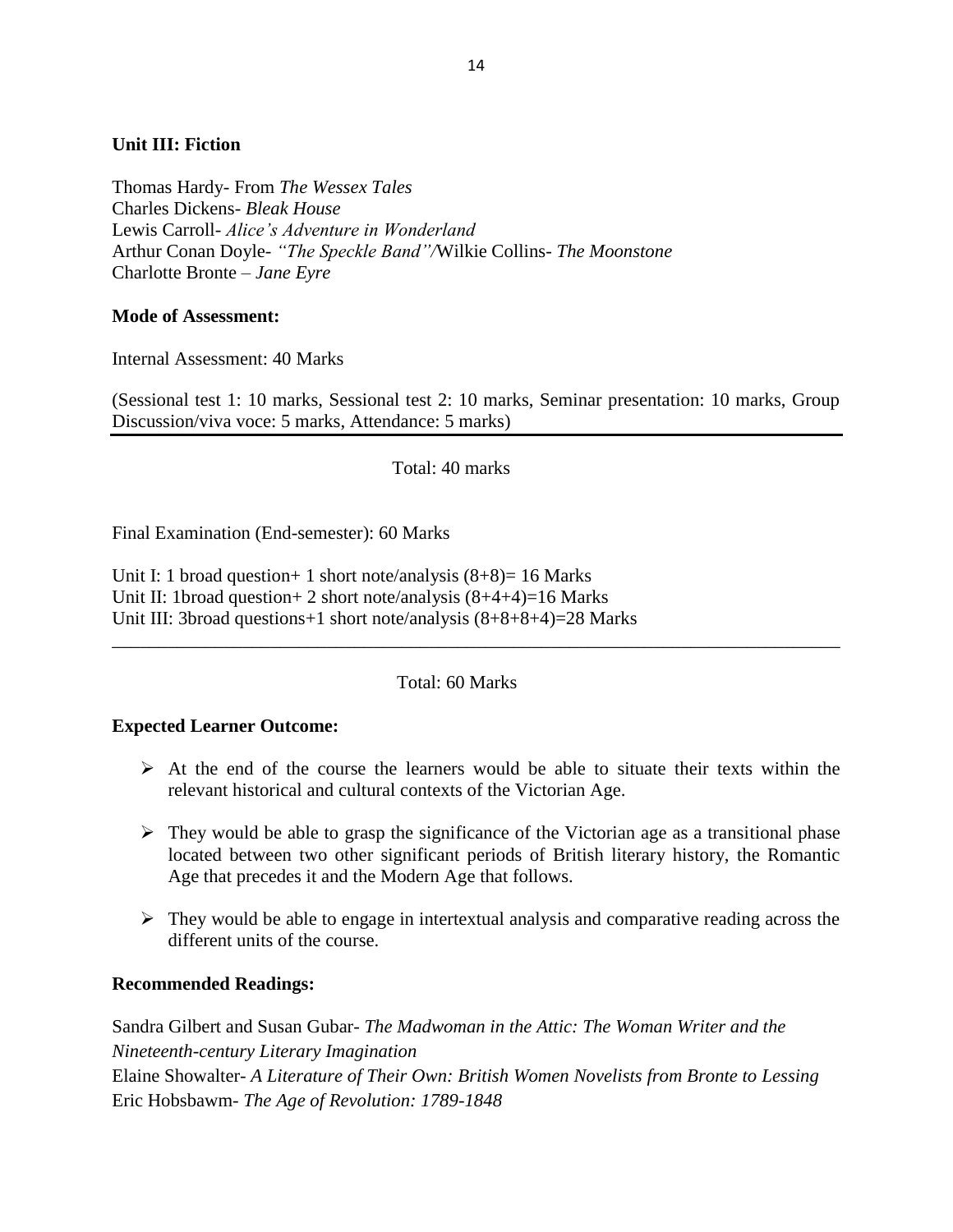**Unit III: Fiction**

Thomas Hardy- From *The Wessex Tales*
Charles Dickens- *Bleak House*
Lewis Carroll- *Alice's Adventure in Wonderland*
Arthur Conan Doyle- *"The Speckle Band"/*Wilkie Collins- *The Moonstone*
Charlotte Bronte – *Jane Eyre*

**Mode of Assessment:**

Internal Assessment: 40 Marks

(Sessional test 1: 10 marks, Sessional test 2: 10 marks, Seminar presentation: 10 marks, Group Discussion/viva voce: 5 marks, Attendance: 5 marks)

---

Total: 40 marks

Final Examination (End-semester): 60 Marks

Unit I: 1 broad question+ 1 short note/analysis (8+8)= 16 Marks
Unit II: 1broad question+ 2 short note/analysis (8+4+4)=16 Marks
Unit III: 3broad questions+1 short note/analysis (8+8+8+4)=28 Marks

---

Total: 60 Marks

**Expected Learner Outcome:**

- At the end of the course the learners would be able to situate their texts within the relevant historical and cultural contexts of the Victorian Age.
- They would be able to grasp the significance of the Victorian age as a transitional phase located between two other significant periods of British literary history, the Romantic Age that precedes it and the Modern Age that follows.
- They would be able to engage in intertextual analysis and comparative reading across the different units of the course.

**Recommended Readings:**

Sandra Gilbert and Susan Gubar- *The Madwoman in the Attic: The Woman Writer and the Nineteenth-century Literary Imagination*
Elaine Showalter- *A Literature of Their Own: British Women Novelists from Bronte to Lessing*
Eric Hobsbawm- *The Age of Revolution: 1789-1848*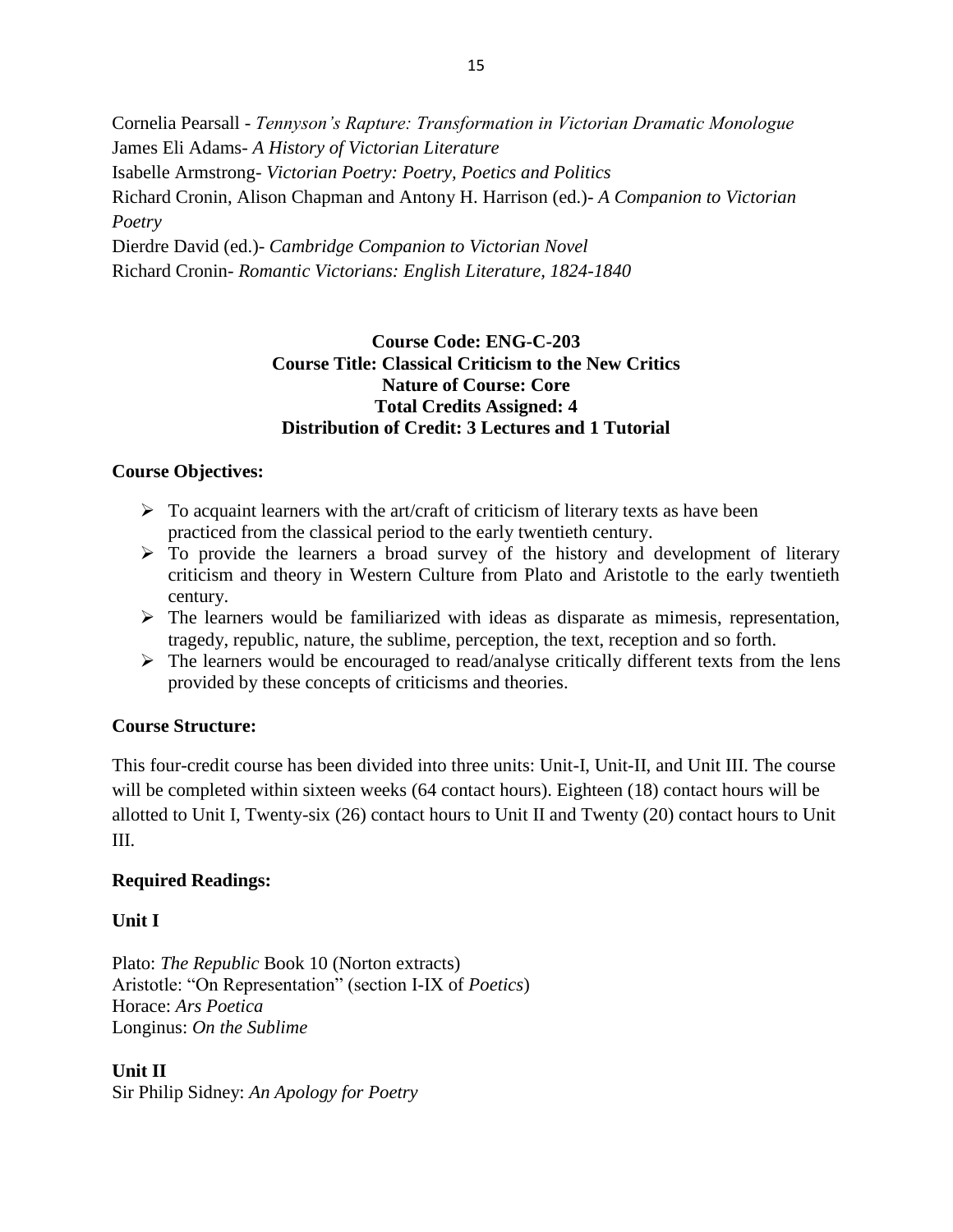Cornelia Pearsall - *Tennyson's Rapture: Transformation in Victorian Dramatic Monologue*
James Eli Adams- *A History of Victorian Literature*
Isabelle Armstrong- *Victorian Poetry: Poetry, Poetics and Politics*
Richard Cronin, Alison Chapman and Antony H. Harrison (ed.)- *A Companion to Victorian Poetry*
Dierdre David (ed.)- *Cambridge Companion to Victorian Novel*
Richard Cronin- *Romantic Victorians: English Literature, 1824-1840*

**Course Code: ENG-C-203**
**Course Title: Classical Criticism to the New Critics**
**Nature of Course: Core**
**Total Credits Assigned: 4**
**Distribution of Credit: 3 Lectures and 1 Tutorial**

**Course Objectives:**

- To acquaint learners with the art/craft of criticism of literary texts as have been practiced from the classical period to the early twentieth century.
- To provide the learners a broad survey of the history and development of literary criticism and theory in Western Culture from Plato and Aristotle to the early twentieth century.
- The learners would be familiarized with ideas as disparate as mimesis, representation, tragedy, republic, nature, the sublime, perception, the text, reception and so forth.
- The learners would be encouraged to read/analyse critically different texts from the lens provided by these concepts of criticisms and theories.

**Course Structure:**

This four-credit course has been divided into three units: Unit-I, Unit-II, and Unit III. The course will be completed within sixteen weeks (64 contact hours). Eighteen (18) contact hours will be allotted to Unit I, Twenty-six (26) contact hours to Unit II and Twenty (20) contact hours to Unit III.

**Required Readings:**

**Unit I**

Plato: *The Republic* Book 10 (Norton extracts)
Aristotle: "On Representation" (section I-IX of *Poetics*)
Horace: *Ars Poetica*
Longinus: *On the Sublime*

**Unit II**
Sir Philip Sidney: *An Apology for Poetry*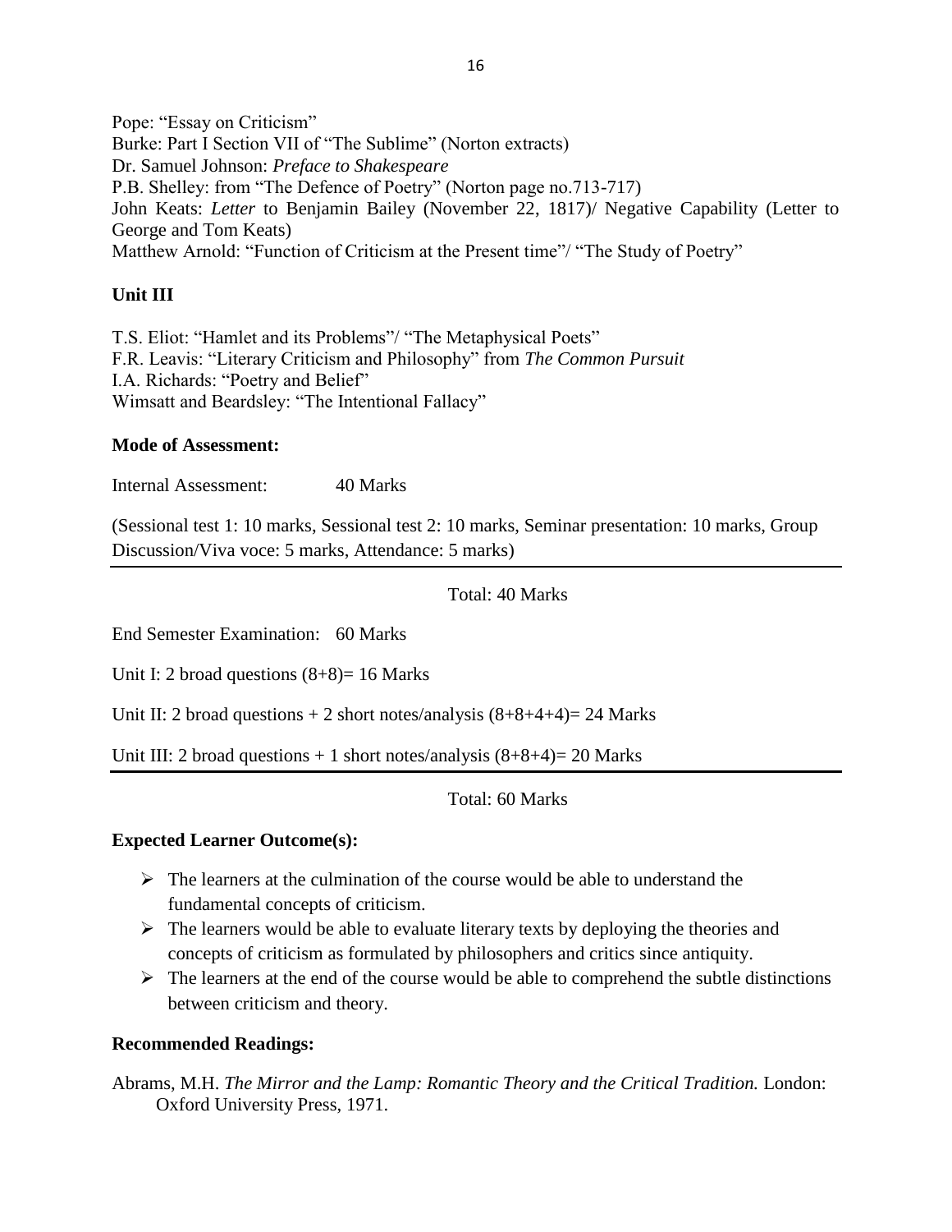Pope: "Essay on Criticism"
Burke: Part I Section VII of "The Sublime" (Norton extracts)
Dr. Samuel Johnson: *Preface to Shakespeare*
P.B. Shelley: from "The Defence of Poetry" (Norton page no.713-717)
John Keats: *Letter* to Benjamin Bailey (November 22, 1817)/ Negative Capability (Letter to George and Tom Keats)
Matthew Arnold: "Function of Criticism at the Present time"/ "The Study of Poetry"

**Unit III**

T.S. Eliot: "Hamlet and its Problems"/ "The Metaphysical Poets"
F.R. Leavis: "Literary Criticism and Philosophy" from *The Common Pursuit*
I.A. Richards: "Poetry and Belief"
Wimsatt and Beardsley: "The Intentional Fallacy"

**Mode of Assessment:**

Internal Assessment: 40 Marks

(Sessional test 1: 10 marks, Sessional test 2: 10 marks, Seminar presentation: 10 marks, Group Discussion/Viva voce: 5 marks, Attendance: 5 marks)

Total: 40 Marks

End Semester Examination: 60 Marks

Unit I: 2 broad questions (8+8)= 16 Marks

Unit II: 2 broad questions + 2 short notes/analysis (8+8+4+4)= 24 Marks

Unit III: 2 broad questions + 1 short notes/analysis (8+8+4)= 20 Marks

Total: 60 Marks

**Expected Learner Outcome(s):**

- The learners at the culmination of the course would be able to understand the fundamental concepts of criticism.
- The learners would be able to evaluate literary texts by deploying the theories and concepts of criticism as formulated by philosophers and critics since antiquity.
- The learners at the end of the course would be able to comprehend the subtle distinctions between criticism and theory.

**Recommended Readings:**

Abrams, M.H. *The Mirror and the Lamp: Romantic Theory and the Critical Tradition.* London: Oxford University Press, 1971.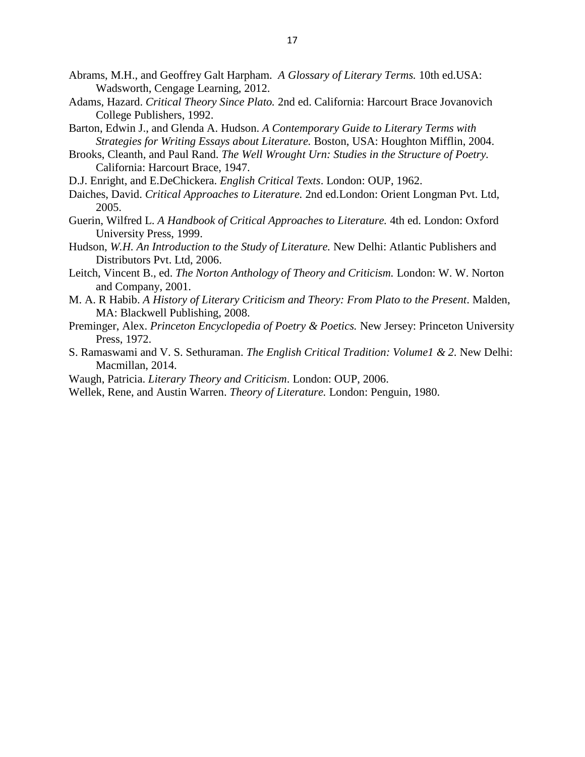Abrams, M.H., and Geoffrey Galt Harpham. *A Glossary of Literary Terms.* 10th ed.USA: Wadsworth, Cengage Learning, 2012.

Adams, Hazard. *Critical Theory Since Plato.* 2nd ed. California: Harcourt Brace Jovanovich College Publishers, 1992.

Barton, Edwin J., and Glenda A. Hudson. *A Contemporary Guide to Literary Terms with Strategies for Writing Essays about Literature.* Boston, USA: Houghton Mifflin, 2004.

Brooks, Cleanth, and Paul Rand. *The Well Wrought Urn: Studies in the Structure of Poetry.* California: Harcourt Brace, 1947.

D.J. Enright, and E.DeChickera. *English Critical Texts*. London: OUP, 1962.

Daiches, David. *Critical Approaches to Literature.* 2nd ed.London: Orient Longman Pvt. Ltd, 2005.

Guerin, Wilfred L. *A Handbook of Critical Approaches to Literature.* 4th ed. London: Oxford University Press, 1999.

Hudson, *W.H. An Introduction to the Study of Literature.* New Delhi: Atlantic Publishers and Distributors Pvt. Ltd, 2006.

Leitch, Vincent B., ed. *The Norton Anthology of Theory and Criticism.* London: W. W. Norton and Company, 2001.

M. A. R Habib. *A History of Literary Criticism and Theory: From Plato to the Present*. Malden, MA: Blackwell Publishing, 2008.

Preminger, Alex. *Princeton Encyclopedia of Poetry & Poetics.* New Jersey: Princeton University Press, 1972.

S. Ramaswami and V. S. Sethuraman. *The English Critical Tradition: Volume1 & 2*. New Delhi: Macmillan, 2014.

Waugh, Patricia. *Literary Theory and Criticism*. London: OUP, 2006.

Wellek, Rene, and Austin Warren. *Theory of Literature.* London: Penguin, 1980.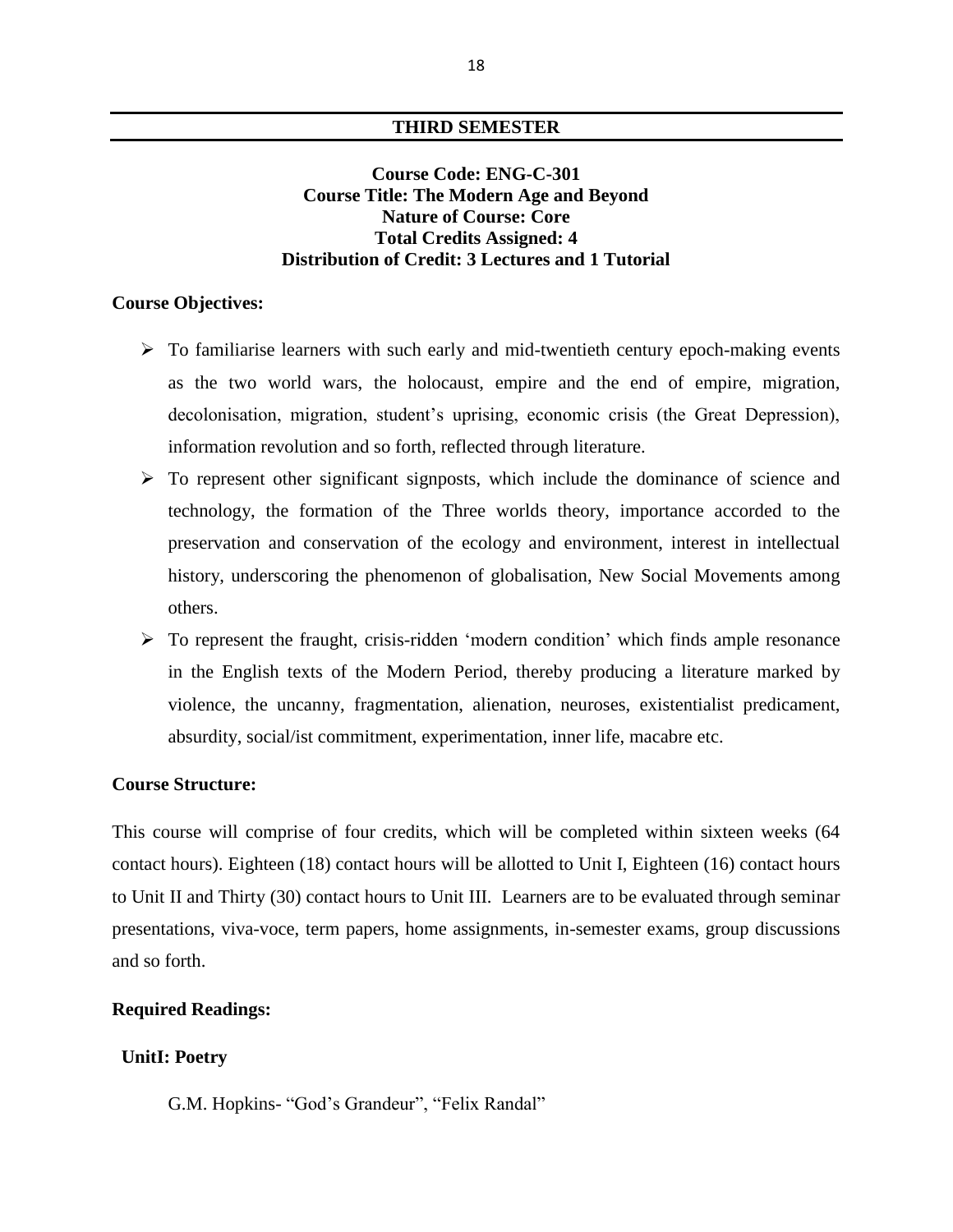## THIRD SEMESTER

**Course Code: ENG-C-301**
**Course Title: The Modern Age and Beyond**
**Nature of Course: Core**
**Total Credits Assigned: 4**
**Distribution of Credit: 3 Lectures and 1 Tutorial**

**Course Objectives:**

- To familiarise learners with such early and mid-twentieth century epoch-making events as the two world wars, the holocaust, empire and the end of empire, migration, decolonisation, migration, student's uprising, economic crisis (the Great Depression), information revolution and so forth, reflected through literature.
- To represent other significant signposts, which include the dominance of science and technology, the formation of the Three worlds theory, importance accorded to the preservation and conservation of the ecology and environment, interest in intellectual history, underscoring the phenomenon of globalisation, New Social Movements among others.
- To represent the fraught, crisis-ridden 'modern condition' which finds ample resonance in the English texts of the Modern Period, thereby producing a literature marked by violence, the uncanny, fragmentation, alienation, neuroses, existentialist predicament, absurdity, social/ist commitment, experimentation, inner life, macabre etc.

**Course Structure:**

This course will comprise of four credits, which will be completed within sixteen weeks (64 contact hours). Eighteen (18) contact hours will be allotted to Unit I, Eighteen (16) contact hours to Unit II and Thirty (30) contact hours to Unit III. Learners are to be evaluated through seminar presentations, viva-voce, term papers, home assignments, in-semester exams, group discussions and so forth.

**Required Readings:**

**UnitI: Poetry**

G.M. Hopkins- "God's Grandeur", "Felix Randal"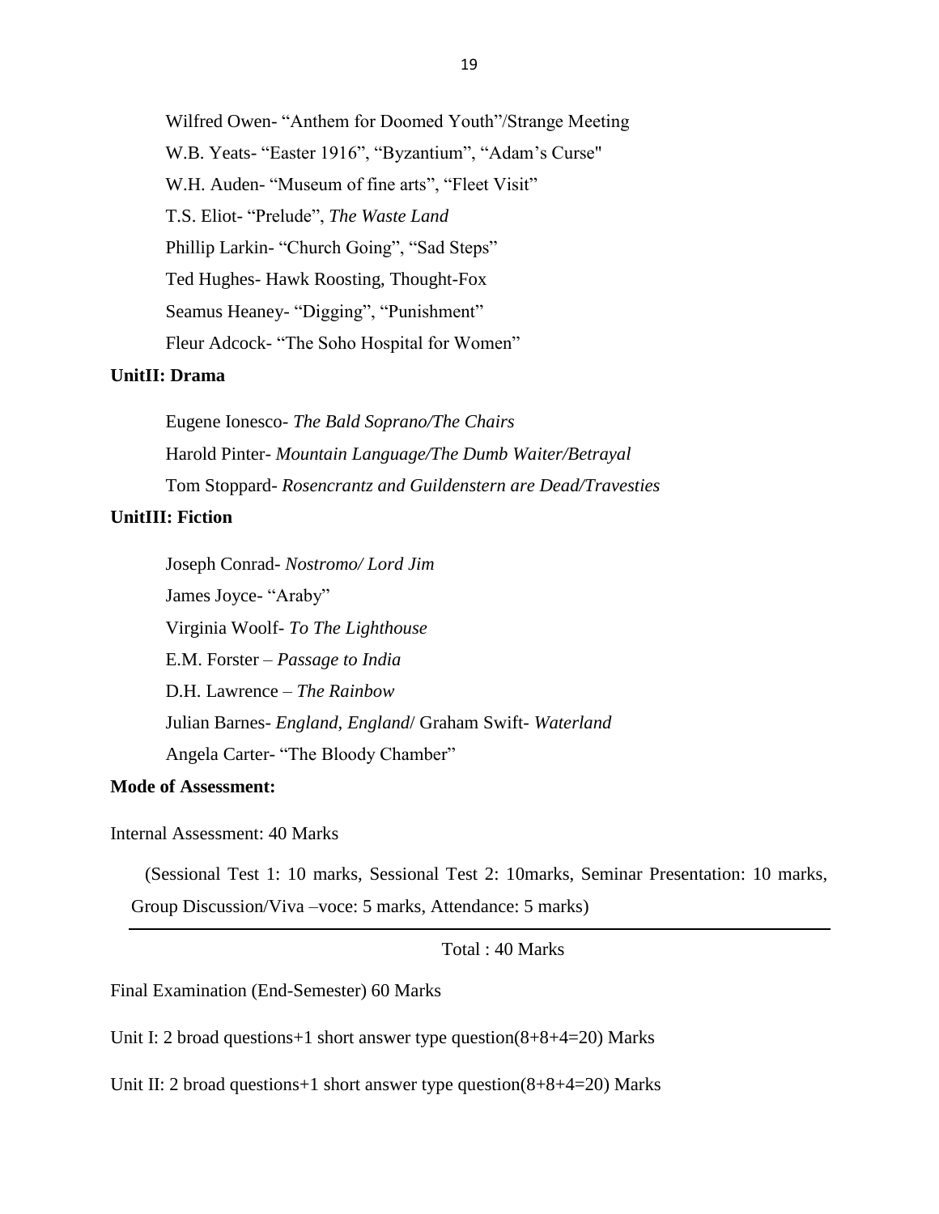Wilfred Owen- “Anthem for Doomed Youth”/Strange Meeting

W.B. Yeats- “Easter 1916”, “Byzantium”, “Adam’s Curse"

W.H. Auden- “Museum of fine arts”, “Fleet Visit”

T.S. Eliot- “Prelude”, *The Waste Land*

Phillip Larkin- “Church Going”, “Sad Steps”

Ted Hughes- Hawk Roosting, Thought-Fox

Seamus Heaney- “Digging”, “Punishment”

Fleur Adcock- “The Soho Hospital for Women”

**UnitII: Drama**

Eugene Ionesco- *The Bald Soprano/The Chairs*

Harold Pinter- *Mountain Language/The Dumb Waiter/Betrayal*

Tom Stoppard- *Rosencrantz and Guildenstern are Dead/Travesties*

**UnitIII: Fiction**

Joseph Conrad- *Nostromo/ Lord Jim*

James Joyce- “Araby”

Virginia Woolf- *To The Lighthouse*

E.M. Forster – *Passage to India*

D.H. Lawrence – *The Rainbow*

Julian Barnes- *England, England*/ Graham Swift- *Waterland*

Angela Carter- “The Bloody Chamber”

**Mode of Assessment:**

Internal Assessment: 40 Marks

(Sessional Test 1: 10 marks, Sessional Test 2: 10marks, Seminar Presentation: 10 marks, Group Discussion/Viva –voce: 5 marks, Attendance: 5 marks)

---

Total : 40 Marks

Final Examination (End-Semester) 60 Marks

Unit I: 2 broad questions+1 short answer type question(8+8+4=20) Marks

Unit II: 2 broad questions+1 short answer type question(8+8+4=20) Marks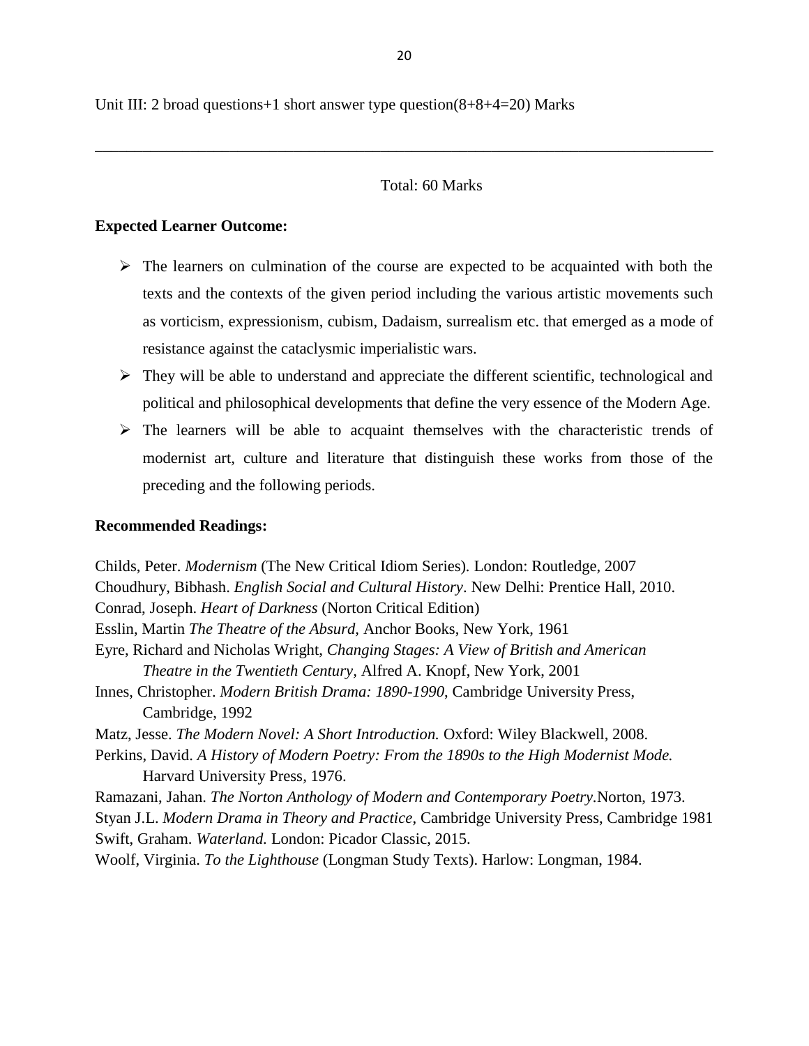Unit III: 2 broad questions+1 short answer type question(8+8+4=20) Marks

---

Total: 60 Marks

**Expected Learner Outcome:**

- The learners on culmination of the course are expected to be acquainted with both the texts and the contexts of the given period including the various artistic movements such as vorticism, expressionism, cubism, Dadaism, surrealism etc. that emerged as a mode of resistance against the cataclysmic imperialistic wars.
- They will be able to understand and appreciate the different scientific, technological and political and philosophical developments that define the very essence of the Modern Age.
- The learners will be able to acquaint themselves with the characteristic trends of modernist art, culture and literature that distinguish these works from those of the preceding and the following periods.

**Recommended Readings:**

Childs, Peter. *Modernism* (The New Critical Idiom Series). London: Routledge, 2007

Choudhury, Bibhash. *English Social and Cultural History*. New Delhi: Prentice Hall, 2010.

Conrad, Joseph. *Heart of Darkness* (Norton Critical Edition)

Esslin, Martin *The Theatre of the Absurd*, Anchor Books, New York, 1961

Eyre, Richard and Nicholas Wright, *Changing Stages: A View of British and American Theatre in the Twentieth Century,* Alfred A. Knopf, New York, 2001

Innes, Christopher. *Modern British Drama: 1890-1990*, Cambridge University Press, Cambridge, 1992

Matz, Jesse. *The Modern Novel: A Short Introduction.* Oxford: Wiley Blackwell, 2008.

Perkins, David. *A History of Modern Poetry: From the 1890s to the High Modernist Mode.* Harvard University Press, 1976.

Ramazani, Jahan. *The Norton Anthology of Modern and Contemporary Poetry*.Norton, 1973.

Styan J.L. *Modern Drama in Theory and Practice*, Cambridge University Press, Cambridge 1981

Swift, Graham. *Waterland.* London: Picador Classic, 2015.

Woolf, Virginia. *To the Lighthouse* (Longman Study Texts). Harlow: Longman, 1984.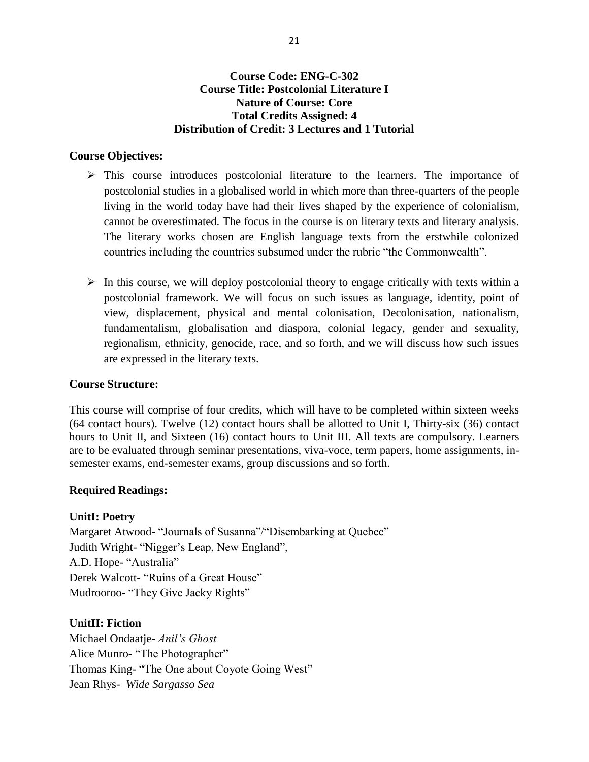**Course Code: ENG-C-302**
**Course Title: Postcolonial Literature I**
**Nature of Course: Core**
**Total Credits Assigned: 4**
**Distribution of Credit: 3 Lectures and 1 Tutorial**

**Course Objectives:**

- This course introduces postcolonial literature to the learners. The importance of postcolonial studies in a globalised world in which more than three-quarters of the people living in the world today have had their lives shaped by the experience of colonialism, cannot be overestimated. The focus in the course is on literary texts and literary analysis. The literary works chosen are English language texts from the erstwhile colonized countries including the countries subsumed under the rubric "the Commonwealth".
- In this course, we will deploy postcolonial theory to engage critically with texts within a postcolonial framework. We will focus on such issues as language, identity, point of view, displacement, physical and mental colonisation, Decolonisation, nationalism, fundamentalism, globalisation and diaspora, colonial legacy, gender and sexuality, regionalism, ethnicity, genocide, race, and so forth, and we will discuss how such issues are expressed in the literary texts.

**Course Structure:**

This course will comprise of four credits, which will have to be completed within sixteen weeks (64 contact hours). Twelve (12) contact hours shall be allotted to Unit I, Thirty-six (36) contact hours to Unit II, and Sixteen (16) contact hours to Unit III. All texts are compulsory. Learners are to be evaluated through seminar presentations, viva-voce, term papers, home assignments, in-semester exams, end-semester exams, group discussions and so forth.

**Required Readings:**

**UnitI: Poetry**

Margaret Atwood- "Journals of Susanna"/"Disembarking at Quebec"
Judith Wright- "Nigger's Leap, New England",
A.D. Hope- "Australia"
Derek Walcott- "Ruins of a Great House"
Mudrooroo- "They Give Jacky Rights"

**UnitII: Fiction**

Michael Ondaatje- *Anil's Ghost*
Alice Munro- "The Photographer"
Thomas King- "The One about Coyote Going West"
Jean Rhys- *Wide Sargasso Sea*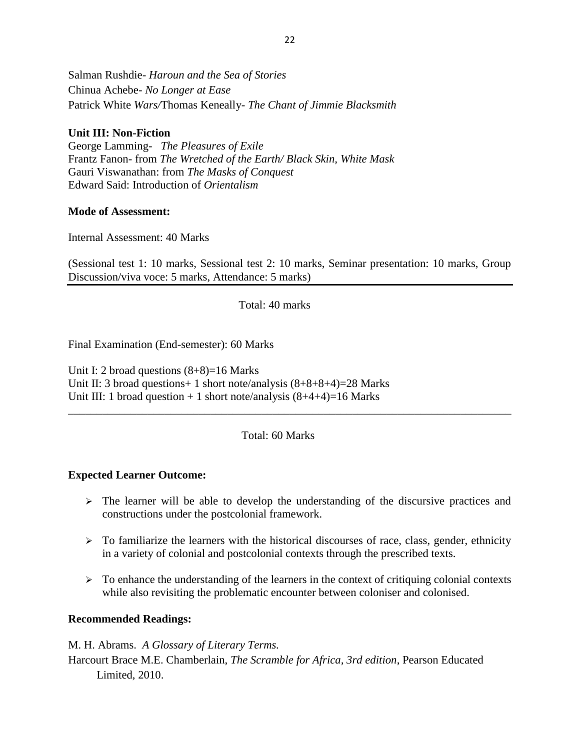Salman Rushdie- *Haroun and the Sea of Stories*
Chinua Achebe- *No Longer at Ease*
Patrick White *Wars/*Thomas Keneally- *The Chant of Jimmie Blacksmith*

**Unit III: Non-Fiction**

George Lamming- *The Pleasures of Exile*
Frantz Fanon- from *The Wretched of the Earth/ Black Skin, White Mask*
Gauri Viswanathan: from *The Masks of Conquest*
Edward Said: Introduction of *Orientalism*

**Mode of Assessment:**

Internal Assessment: 40 Marks

(Sessional test 1: 10 marks, Sessional test 2: 10 marks, Seminar presentation: 10 marks, Group Discussion/viva voce: 5 marks, Attendance: 5 marks)

---

Total: 40 marks

Final Examination (End-semester): 60 Marks

Unit I: 2 broad questions (8+8)=16 Marks
Unit II: 3 broad questions+ 1 short note/analysis (8+8+8+4)=28 Marks
Unit III: 1 broad question + 1 short note/analysis (8+4+4)=16 Marks

---

Total: 60 Marks

**Expected Learner Outcome:**

- The learner will be able to develop the understanding of the discursive practices and constructions under the postcolonial framework.
- To familiarize the learners with the historical discourses of race, class, gender, ethnicity in a variety of colonial and postcolonial contexts through the prescribed texts.
- To enhance the understanding of the learners in the context of critiquing colonial contexts while also revisiting the problematic encounter between coloniser and colonised.

**Recommended Readings:**

M. H. Abrams. *A Glossary of Literary Terms.*
Harcourt Brace M.E. Chamberlain, *The Scramble for Africa, 3rd edition*, Pearson Educated Limited, 2010.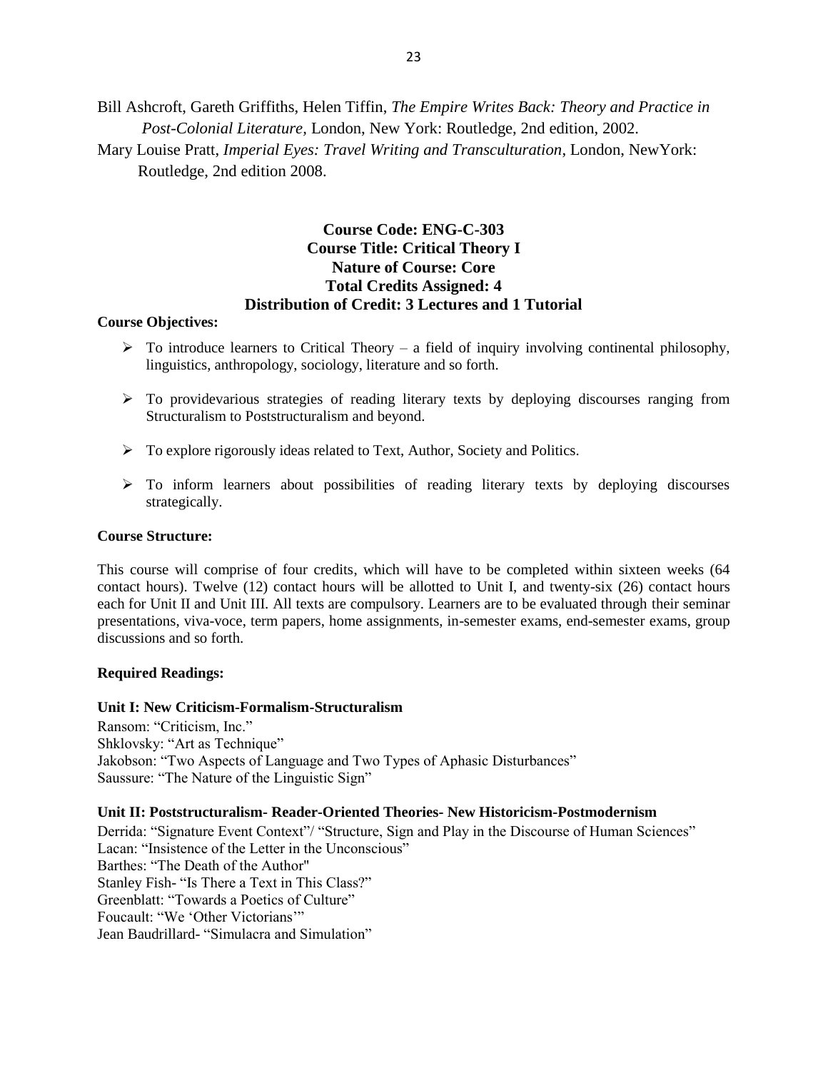Bill Ashcroft, Gareth Griffiths, Helen Tiffin, *The Empire Writes Back: Theory and Practice in Post-Colonial Literature,* London, New York: Routledge, 2nd edition, 2002.

Mary Louise Pratt, *Imperial Eyes: Travel Writing and Transculturation*, London, NewYork: Routledge, 2nd edition 2008.

**Course Code: ENG-C-303**
**Course Title: Critical Theory I**
**Nature of Course: Core**
**Total Credits Assigned: 4**
**Distribution of Credit: 3 Lectures and 1 Tutorial**

**Course Objectives:**

- To introduce learners to Critical Theory – a field of inquiry involving continental philosophy, linguistics, anthropology, sociology, literature and so forth.
- To providevarious strategies of reading literary texts by deploying discourses ranging from Structuralism to Poststructuralism and beyond.
- To explore rigorously ideas related to Text, Author, Society and Politics.
- To inform learners about possibilities of reading literary texts by deploying discourses strategically.

**Course Structure:**

This course will comprise of four credits, which will have to be completed within sixteen weeks (64 contact hours). Twelve (12) contact hours will be allotted to Unit I, and twenty-six (26) contact hours each for Unit II and Unit III. All texts are compulsory. Learners are to be evaluated through their seminar presentations, viva-voce, term papers, home assignments, in-semester exams, end-semester exams, group discussions and so forth.

**Required Readings:**

**Unit I: New Criticism-Formalism-Structuralism**

Ransom: "Criticism, Inc."
Shklovsky: "Art as Technique"
Jakobson: "Two Aspects of Language and Two Types of Aphasic Disturbances"
Saussure: "The Nature of the Linguistic Sign"

**Unit II: Poststructuralism- Reader-Oriented Theories- New Historicism-Postmodernism**

Derrida: "Signature Event Context"/ "Structure, Sign and Play in the Discourse of Human Sciences"
Lacan: "Insistence of the Letter in the Unconscious"
Barthes: "The Death of the Author"
Stanley Fish- "Is There a Text in This Class?"
Greenblatt: "Towards a Poetics of Culture"
Foucault: "We 'Other Victorians'"
Jean Baudrillard- "Simulacra and Simulation"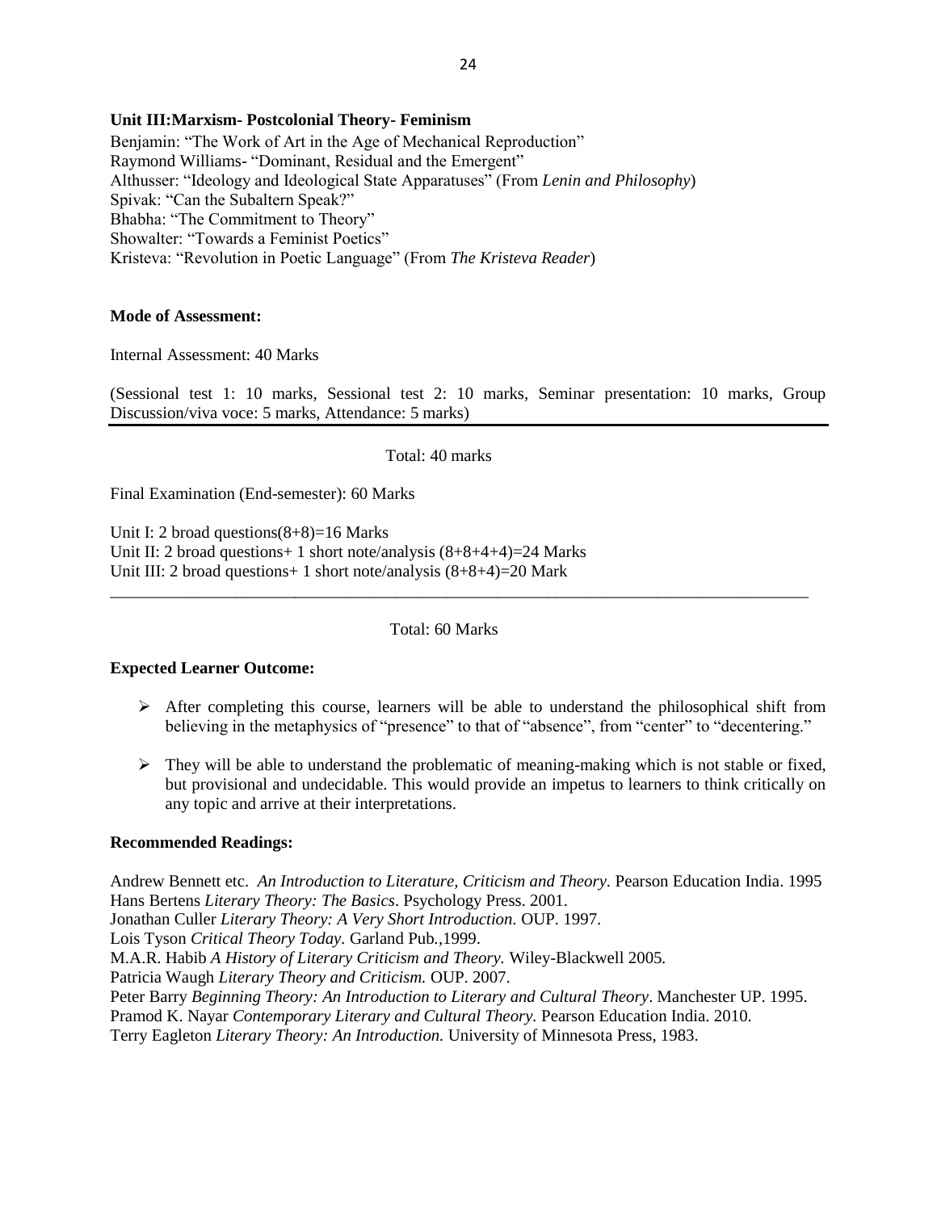**Unit III:Marxism- Postcolonial Theory- Feminism**

Benjamin: "The Work of Art in the Age of Mechanical Reproduction"
Raymond Williams- "Dominant, Residual and the Emergent"
Althusser: "Ideology and Ideological State Apparatuses" (From *Lenin and Philosophy*)
Spivak: "Can the Subaltern Speak?"
Bhabha: "The Commitment to Theory"
Showalter: "Towards a Feminist Poetics"
Kristeva: "Revolution in Poetic Language" (From *The Kristeva Reader*)

**Mode of Assessment:**

Internal Assessment: 40 Marks

(Sessional test 1: 10 marks, Sessional test 2: 10 marks, Seminar presentation: 10 marks, Group Discussion/viva voce: 5 marks, Attendance: 5 marks)

Total: 40 marks

Final Examination (End-semester): 60 Marks

Unit I: 2 broad questions(8+8)=16 Marks
Unit II: 2 broad questions+ 1 short note/analysis (8+8+4+4)=24 Marks
Unit III: 2 broad questions+ 1 short note/analysis (8+8+4)=20 Mark

Total: 60 Marks

**Expected Learner Outcome:**

- After completing this course, learners will be able to understand the philosophical shift from believing in the metaphysics of "presence" to that of "absence", from "center" to "decentering."
- They will be able to understand the problematic of meaning-making which is not stable or fixed, but provisional and undecidable. This would provide an impetus to learners to think critically on any topic and arrive at their interpretations.

**Recommended Readings:**

Andrew Bennett etc. *An Introduction to Literature, Criticism and Theory.* Pearson Education India. 1995
Hans Bertens *Literary Theory: The Basics*. Psychology Press. 2001.
Jonathan Culler *Literary Theory: A Very Short Introduction*. OUP. 1997.
Lois Tyson *Critical Theory Today.* Garland Pub.,1999.
M.A.R. Habib *A History of Literary Criticism and Theory.* Wiley-Blackwell 2005.
Patricia Waugh *Literary Theory and Criticism.* OUP. 2007.
Peter Barry *Beginning Theory: An Introduction to Literary and Cultural Theory*. Manchester UP. 1995.
Pramod K. Nayar *Contemporary Literary and Cultural Theory.* Pearson Education India. 2010.
Terry Eagleton *Literary Theory: An Introduction.* University of Minnesota Press, 1983.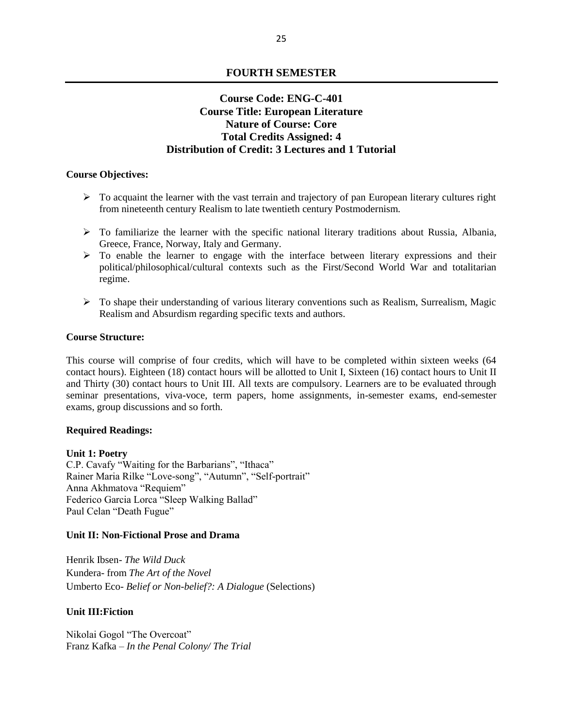## FOURTH SEMESTER

### Course Code: ENG-C-401
### Course Title: European Literature
### Nature of Course: Core
### Total Credits Assigned: 4
### Distribution of Credit: 3 Lectures and 1 Tutorial

**Course Objectives:**

- To acquaint the learner with the vast terrain and trajectory of pan European literary cultures right from nineteenth century Realism to late twentieth century Postmodernism.
- To familiarize the learner with the specific national literary traditions about Russia, Albania, Greece, France, Norway, Italy and Germany.
- To enable the learner to engage with the interface between literary expressions and their political/philosophical/cultural contexts such as the First/Second World War and totalitarian regime.
- To shape their understanding of various literary conventions such as Realism, Surrealism, Magic Realism and Absurdism regarding specific texts and authors.

**Course Structure:**

This course will comprise of four credits, which will have to be completed within sixteen weeks (64 contact hours). Eighteen (18) contact hours will be allotted to Unit I, Sixteen (16) contact hours to Unit II and Thirty (30) contact hours to Unit III. All texts are compulsory. Learners are to be evaluated through seminar presentations, viva-voce, term papers, home assignments, in-semester exams, end-semester exams, group discussions and so forth.

**Required Readings:**

**Unit 1: Poetry**
C.P. Cavafy "Waiting for the Barbarians", "Ithaca"
Rainer Maria Rilke "Love-song", "Autumn", "Self-portrait"
Anna Akhmatova "Requiem"
Federico Garcia Lorca "Sleep Walking Ballad"
Paul Celan "Death Fugue"

**Unit II: Non-Fictional Prose and Drama**

Henrik Ibsen- *The Wild Duck*
Kundera- from *The Art of the Novel*
Umberto Eco- *Belief or Non-belief?: A Dialogue* (Selections)

**Unit III:Fiction**

Nikolai Gogol "The Overcoat"
Franz Kafka – *In the Penal Colony/ The Trial*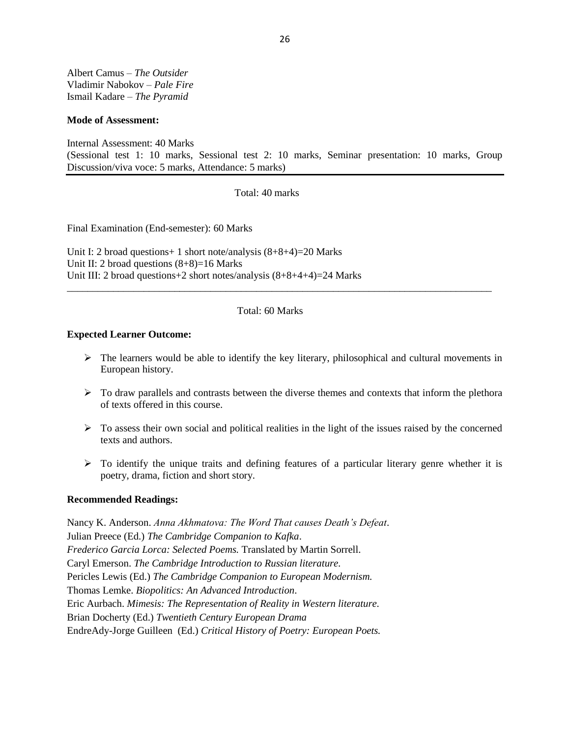Albert Camus – *The Outsider*
Vladimir Nabokov – *Pale Fire*
Ismail Kadare – *The Pyramid*

**Mode of Assessment:**

Internal Assessment: 40 Marks
(Sessional test 1: 10 marks, Sessional test 2: 10 marks, Seminar presentation: 10 marks, Group Discussion/viva voce: 5 marks, Attendance: 5 marks)

Total: 40 marks

Final Examination (End-semester): 60 Marks

Unit I: 2 broad questions+ 1 short note/analysis (8+8+4)=20 Marks
Unit II: 2 broad questions (8+8)=16 Marks
Unit III: 2 broad questions+2 short notes/analysis (8+8+4+4)=24 Marks

Total: 60 Marks

**Expected Learner Outcome:**

- The learners would be able to identify the key literary, philosophical and cultural movements in European history.
- To draw parallels and contrasts between the diverse themes and contexts that inform the plethora of texts offered in this course.
- To assess their own social and political realities in the light of the issues raised by the concerned texts and authors.
- To identify the unique traits and defining features of a particular literary genre whether it is poetry, drama, fiction and short story.

**Recommended Readings:**

Nancy K. Anderson. *Anna Akhmatova: The Word That causes Death's Defeat*.
Julian Preece (Ed.) *The Cambridge Companion to Kafka*.
*Frederico Garcia Lorca: Selected Poems.* Translated by Martin Sorrell.
Caryl Emerson. *The Cambridge Introduction to Russian literature.*
Pericles Lewis (Ed.) *The Cambridge Companion to European Modernism.*
Thomas Lemke. *Biopolitics: An Advanced Introduction*.
Eric Aurbach. *Mimesis: The Representation of Reality in Western literature.*
Brian Docherty (Ed.) *Twentieth Century European Drama*
EndreAdy-Jorge Guilleen (Ed.) *Critical History of Poetry: European Poets.*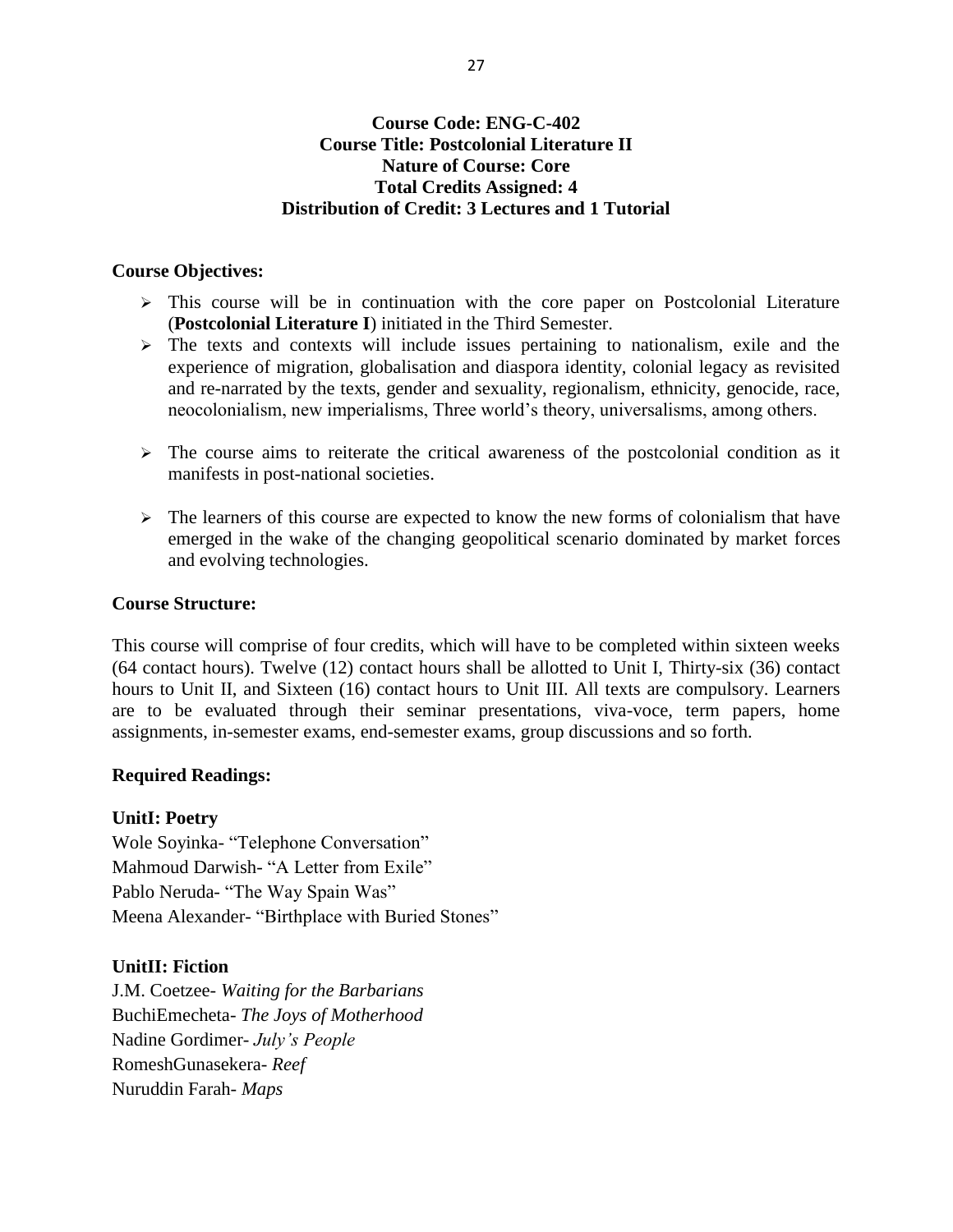**Course Code: ENG-C-402**
**Course Title: Postcolonial Literature II**
**Nature of Course: Core**
**Total Credits Assigned: 4**
**Distribution of Credit: 3 Lectures and 1 Tutorial**

**Course Objectives:**

- This course will be in continuation with the core paper on Postcolonial Literature (**Postcolonial Literature I**) initiated in the Third Semester.
- The texts and contexts will include issues pertaining to nationalism, exile and the experience of migration, globalisation and diaspora identity, colonial legacy as revisited and re-narrated by the texts, gender and sexuality, regionalism, ethnicity, genocide, race, neocolonialism, new imperialisms, Three world's theory, universalisms, among others.
- The course aims to reiterate the critical awareness of the postcolonial condition as it manifests in post-national societies.
- The learners of this course are expected to know the new forms of colonialism that have emerged in the wake of the changing geopolitical scenario dominated by market forces and evolving technologies.

**Course Structure:**

This course will comprise of four credits, which will have to be completed within sixteen weeks (64 contact hours). Twelve (12) contact hours shall be allotted to Unit I, Thirty-six (36) contact hours to Unit II, and Sixteen (16) contact hours to Unit III. All texts are compulsory. Learners are to be evaluated through their seminar presentations, viva-voce, term papers, home assignments, in-semester exams, end-semester exams, group discussions and so forth.

**Required Readings:**

**UnitI: Poetry**
Wole Soyinka- "Telephone Conversation"
Mahmoud Darwish- "A Letter from Exile"
Pablo Neruda- "The Way Spain Was"
Meena Alexander- "Birthplace with Buried Stones"

**UnitII: Fiction**
J.M. Coetzee- *Waiting for the Barbarians*
BuchiEmecheta- *The Joys of Motherhood*
Nadine Gordimer- *July's People*
RomeshGunasekera- *Reef*
Nuruddin Farah- *Maps*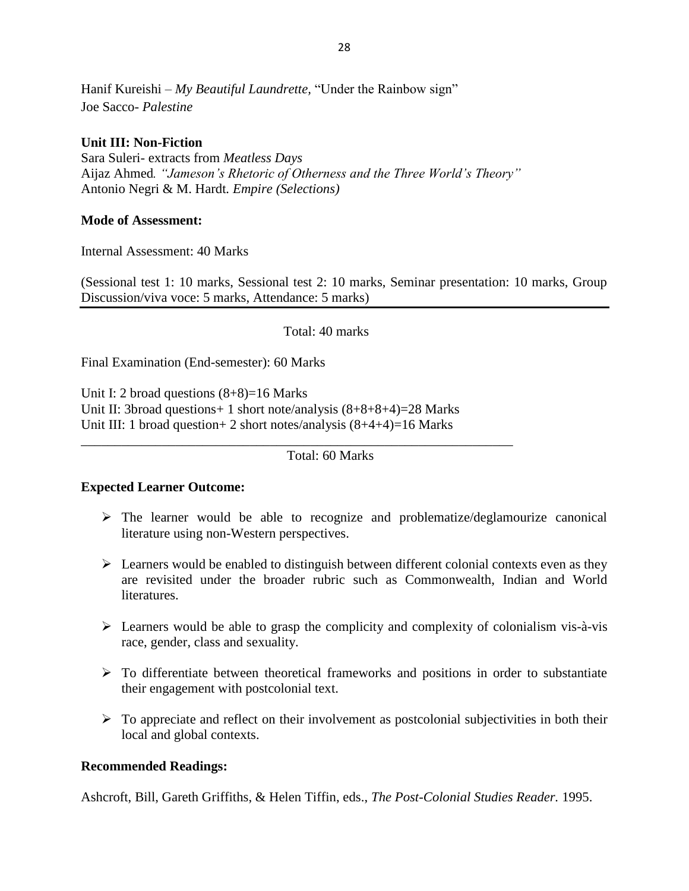Hanif Kureishi – *My Beautiful Laundrette*, "Under the Rainbow sign"
Joe Sacco- *Palestine*

**Unit III: Non-Fiction**

Sara Suleri- extracts from *Meatless Days*
Aijaz Ahmed*. "Jameson's Rhetoric of Otherness and the Three World's Theory"*
Antonio Negri & M. Hardt. *Empire (Selections)*

**Mode of Assessment:**

Internal Assessment: 40 Marks

(Sessional test 1: 10 marks, Sessional test 2: 10 marks, Seminar presentation: 10 marks, Group Discussion/viva voce: 5 marks, Attendance: 5 marks)

Total: 40 marks

Final Examination (End-semester): 60 Marks

Unit I: 2 broad questions (8+8)=16 Marks
Unit II: 3broad questions+ 1 short note/analysis (8+8+8+4)=28 Marks
Unit III: 1 broad question+ 2 short notes/analysis (8+4+4)=16 Marks

Total: 60 Marks

**Expected Learner Outcome:**

- The learner would be able to recognize and problematize/deglamourize canonical literature using non-Western perspectives.
- Learners would be enabled to distinguish between different colonial contexts even as they are revisited under the broader rubric such as Commonwealth, Indian and World literatures.
- Learners would be able to grasp the complicity and complexity of colonialism vis-à-vis race, gender, class and sexuality.
- To differentiate between theoretical frameworks and positions in order to substantiate their engagement with postcolonial text.
- To appreciate and reflect on their involvement as postcolonial subjectivities in both their local and global contexts.

**Recommended Readings:**

Ashcroft, Bill, Gareth Griffiths, & Helen Tiffin, eds., *The Post-Colonial Studies Reader.* 1995.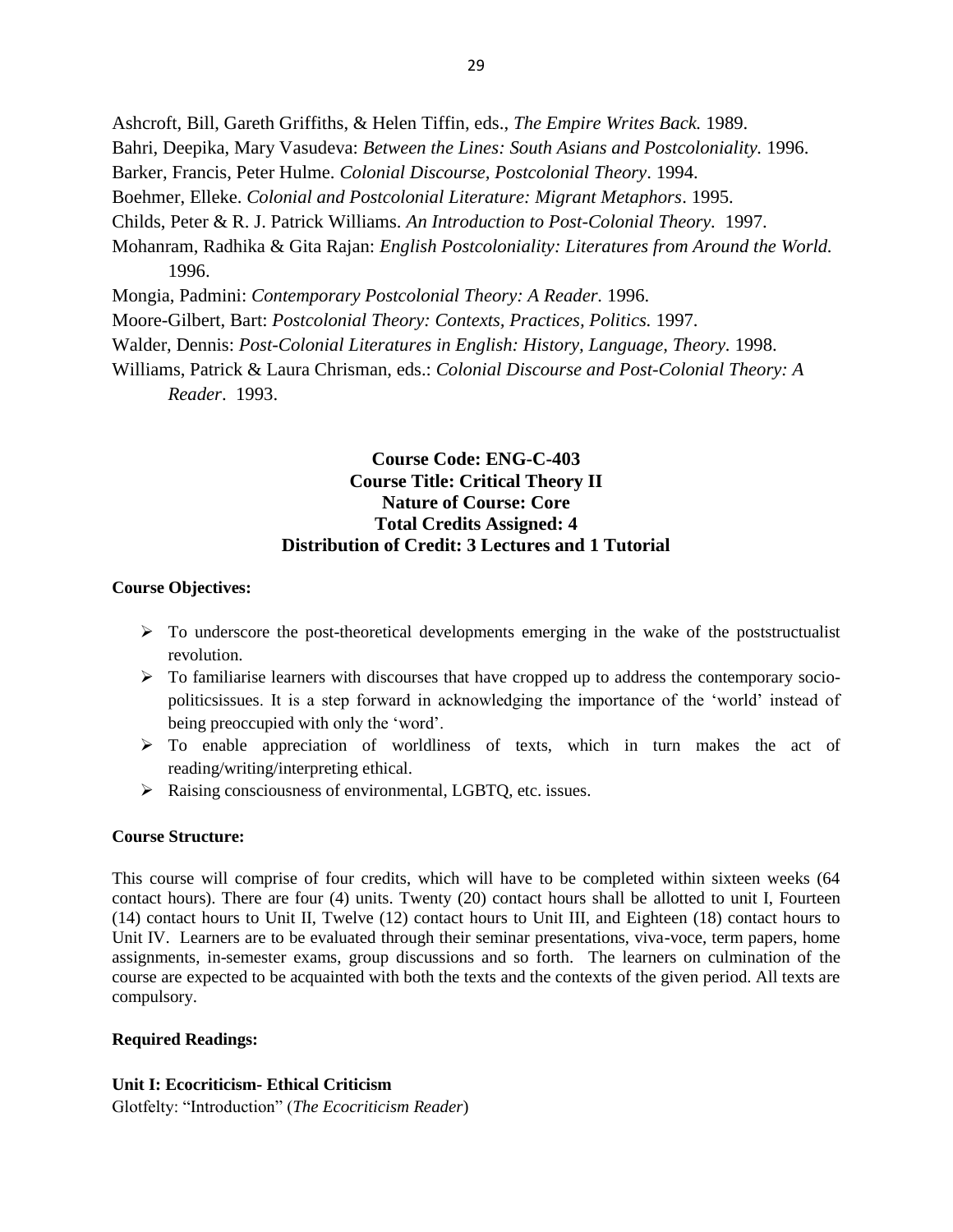Ashcroft, Bill, Gareth Griffiths, & Helen Tiffin, eds., *The Empire Writes Back.* 1989.
Bahri, Deepika, Mary Vasudeva: *Between the Lines: South Asians and Postcoloniality.* 1996.
Barker, Francis, Peter Hulme. *Colonial Discourse, Postcolonial Theory*. 1994.
Boehmer, Elleke. *Colonial and Postcolonial Literature: Migrant Metaphors*. 1995.
Childs, Peter & R. J. Patrick Williams. *An Introduction to Post-Colonial Theory.* 1997.
Mohanram, Radhika & Gita Rajan: *English Postcoloniality: Literatures from Around the World.* 1996.
Mongia, Padmini: *Contemporary Postcolonial Theory: A Reader.* 1996.
Moore-Gilbert, Bart: *Postcolonial Theory: Contexts, Practices, Politics.* 1997.
Walder, Dennis: *Post-Colonial Literatures in English: History, Language, Theory.* 1998.
Williams, Patrick & Laura Chrisman, eds.: *Colonial Discourse and Post-Colonial Theory: A Reader*. 1993.

**Course Code: ENG-C-403**
**Course Title: Critical Theory II**
**Nature of Course: Core**
**Total Credits Assigned: 4**
**Distribution of Credit: 3 Lectures and 1 Tutorial**

**Course Objectives:**

- To underscore the post-theoretical developments emerging in the wake of the poststructualist revolution.
- To familiarise learners with discourses that have cropped up to address the contemporary socio-politicsissues. It is a step forward in acknowledging the importance of the 'world' instead of being preoccupied with only the 'word'.
- To enable appreciation of worldliness of texts, which in turn makes the act of reading/writing/interpreting ethical.
- Raising consciousness of environmental, LGBTQ, etc. issues.

**Course Structure:**

This course will comprise of four credits, which will have to be completed within sixteen weeks (64 contact hours). There are four (4) units. Twenty (20) contact hours shall be allotted to unit I, Fourteen (14) contact hours to Unit II, Twelve (12) contact hours to Unit III, and Eighteen (18) contact hours to Unit IV. Learners are to be evaluated through their seminar presentations, viva-voce, term papers, home assignments, in-semester exams, group discussions and so forth. The learners on culmination of the course are expected to be acquainted with both the texts and the contexts of the given period. All texts are compulsory.

**Required Readings:**

**Unit I: Ecocriticism- Ethical Criticism**
Glotfelty: "Introduction" (*The Ecocriticism Reader*)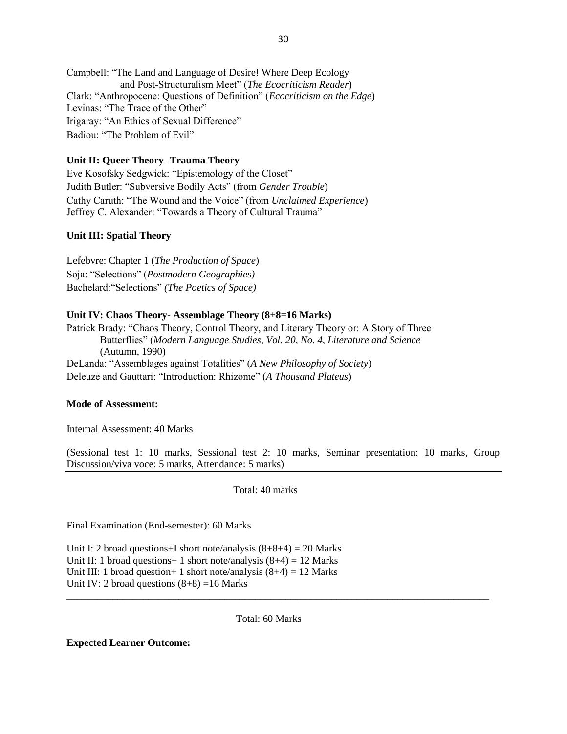Campbell: "The Land and Language of Desire! Where Deep Ecology and Post-Structuralism Meet" (*The Ecocriticism Reader*)
Clark: "Anthropocene: Questions of Definition" (*Ecocriticism on the Edge*)
Levinas: "The Trace of the Other"
Irigaray: "An Ethics of Sexual Difference"
Badiou: "The Problem of Evil"

**Unit II: Queer Theory- Trauma Theory**

Eve Kosofsky Sedgwick: "Epístemology of the Closet"
Judith Butler: "Subversive Bodily Acts" (from *Gender Trouble*)
Cathy Caruth: "The Wound and the Voice" (from *Unclaimed Experience*)
Jeffrey C. Alexander: "Towards a Theory of Cultural Trauma"

**Unit III: Spatial Theory**

Lefebvre: Chapter 1 (*The Production of Space*)
Soja: "Selections" (*Postmodern Geographies)*
Bachelard:"Selections" *(The Poetics of Space)*

**Unit IV: Chaos Theory- Assemblage Theory (8+8=16 Marks)**

Patrick Brady: "Chaos Theory, Control Theory, and Literary Theory or: A Story of Three Butterflies" (*Modern Language Studies, Vol. 20, No. 4, Literature and Science* (Autumn, 1990)
DeLanda: "Assemblages against Totalities" (*A New Philosophy of Society*)
Deleuze and Gauttari: "Introduction: Rhizome" (*A Thousand Plateus*)

**Mode of Assessment:**

Internal Assessment: 40 Marks

(Sessional test 1: 10 marks, Sessional test 2: 10 marks, Seminar presentation: 10 marks, Group Discussion/viva voce: 5 marks, Attendance: 5 marks)

---

Total: 40 marks

Final Examination (End-semester): 60 Marks

Unit I: 2 broad questions+I short note/analysis (8+8+4) = 20 Marks
Unit II: 1 broad questions+ 1 short note/analysis (8+4) = 12 Marks
Unit III: 1 broad question+ 1 short note/analysis (8+4) = 12 Marks
Unit IV: 2 broad questions (8+8) =16 Marks

---

Total: 60 Marks

**Expected Learner Outcome:**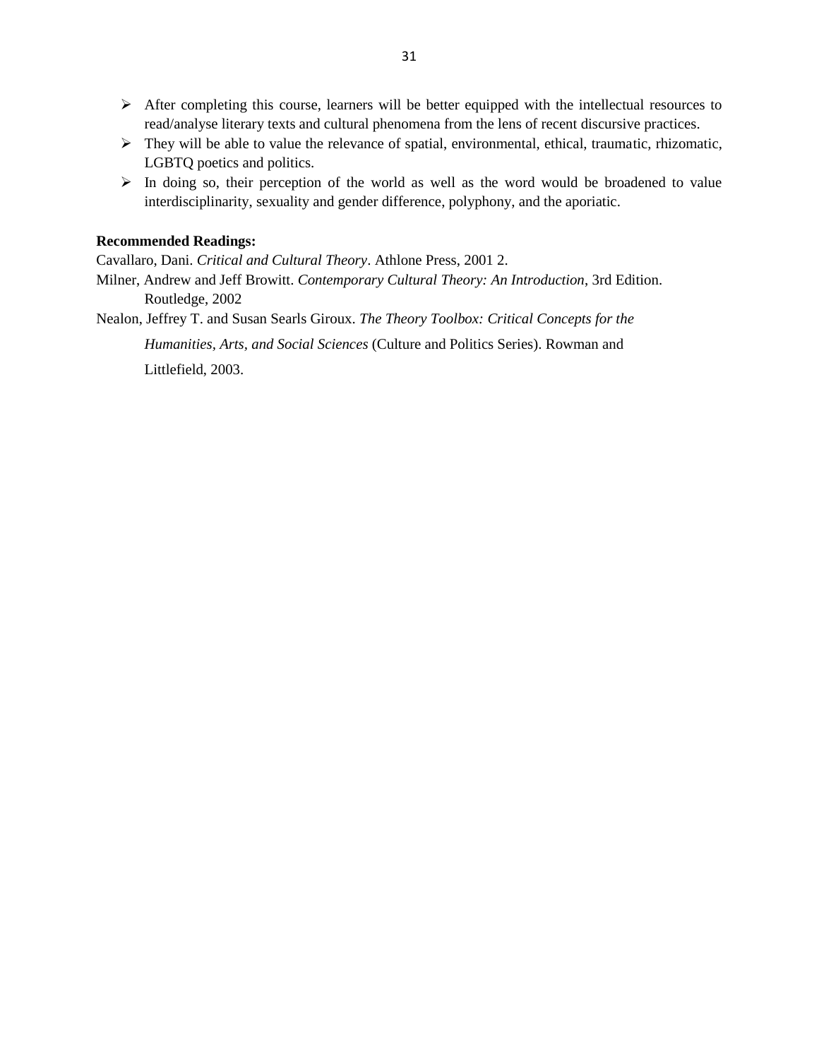- After completing this course, learners will be better equipped with the intellectual resources to read/analyse literary texts and cultural phenomena from the lens of recent discursive practices.
- They will be able to value the relevance of spatial, environmental, ethical, traumatic, rhizomatic, LGBTQ poetics and politics.
- In doing so, their perception of the world as well as the word would be broadened to value interdisciplinarity, sexuality and gender difference, polyphony, and the aporiatic.

**Recommended Readings:**

Cavallaro, Dani. *Critical and Cultural Theory*. Athlone Press, 2001 2.

Milner, Andrew and Jeff Browitt. *Contemporary Cultural Theory: An Introduction*, 3rd Edition. Routledge, 2002

Nealon, Jeffrey T. and Susan Searls Giroux. *The Theory Toolbox: Critical Concepts for the Humanities, Arts, and Social Sciences* (Culture and Politics Series). Rowman and Littlefield, 2003.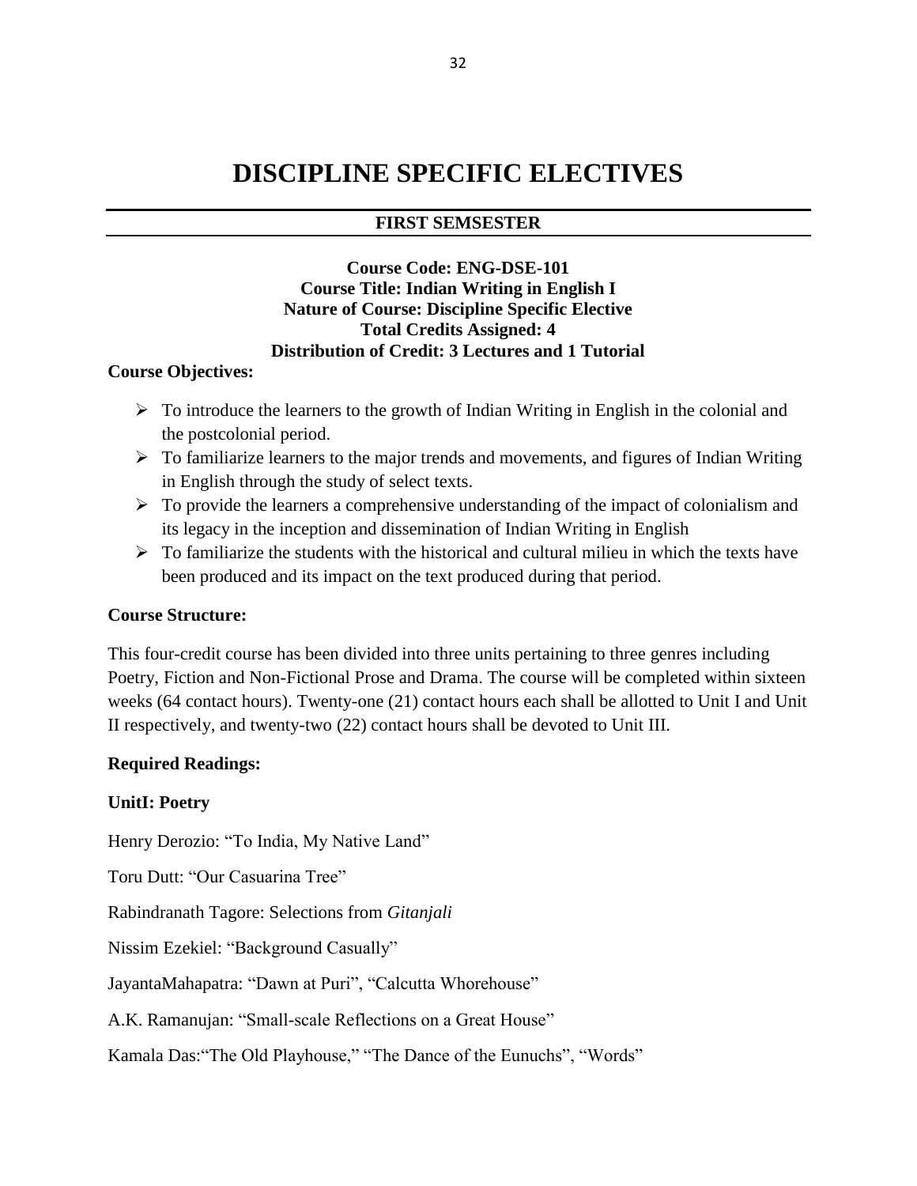# DISCIPLINE SPECIFIC ELECTIVES

## FIRST SEMSESTER

**Course Code: ENG-DSE-101**
**Course Title: Indian Writing in English I**
**Nature of Course: Discipline Specific Elective**
**Total Credits Assigned: 4**
**Distribution of Credit: 3 Lectures and 1 Tutorial**

**Course Objectives:**

- To introduce the learners to the growth of Indian Writing in English in the colonial and the postcolonial period.
- To familiarize learners to the major trends and movements, and figures of Indian Writing in English through the study of select texts.
- To provide the learners a comprehensive understanding of the impact of colonialism and its legacy in the inception and dissemination of Indian Writing in English
- To familiarize the students with the historical and cultural milieu in which the texts have been produced and its impact on the text produced during that period.

**Course Structure:**

This four-credit course has been divided into three units pertaining to three genres including Poetry, Fiction and Non-Fictional Prose and Drama. The course will be completed within sixteen weeks (64 contact hours). Twenty-one (21) contact hours each shall be allotted to Unit I and Unit II respectively, and twenty-two (22) contact hours shall be devoted to Unit III.

**Required Readings:**

**UnitI: Poetry**

Henry Derozio: "To India, My Native Land"

Toru Dutt: "Our Casuarina Tree"

Rabindranath Tagore: Selections from *Gitanjali*

Nissim Ezekiel: "Background Casually"

JayantaMahapatra: "Dawn at Puri", "Calcutta Whorehouse"

A.K. Ramanujan: "Small-scale Reflections on a Great House"

Kamala Das:"The Old Playhouse," "The Dance of the Eunuchs", "Words"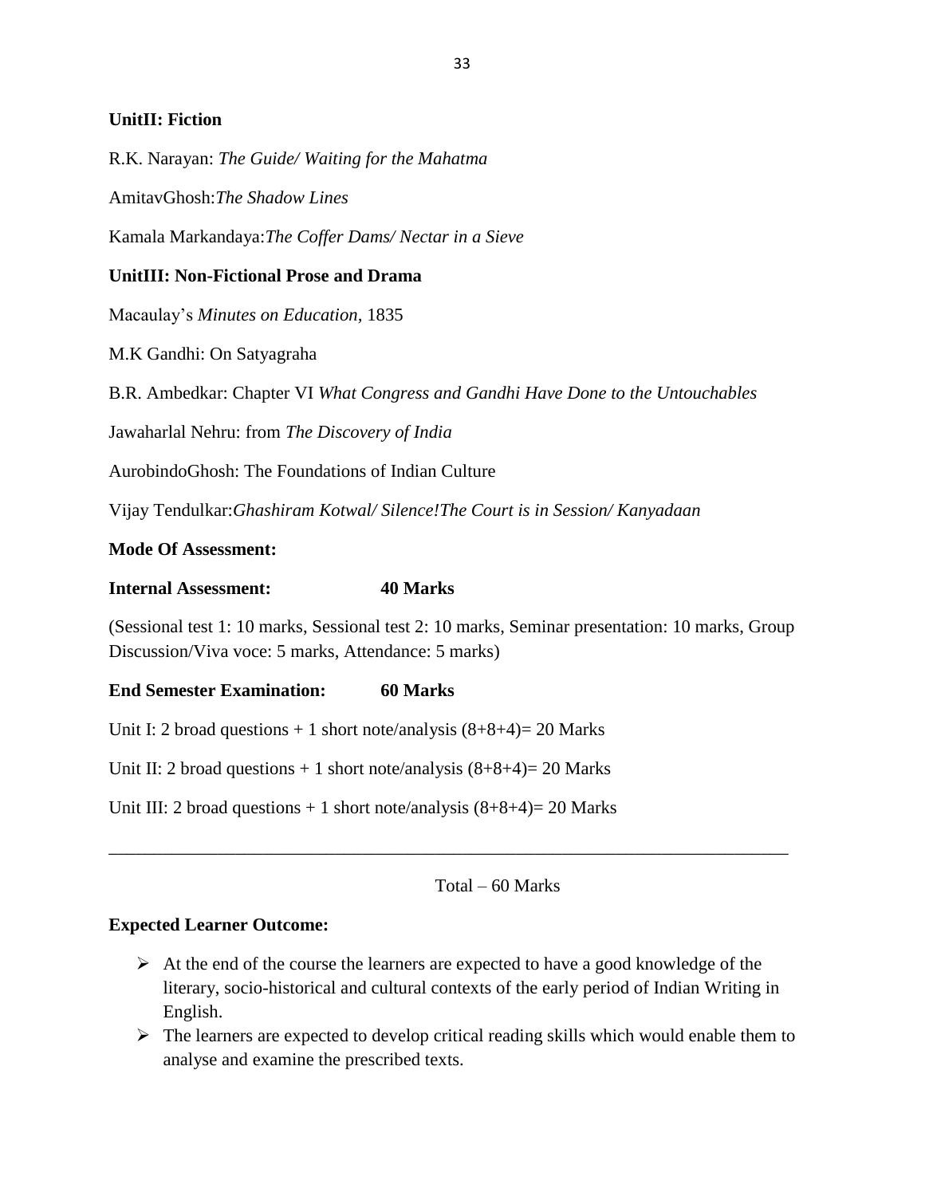**UnitII: Fiction**

R.K. Narayan: *The Guide/ Waiting for the Mahatma*

AmitavGhosh:*The Shadow Lines*

Kamala Markandaya:*The Coffer Dams/ Nectar in a Sieve*

**UnitIII: Non-Fictional Prose and Drama**

Macaulay's *Minutes on Education,* 1835

M.K Gandhi: On Satyagraha

B.R. Ambedkar: Chapter VI *What Congress and Gandhi Have Done to the Untouchables*

Jawaharlal Nehru: from *The Discovery of India*

AurobindoGhosh: The Foundations of Indian Culture

Vijay Tendulkar:*Ghashiram Kotwal/ Silence!The Court is in Session/ Kanyadaan*

**Mode Of Assessment:**

**Internal Assessment: 40 Marks**

(Sessional test 1: 10 marks, Sessional test 2: 10 marks, Seminar presentation: 10 marks, Group Discussion/Viva voce: 5 marks, Attendance: 5 marks)

**End Semester Examination: 60 Marks**

Unit I: 2 broad questions + 1 short note/analysis (8+8+4)= 20 Marks

Unit II: 2 broad questions + 1 short note/analysis (8+8+4)= 20 Marks

Unit III: 2 broad questions + 1 short note/analysis (8+8+4)= 20 Marks

---

Total – 60 Marks

**Expected Learner Outcome:**

- At the end of the course the learners are expected to have a good knowledge of the literary, socio-historical and cultural contexts of the early period of Indian Writing in English.
- The learners are expected to develop critical reading skills which would enable them to analyse and examine the prescribed texts.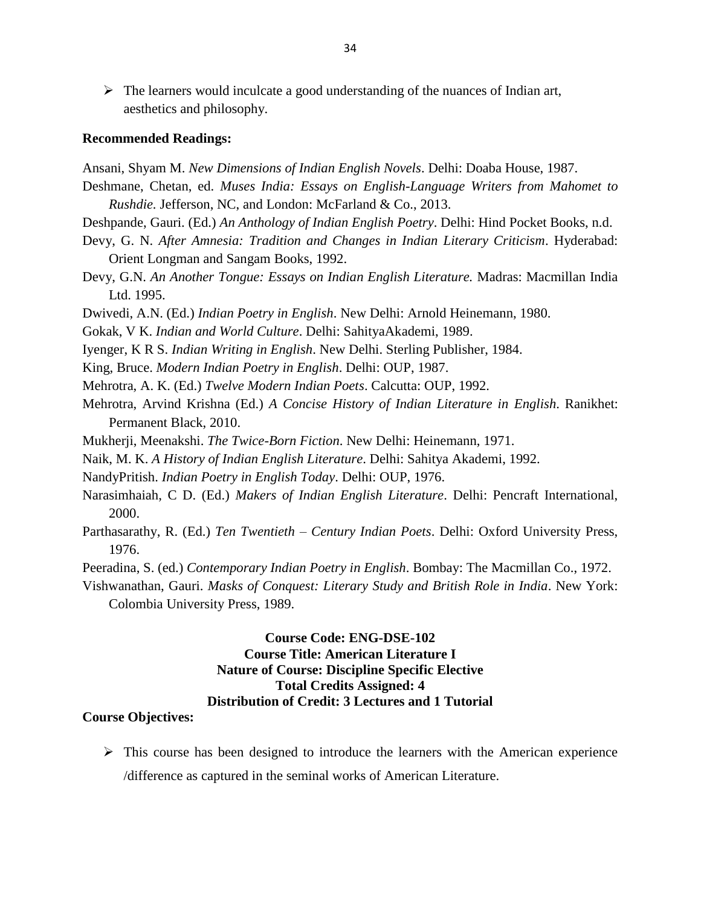- The learners would inculcate a good understanding of the nuances of Indian art, aesthetics and philosophy.

**Recommended Readings:**

Ansani, Shyam M. *New Dimensions of Indian English Novels*. Delhi: Doaba House, 1987.

Deshmane, Chetan, ed. *Muses India: Essays on English-Language Writers from Mahomet to Rushdie*. Jefferson, NC, and London: McFarland & Co., 2013.

Deshpande, Gauri. (Ed.) *An Anthology of Indian English Poetry*. Delhi: Hind Pocket Books, n.d.

Devy, G. N. *After Amnesia: Tradition and Changes in Indian Literary Criticism*. Hyderabad: Orient Longman and Sangam Books, 1992.

Devy, G.N. *An Another Tongue: Essays on Indian English Literature.* Madras: Macmillan India Ltd. 1995.

Dwivedi, A.N. (Ed.) *Indian Poetry in English*. New Delhi: Arnold Heinemann, 1980.

Gokak, V K. *Indian and World Culture*. Delhi: SahityaAkademi, 1989.

Iyenger, K R S. *Indian Writing in English*. New Delhi. Sterling Publisher, 1984.

King, Bruce. *Modern Indian Poetry in English*. Delhi: OUP, 1987.

Mehrotra, A. K. (Ed.) *Twelve Modern Indian Poets*. Calcutta: OUP, 1992.

Mehrotra, Arvind Krishna (Ed.) *A Concise History of Indian Literature in English*. Ranikhet: Permanent Black, 2010.

Mukherji, Meenakshi. *The Twice-Born Fiction*. New Delhi: Heinemann, 1971.

Naik, M. K. *A History of Indian English Literature*. Delhi: Sahitya Akademi, 1992.

NandyPritish. *Indian Poetry in English Today*. Delhi: OUP, 1976.

Narasimhaiah, C D. (Ed.) *Makers of Indian English Literature*. Delhi: Pencraft International, 2000.

Parthasarathy, R. (Ed.) *Ten Twentieth – Century Indian Poets*. Delhi: Oxford University Press, 1976.

Peeradina, S. (ed.) *Contemporary Indian Poetry in English*. Bombay: The Macmillan Co., 1972.

Vishwanathan, Gauri. *Masks of Conquest: Literary Study and British Role in India*. New York: Colombia University Press, 1989.

**Course Code: ENG-DSE-102**
**Course Title: American Literature I**
**Nature of Course: Discipline Specific Elective**
**Total Credits Assigned: 4**
**Distribution of Credit: 3 Lectures and 1 Tutorial**

**Course Objectives:**

- This course has been designed to introduce the learners with the American experience /difference as captured in the seminal works of American Literature.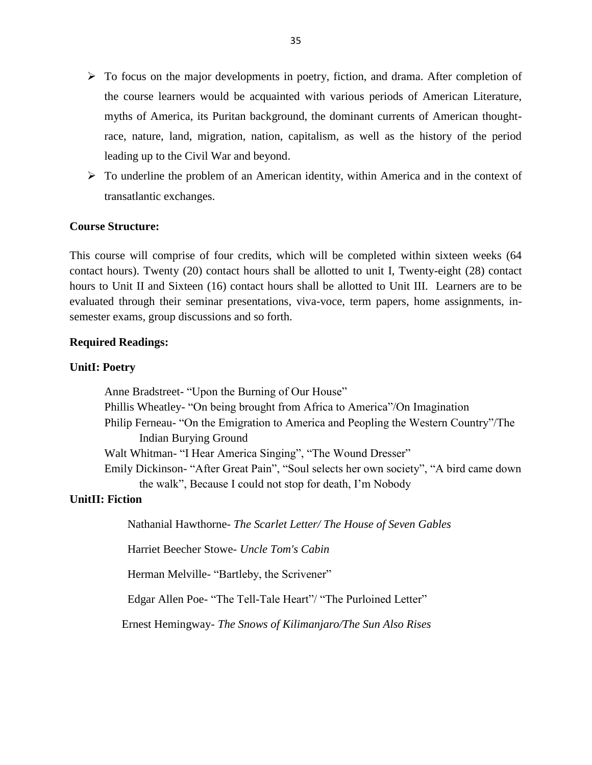- To focus on the major developments in poetry, fiction, and drama. After completion of the course learners would be acquainted with various periods of American Literature, myths of America, its Puritan background, the dominant currents of American thought- race, nature, land, migration, nation, capitalism, as well as the history of the period leading up to the Civil War and beyond.
- To underline the problem of an American identity, within America and in the context of transatlantic exchanges.

**Course Structure:**

This course will comprise of four credits, which will be completed within sixteen weeks (64 contact hours). Twenty (20) contact hours shall be allotted to unit I, Twenty-eight (28) contact hours to Unit II and Sixteen (16) contact hours shall be allotted to Unit III. Learners are to be evaluated through their seminar presentations, viva-voce, term papers, home assignments, in-semester exams, group discussions and so forth.

**Required Readings:**

**UnitI: Poetry**

Anne Bradstreet- "Upon the Burning of Our House"
Phillis Wheatley- "On being brought from Africa to America"/On Imagination
Philip Ferneau- "On the Emigration to America and Peopling the Western Country"/The Indian Burying Ground
Walt Whitman- "I Hear America Singing", "The Wound Dresser"
Emily Dickinson- "After Great Pain", "Soul selects her own society", "A bird came down the walk", Because I could not stop for death, I'm Nobody

**UnitII: Fiction**

Nathanial Hawthorne- *The Scarlet Letter/ The House of Seven Gables*

Harriet Beecher Stowe- *Uncle Tom's Cabin*

Herman Melville- "Bartleby, the Scrivener"

Edgar Allen Poe- "The Tell-Tale Heart"/ "The Purloined Letter"

Ernest Hemingway- *The Snows of Kilimanjaro/The Sun Also Rises*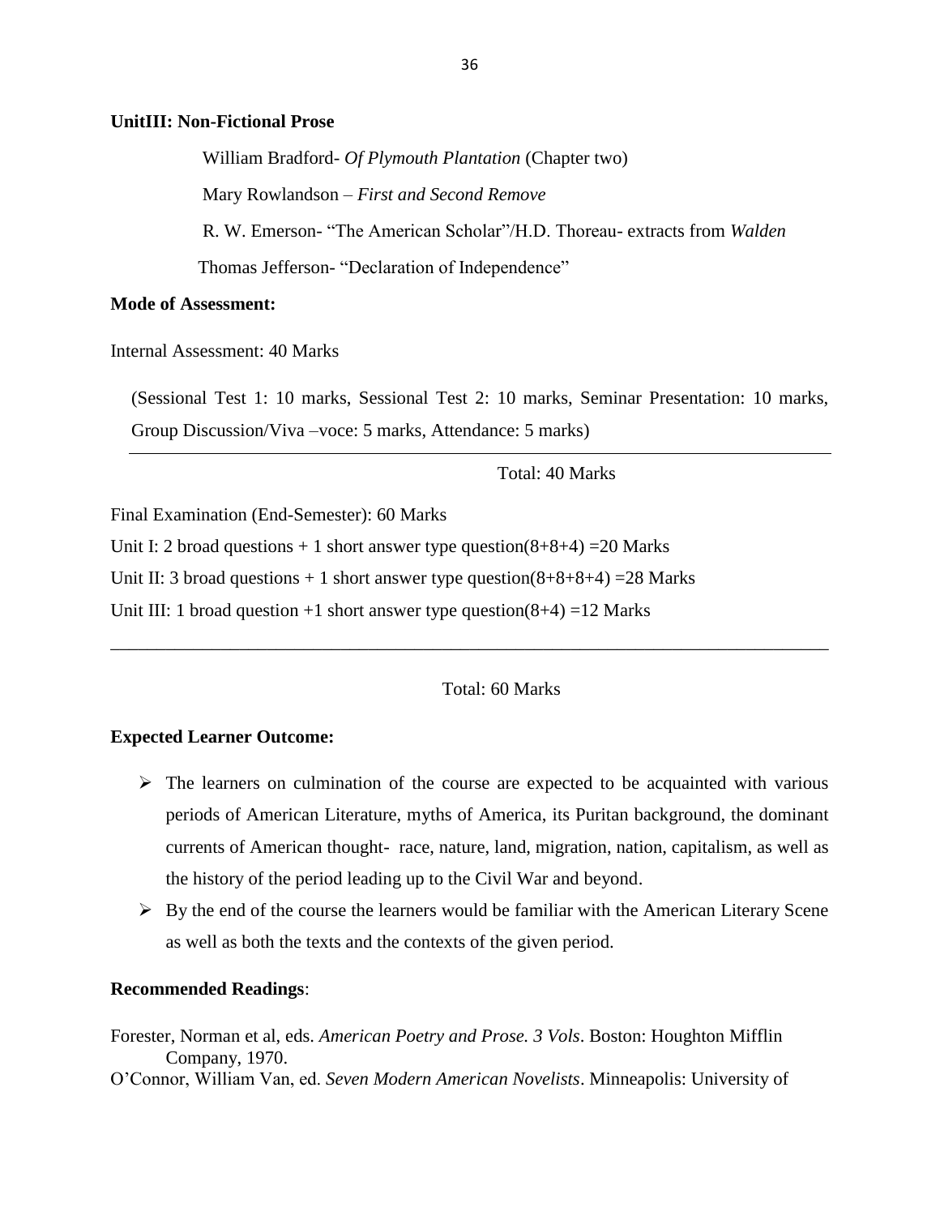**UnitIII: Non-Fictional Prose**

William Bradford- *Of Plymouth Plantation* (Chapter two)

Mary Rowlandson – *First and Second Remove*

R. W. Emerson- "The American Scholar"/H.D. Thoreau- extracts from *Walden*

Thomas Jefferson- "Declaration of Independence"

**Mode of Assessment:**

Internal Assessment: 40 Marks

(Sessional Test 1: 10 marks, Sessional Test 2: 10 marks, Seminar Presentation: 10 marks, Group Discussion/Viva –voce: 5 marks, Attendance: 5 marks)

Total: 40 Marks

Final Examination (End-Semester): 60 Marks

Unit I: 2 broad questions + 1 short answer type question(8+8+4) =20 Marks

Unit II: 3 broad questions + 1 short answer type question(8+8+8+4) =28 Marks

Unit III: 1 broad question +1 short answer type question(8+4) =12 Marks

Total: 60 Marks

**Expected Learner Outcome:**

- The learners on culmination of the course are expected to be acquainted with various periods of American Literature, myths of America, its Puritan background, the dominant currents of American thought- race, nature, land, migration, nation, capitalism, as well as the history of the period leading up to the Civil War and beyond.
- By the end of the course the learners would be familiar with the American Literary Scene as well as both the texts and the contexts of the given period.

**Recommended Readings**:

Forester, Norman et al, eds. *American Poetry and Prose. 3 Vols*. Boston: Houghton Mifflin Company, 1970.

O'Connor, William Van, ed. *Seven Modern American Novelists*. Minneapolis: University of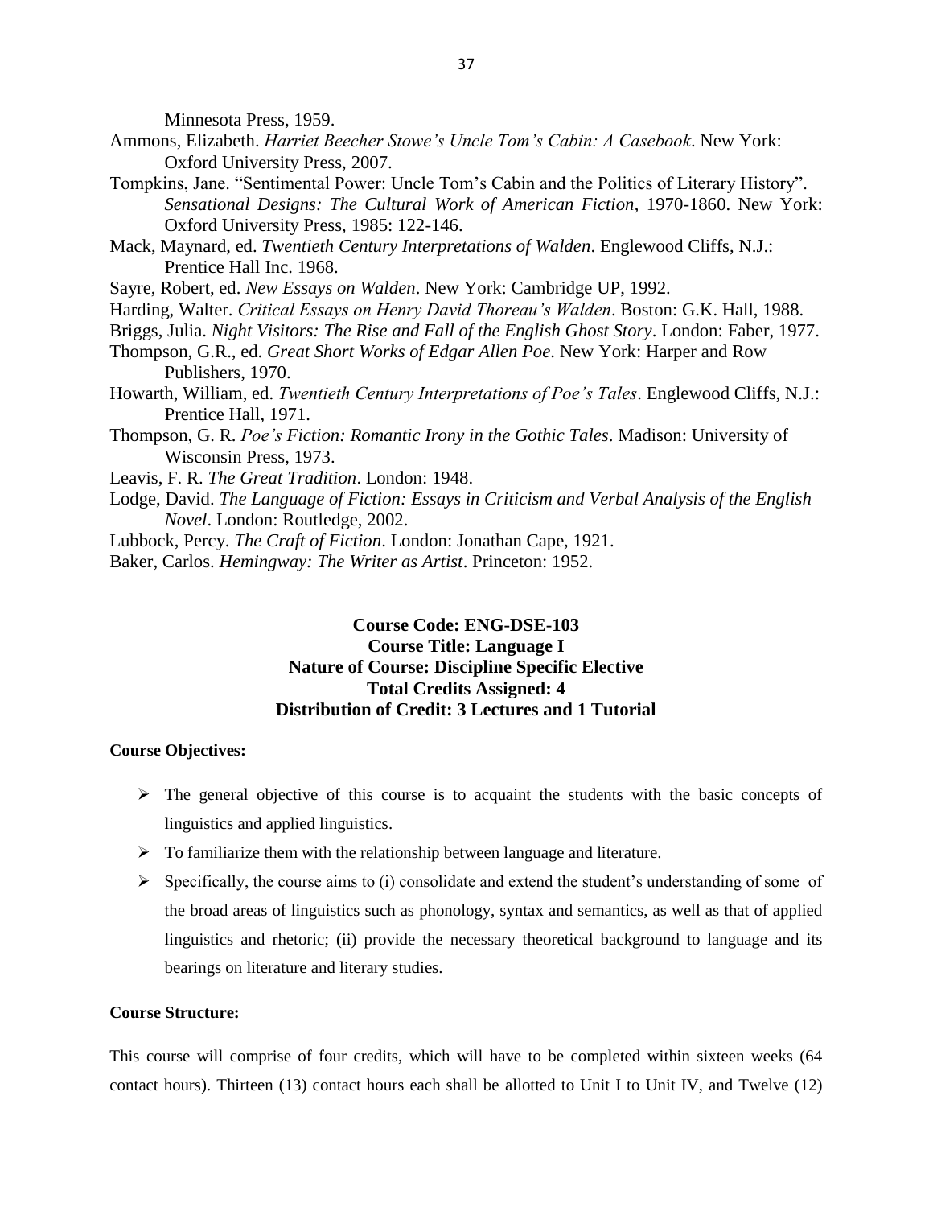Minnesota Press, 1959.

Ammons, Elizabeth. *Harriet Beecher Stowe's Uncle Tom's Cabin: A Casebook*. New York: Oxford University Press, 2007.

Tompkins, Jane. "Sentimental Power: Uncle Tom's Cabin and the Politics of Literary History". *Sensational Designs: The Cultural Work of American Fiction*, 1970-1860. New York: Oxford University Press, 1985: 122-146.

Mack, Maynard, ed. *Twentieth Century Interpretations of Walden*. Englewood Cliffs, N.J.: Prentice Hall Inc. 1968.

Sayre, Robert, ed. *New Essays on Walden*. New York: Cambridge UP, 1992.

Harding, Walter. *Critical Essays on Henry David Thoreau's Walden*. Boston: G.K. Hall, 1988.

Briggs, Julia. *Night Visitors: The Rise and Fall of the English Ghost Story*. London: Faber, 1977.

Thompson, G.R., ed. *Great Short Works of Edgar Allen Poe*. New York: Harper and Row Publishers, 1970.

Howarth, William, ed. *Twentieth Century Interpretations of Poe's Tales*. Englewood Cliffs, N.J.: Prentice Hall, 1971.

Thompson, G. R. *Poe's Fiction: Romantic Irony in the Gothic Tales*. Madison: University of Wisconsin Press, 1973.

Leavis, F. R. *The Great Tradition*. London: 1948.

Lodge, David. *The Language of Fiction: Essays in Criticism and Verbal Analysis of the English Novel*. London: Routledge, 2002.

Lubbock, Percy. *The Craft of Fiction*. London: Jonathan Cape, 1921.

Baker, Carlos. *Hemingway: The Writer as Artist*. Princeton: 1952.

**Course Code: ENG-DSE-103**
**Course Title: Language I**
**Nature of Course: Discipline Specific Elective**
**Total Credits Assigned: 4**
**Distribution of Credit: 3 Lectures and 1 Tutorial**

**Course Objectives:**

- The general objective of this course is to acquaint the students with the basic concepts of linguistics and applied linguistics.
- To familiarize them with the relationship between language and literature.
- Specifically, the course aims to (i) consolidate and extend the student's understanding of some of the broad areas of linguistics such as phonology, syntax and semantics, as well as that of applied linguistics and rhetoric; (ii) provide the necessary theoretical background to language and its bearings on literature and literary studies.

**Course Structure:**

This course will comprise of four credits, which will have to be completed within sixteen weeks (64 contact hours). Thirteen (13) contact hours each shall be allotted to Unit I to Unit IV, and Twelve (12)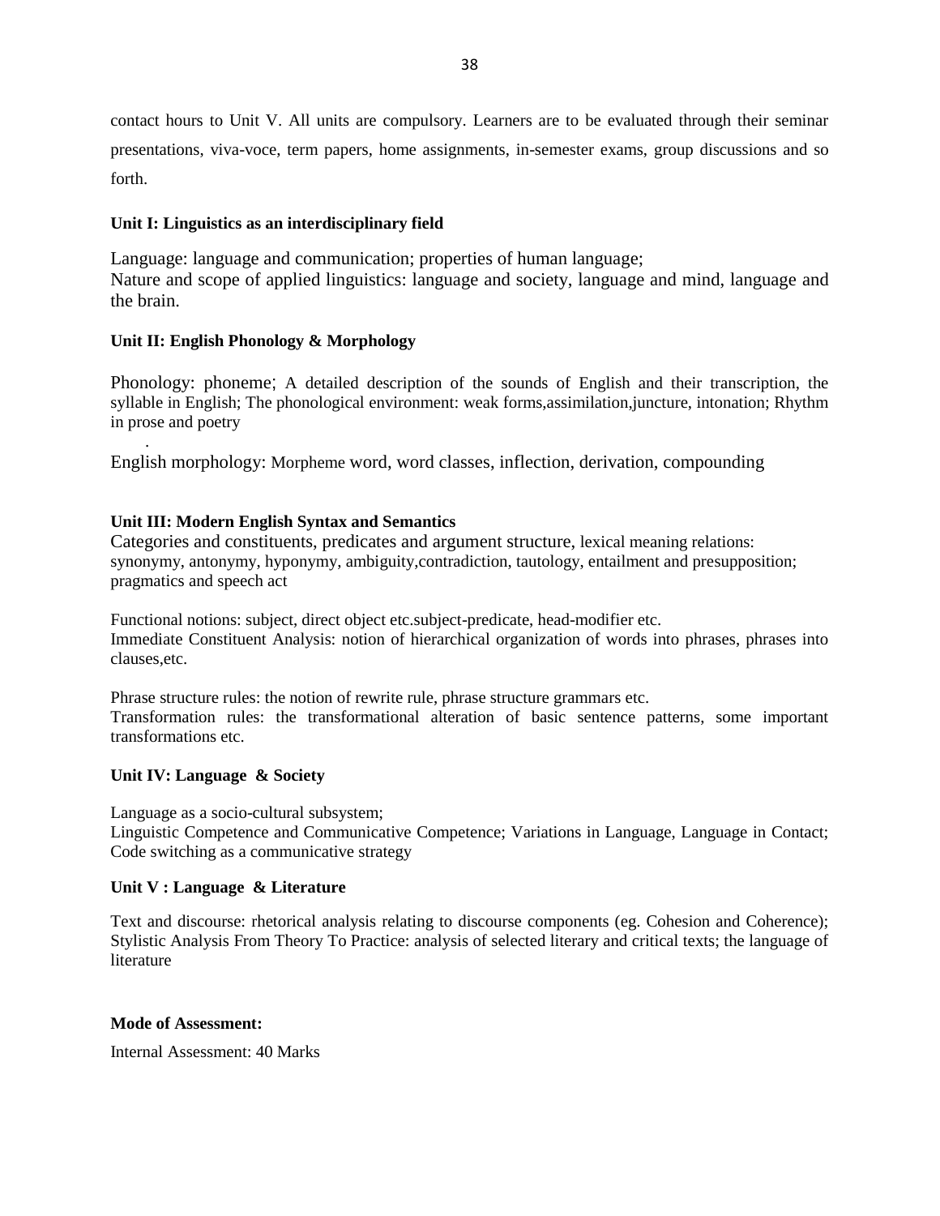contact hours to Unit V. All units are compulsory. Learners are to be evaluated through their seminar presentations, viva-voce, term papers, home assignments, in-semester exams, group discussions and so forth.

**Unit I: Linguistics as an interdisciplinary field**

Language: language and communication; properties of human language;
Nature and scope of applied linguistics: language and society, language and mind, language and the brain.

**Unit II: English Phonology & Morphology**

Phonology: phoneme; A detailed description of the sounds of English and their transcription, the syllable in English; The phonological environment: weak forms,assimilation,juncture, intonation; Rhythm in prose and poetry

.

English morphology: Morpheme word, word classes, inflection, derivation, compounding

**Unit III: Modern English Syntax and Semantics**

Categories and constituents, predicates and argument structure, lexical meaning relations: synonymy, antonymy, hyponymy, ambiguity,contradiction, tautology, entailment and presupposition; pragmatics and speech act

Functional notions: subject, direct object etc.subject-predicate, head-modifier etc.
Immediate Constituent Analysis: notion of hierarchical organization of words into phrases, phrases into clauses,etc.

Phrase structure rules: the notion of rewrite rule, phrase structure grammars etc.
Transformation rules: the transformational alteration of basic sentence patterns, some important transformations etc.

**Unit IV: Language & Society**

Language as a socio-cultural subsystem;
Linguistic Competence and Communicative Competence; Variations in Language, Language in Contact; Code switching as a communicative strategy

**Unit V : Language & Literature**

Text and discourse: rhetorical analysis relating to discourse components (eg. Cohesion and Coherence); Stylistic Analysis From Theory To Practice: analysis of selected literary and critical texts; the language of literature

**Mode of Assessment:**

Internal Assessment: 40 Marks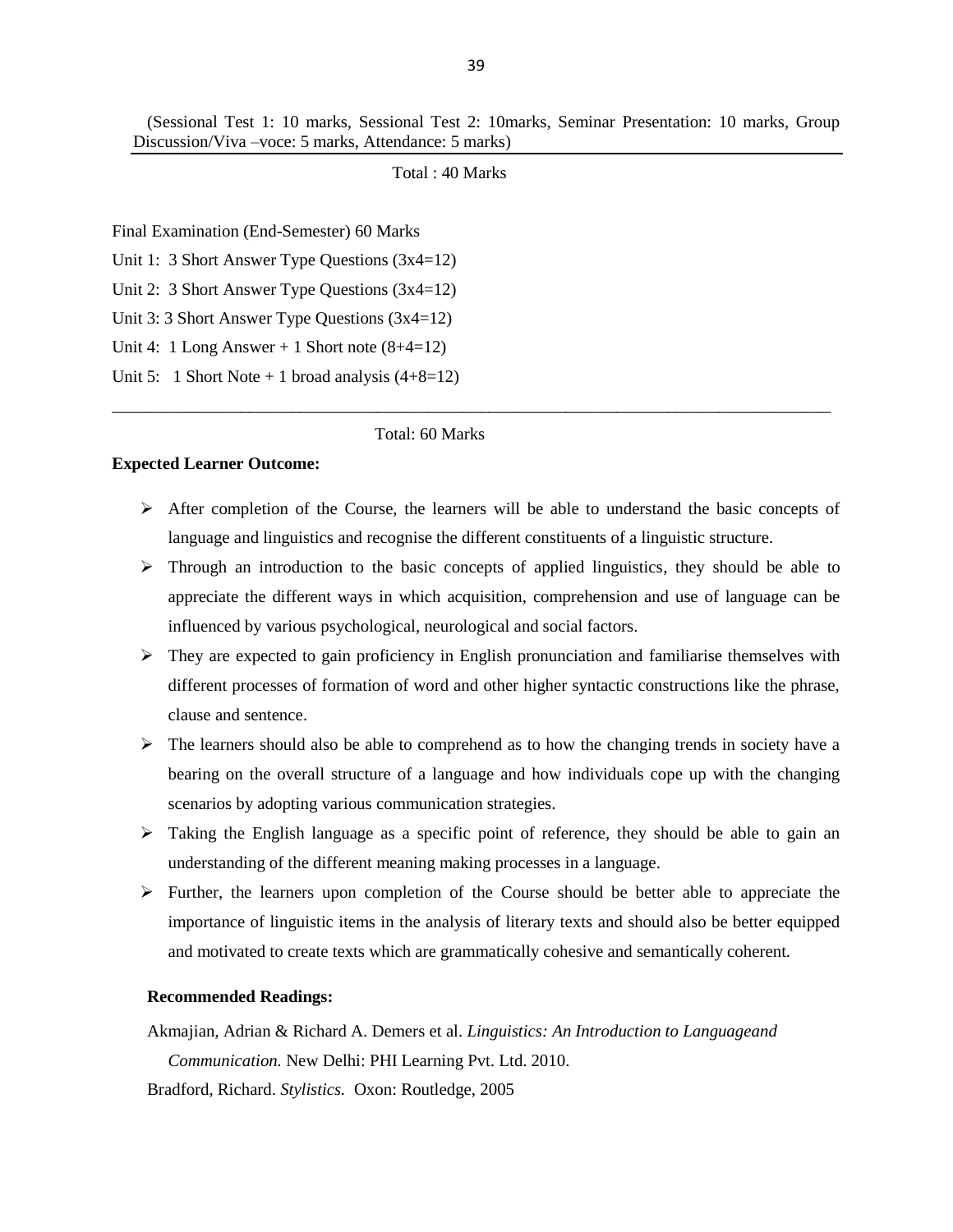(Sessional Test 1: 10 marks, Sessional Test 2: 10marks, Seminar Presentation: 10 marks, Group Discussion/Viva –voce: 5 marks, Attendance: 5 marks)

Total : 40 Marks

Final Examination (End-Semester) 60 Marks

Unit 1: 3 Short Answer Type Questions (3x4=12)

Unit 2: 3 Short Answer Type Questions (3x4=12)

Unit 3: 3 Short Answer Type Questions (3x4=12)

Unit 4: 1 Long Answer + 1 Short note (8+4=12)

Unit 5: 1 Short Note + 1 broad analysis (4+8=12)

Total: 60 Marks

**Expected Learner Outcome:**

- After completion of the Course, the learners will be able to understand the basic concepts of language and linguistics and recognise the different constituents of a linguistic structure.
- Through an introduction to the basic concepts of applied linguistics, they should be able to appreciate the different ways in which acquisition, comprehension and use of language can be influenced by various psychological, neurological and social factors.
- They are expected to gain proficiency in English pronunciation and familiarise themselves with different processes of formation of word and other higher syntactic constructions like the phrase, clause and sentence.
- The learners should also be able to comprehend as to how the changing trends in society have a bearing on the overall structure of a language and how individuals cope up with the changing scenarios by adopting various communication strategies.
- Taking the English language as a specific point of reference, they should be able to gain an understanding of the different meaning making processes in a language.
- Further, the learners upon completion of the Course should be better able to appreciate the importance of linguistic items in the analysis of literary texts and should also be better equipped and motivated to create texts which are grammatically cohesive and semantically coherent.

**Recommended Readings:**

Akmajian, Adrian & Richard A. Demers et al. *Linguistics: An Introduction to Languageand Communication.* New Delhi: PHI Learning Pvt. Ltd. 2010.

Bradford, Richard. *Stylistics.* Oxon: Routledge, 2005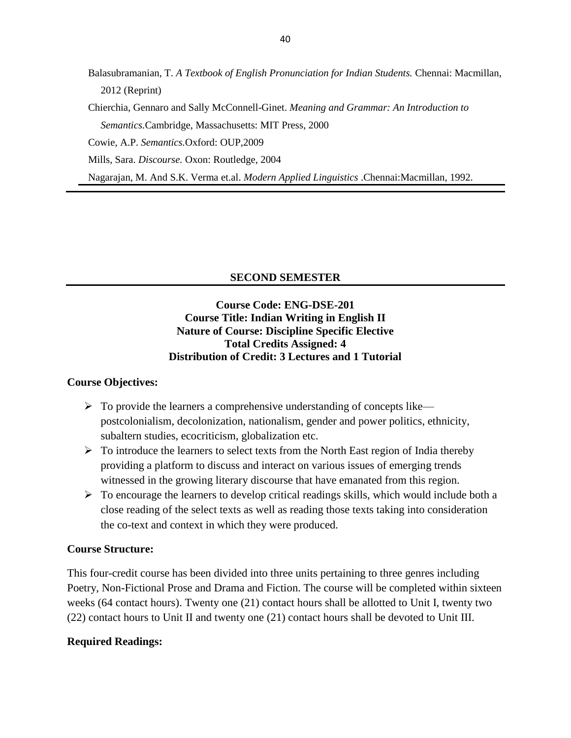Balasubramanian, T. *A Textbook of English Pronunciation for Indian Students.* Chennai: Macmillan, 2012 (Reprint)

Chierchia, Gennaro and Sally McConnell-Ginet. *Meaning and Grammar: An Introduction to Semantics.*Cambridge, Massachusetts: MIT Press, 2000

Cowie, A.P. *Semantics.*Oxford: OUP,2009

Mills, Sara. *Discourse.* Oxon: Routledge, 2004

Nagarajan, M. And S.K. Verma et.al. *Modern Applied Linguistics* .Chennai:Macmillan, 1992.

---

## SECOND SEMESTER

**Course Code: ENG-DSE-201**
**Course Title: Indian Writing in English II**
**Nature of Course: Discipline Specific Elective**
**Total Credits Assigned: 4**
**Distribution of Credit: 3 Lectures and 1 Tutorial**

### Course Objectives:

- To provide the learners a comprehensive understanding of concepts like—postcolonialism, decolonization, nationalism, gender and power politics, ethnicity, subaltern studies, ecocriticism, globalization etc.
- To introduce the learners to select texts from the North East region of India thereby providing a platform to discuss and interact on various issues of emerging trends witnessed in the growing literary discourse that have emanated from this region.
- To encourage the learners to develop critical readings skills, which would include both a close reading of the select texts as well as reading those texts taking into consideration the co-text and context in which they were produced.

### Course Structure:

This four-credit course has been divided into three units pertaining to three genres including Poetry, Non-Fictional Prose and Drama and Fiction. The course will be completed within sixteen weeks (64 contact hours). Twenty one (21) contact hours shall be allotted to Unit I, twenty two (22) contact hours to Unit II and twenty one (21) contact hours shall be devoted to Unit III.

### Required Readings: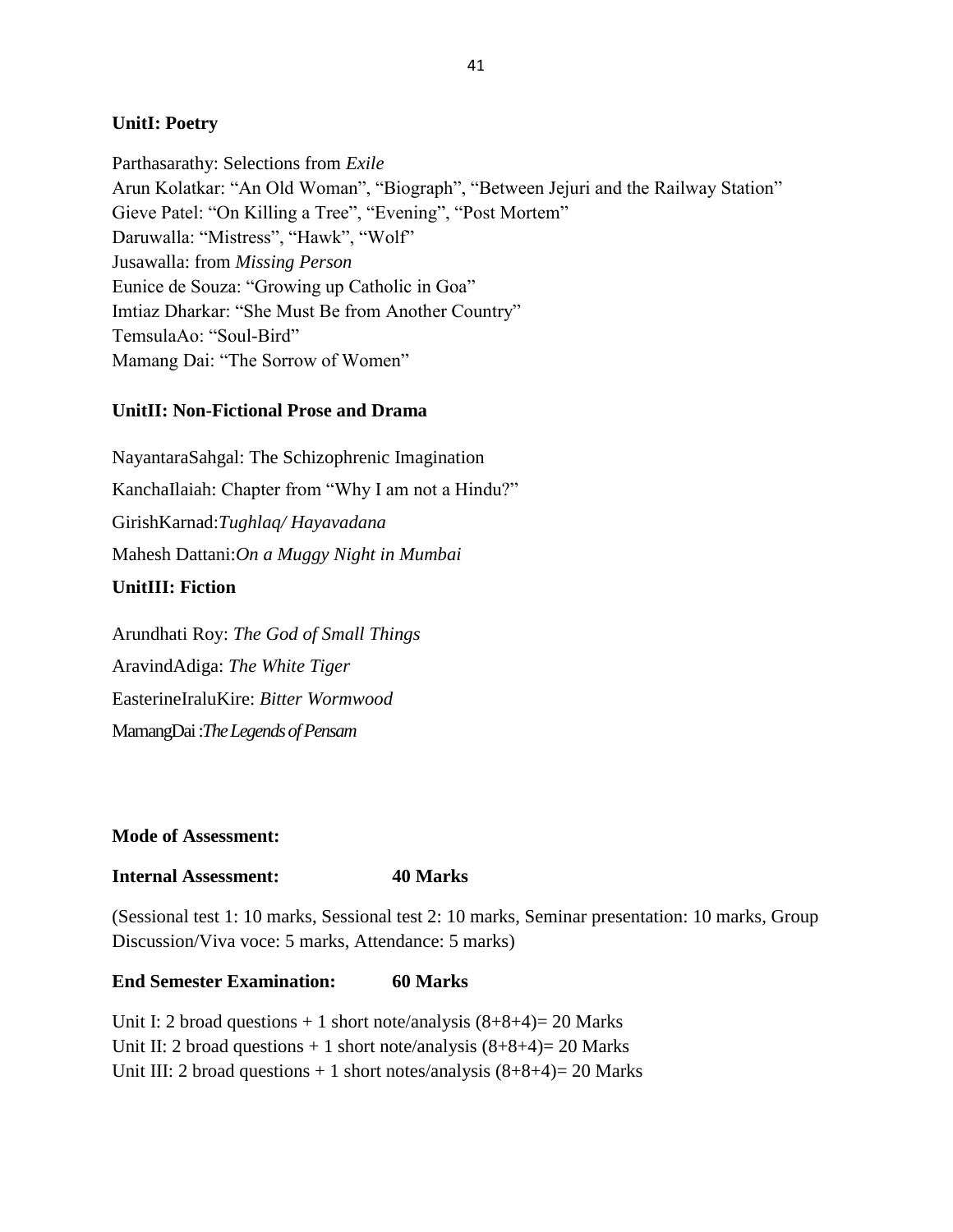**UnitI: Poetry**

Parthasarathy: Selections from *Exile*
Arun Kolatkar: "An Old Woman", "Biograph", "Between Jejuri and the Railway Station"
Gieve Patel: "On Killing a Tree", "Evening", "Post Mortem"
Daruwalla: "Mistress", "Hawk", "Wolf"
Jusawalla: from *Missing Person*
Eunice de Souza: "Growing up Catholic in Goa"
Imtiaz Dharkar: "She Must Be from Another Country"
TemsulaAo: "Soul-Bird"
Mamang Dai: "The Sorrow of Women"

**UnitII: Non-Fictional Prose and Drama**

NayantaraSahgal: The Schizophrenic Imagination

KanchaIlaiah: Chapter from "Why I am not a Hindu?"

GirishKarnad:*Tughlaq/ Hayavadana*

Mahesh Dattani:*On a Muggy Night in Mumbai*

**UnitIII: Fiction**

Arundhati Roy: *The God of Small Things*

AravindAdiga: *The White Tiger*

EasterineIraluKire: *Bitter Wormwood*

MamangDai :*The Legends of Pensam*

**Mode of Assessment:**

**Internal Assessment: 40 Marks**

(Sessional test 1: 10 marks, Sessional test 2: 10 marks, Seminar presentation: 10 marks, Group Discussion/Viva voce: 5 marks, Attendance: 5 marks)

**End Semester Examination: 60 Marks**

Unit I: 2 broad questions + 1 short note/analysis (8+8+4)= 20 Marks
Unit II: 2 broad questions + 1 short note/analysis (8+8+4)= 20 Marks
Unit III: 2 broad questions + 1 short notes/analysis (8+8+4)= 20 Marks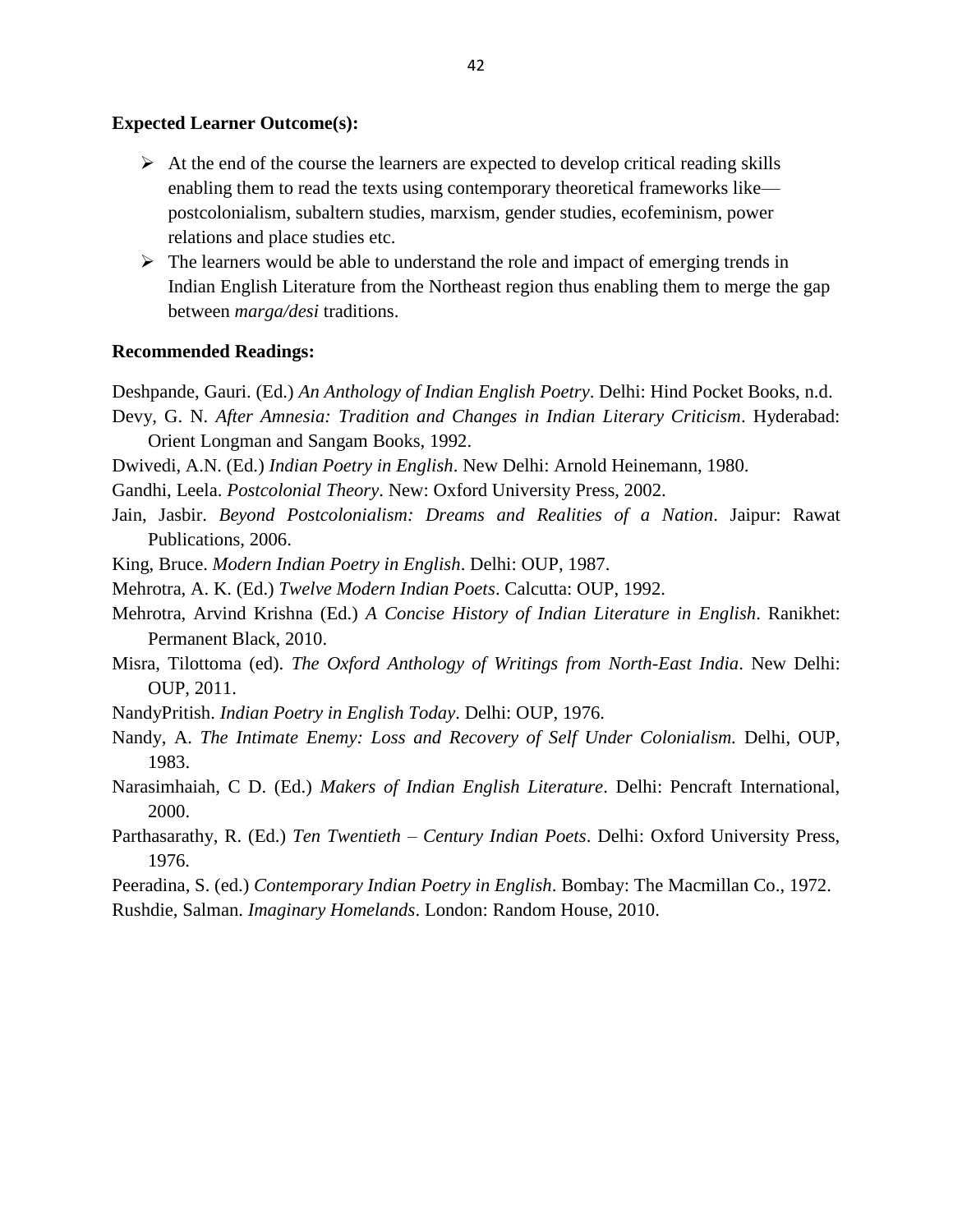**Expected Learner Outcome(s):**

- At the end of the course the learners are expected to develop critical reading skills enabling them to read the texts using contemporary theoretical frameworks like—postcolonialism, subaltern studies, marxism, gender studies, ecofeminism, power relations and place studies etc.
- The learners would be able to understand the role and impact of emerging trends in Indian English Literature from the Northeast region thus enabling them to merge the gap between *marga/desi* traditions.

**Recommended Readings:**

Deshpande, Gauri. (Ed.) *An Anthology of Indian English Poetry*. Delhi: Hind Pocket Books, n.d.

Devy, G. N. *After Amnesia: Tradition and Changes in Indian Literary Criticism*. Hyderabad: Orient Longman and Sangam Books, 1992.

Dwivedi, A.N. (Ed.) *Indian Poetry in English*. New Delhi: Arnold Heinemann, 1980.

Gandhi, Leela. *Postcolonial Theory*. New: Oxford University Press, 2002.

Jain, Jasbir. *Beyond Postcolonialism: Dreams and Realities of a Nation*. Jaipur: Rawat Publications, 2006.

King, Bruce. *Modern Indian Poetry in English*. Delhi: OUP, 1987.

Mehrotra, A. K. (Ed.) *Twelve Modern Indian Poets*. Calcutta: OUP, 1992.

Mehrotra, Arvind Krishna (Ed.) *A Concise History of Indian Literature in English*. Ranikhet: Permanent Black, 2010.

Misra, Tilottoma (ed). *The Oxford Anthology of Writings from North-East India*. New Delhi: OUP, 2011.

NandyPritish. *Indian Poetry in English Today*. Delhi: OUP, 1976.

Nandy, A. *The Intimate Enemy: Loss and Recovery of Self Under Colonialism.* Delhi, OUP, 1983.

Narasimhaiah, C D. (Ed.) *Makers of Indian English Literature*. Delhi: Pencraft International, 2000.

Parthasarathy, R. (Ed.) *Ten Twentieth – Century Indian Poets*. Delhi: Oxford University Press, 1976.

Peeradina, S. (ed.) *Contemporary Indian Poetry in English*. Bombay: The Macmillan Co., 1972.

Rushdie, Salman. *Imaginary Homelands*. London: Random House, 2010.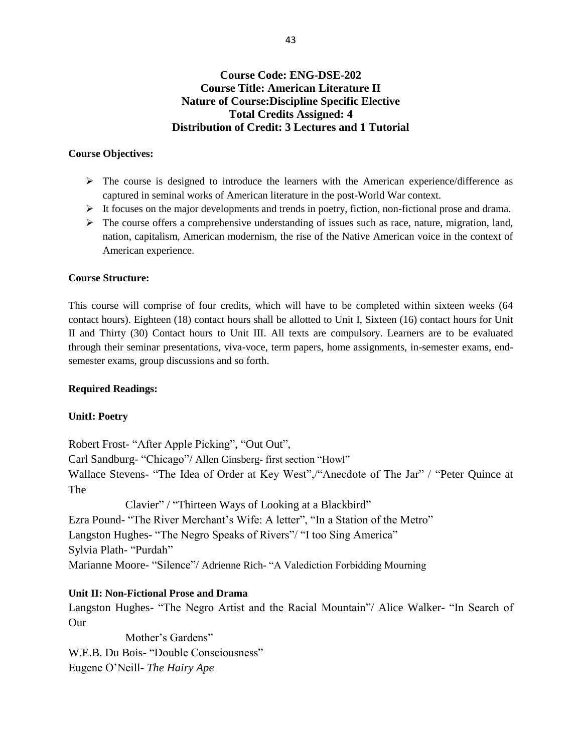**Course Code: ENG-DSE-202**
**Course Title: American Literature II**
**Nature of Course:Discipline Specific Elective**
**Total Credits Assigned: 4**
**Distribution of Credit: 3 Lectures and 1 Tutorial**

**Course Objectives:**

- The course is designed to introduce the learners with the American experience/difference as captured in seminal works of American literature in the post-World War context.
- It focuses on the major developments and trends in poetry, fiction, non-fictional prose and drama.
- The course offers a comprehensive understanding of issues such as race, nature, migration, land, nation, capitalism, American modernism, the rise of the Native American voice in the context of American experience.

**Course Structure:**

This course will comprise of four credits, which will have to be completed within sixteen weeks (64 contact hours). Eighteen (18) contact hours shall be allotted to Unit I, Sixteen (16) contact hours for Unit II and Thirty (30) Contact hours to Unit III. All texts are compulsory. Learners are to be evaluated through their seminar presentations, viva-voce, term papers, home assignments, in-semester exams, end-semester exams, group discussions and so forth.

**Required Readings:**

**UnitI: Poetry**

Robert Frost- "After Apple Picking", "Out Out",
Carl Sandburg- "Chicago"/ Allen Ginsberg- first section "Howl"
Wallace Stevens- "The Idea of Order at Key West",/"Anecdote of The Jar" / "Peter Quince at The Clavier" / "Thirteen Ways of Looking at a Blackbird"
Ezra Pound- "The River Merchant's Wife: A letter", "In a Station of the Metro"
Langston Hughes- "The Negro Speaks of Rivers"/ "I too Sing America"
Sylvia Plath- "Purdah"
Marianne Moore- "Silence"/ Adrienne Rich- "A Valediction Forbidding Mourning

**Unit II: Non-Fictional Prose and Drama**

Langston Hughes- "The Negro Artist and the Racial Mountain"/ Alice Walker- "In Search of Our Mother's Gardens"
W.E.B. Du Bois- "Double Consciousness"
Eugene O'Neill- *The Hairy Ape*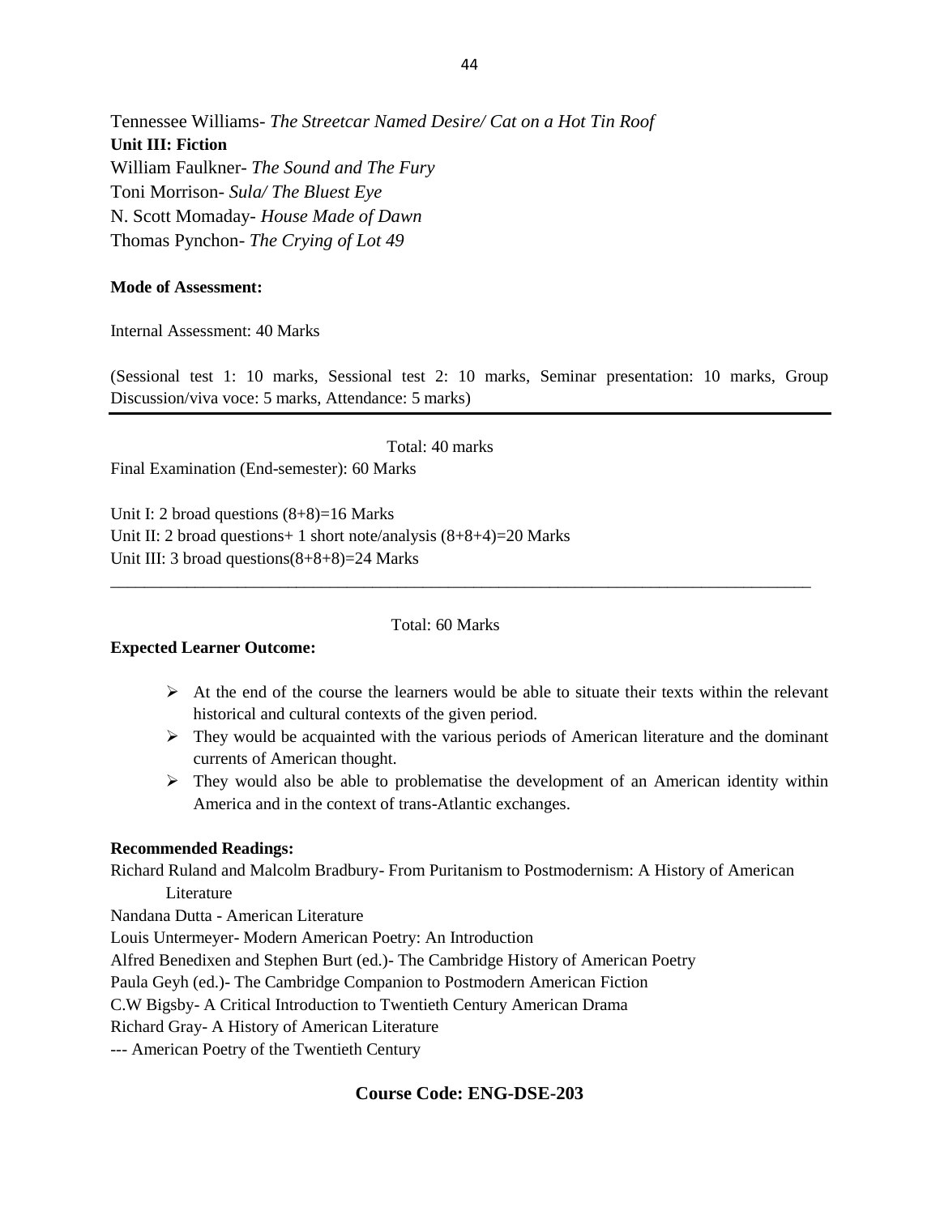Tennessee Williams- *The Streetcar Named Desire/ Cat on a Hot Tin Roof*

**Unit III: Fiction**

William Faulkner- *The Sound and The Fury*

Toni Morrison- *Sula/ The Bluest Eye*

N. Scott Momaday- *House Made of Dawn*

Thomas Pynchon- *The Crying of Lot 49*

**Mode of Assessment:**

Internal Assessment: 40 Marks

(Sessional test 1: 10 marks, Sessional test 2: 10 marks, Seminar presentation: 10 marks, Group Discussion/viva voce: 5 marks, Attendance: 5 marks)

---

Total: 40 marks

Final Examination (End-semester): 60 Marks

Unit I: 2 broad questions (8+8)=16 Marks

Unit II: 2 broad questions+ 1 short note/analysis (8+8+4)=20 Marks

Unit III: 3 broad questions(8+8+8)=24 Marks

---

Total: 60 Marks

**Expected Learner Outcome:**

- At the end of the course the learners would be able to situate their texts within the relevant historical and cultural contexts of the given period.
- They would be acquainted with the various periods of American literature and the dominant currents of American thought.
- They would also be able to problematise the development of an American identity within America and in the context of trans-Atlantic exchanges.

**Recommended Readings:**

Richard Ruland and Malcolm Bradbury- From Puritanism to Postmodernism: A History of American Literature

Nandana Dutta - American Literature

Louis Untermeyer- Modern American Poetry: An Introduction

Alfred Benedixen and Stephen Burt (ed.)- The Cambridge History of American Poetry

Paula Geyh (ed.)- The Cambridge Companion to Postmodern American Fiction

C.W Bigsby- A Critical Introduction to Twentieth Century American Drama

Richard Gray- A History of American Literature

--- American Poetry of the Twentieth Century

## Course Code: ENG-DSE-203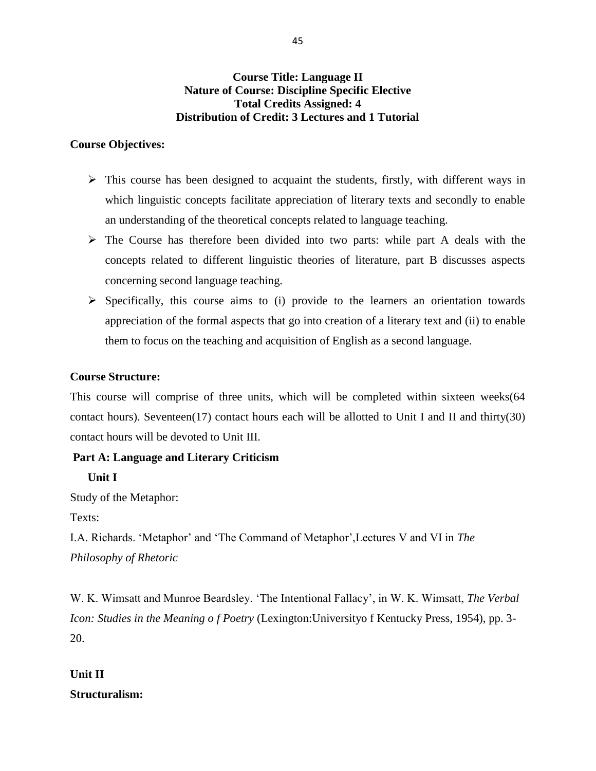**Course Title: Language II**
**Nature of Course: Discipline Specific Elective**
**Total Credits Assigned: 4**
**Distribution of Credit: 3 Lectures and 1 Tutorial**

**Course Objectives:**

- This course has been designed to acquaint the students, firstly, with different ways in which linguistic concepts facilitate appreciation of literary texts and secondly to enable an understanding of the theoretical concepts related to language teaching.
- The Course has therefore been divided into two parts: while part A deals with the concepts related to different linguistic theories of literature, part B discusses aspects concerning second language teaching.
- Specifically, this course aims to (i) provide to the learners an orientation towards appreciation of the formal aspects that go into creation of a literary text and (ii) to enable them to focus on the teaching and acquisition of English as a second language.

**Course Structure:**

This course will comprise of three units, which will be completed within sixteen weeks(64 contact hours). Seventeen(17) contact hours each will be allotted to Unit I and II and thirty(30) contact hours will be devoted to Unit III.

**Part A: Language and Literary Criticism**

**Unit I**

Study of the Metaphor:

Texts:

I.A. Richards. 'Metaphor' and 'The Command of Metaphor',Lectures V and VI in *The Philosophy of Rhetoric*

W. K. Wimsatt and Munroe Beardsley. 'The Intentional Fallacy', in W. K. Wimsatt, *The Verbal Icon: Studies in the Meaning o f Poetry* (Lexington:Universityo f Kentucky Press, 1954), pp. 3-20.

**Unit II**

**Structuralism:**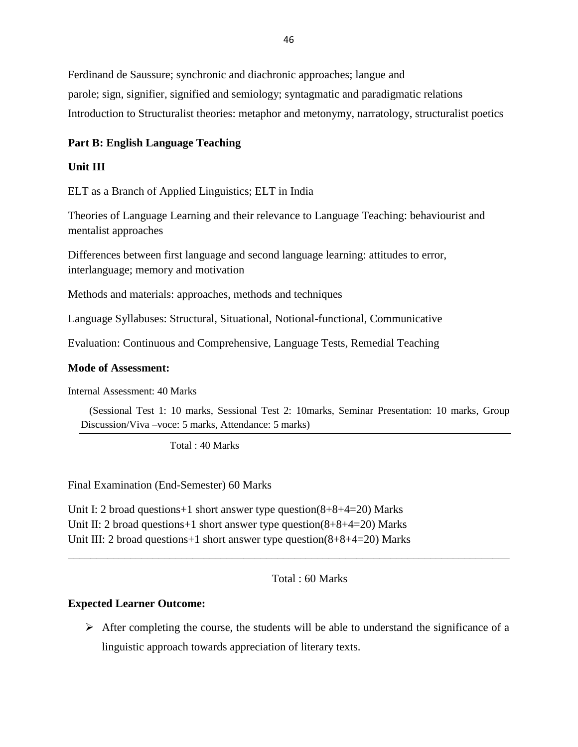Ferdinand de Saussure; synchronic and diachronic approaches; langue and
parole; sign, signifier, signified and semiology; syntagmatic and paradigmatic relations
Introduction to Structuralist theories: metaphor and metonymy, narratology, structuralist poetics

**Part B: English Language Teaching**

**Unit III**

ELT as a Branch of Applied Linguistics; ELT in India

Theories of Language Learning and their relevance to Language Teaching: behaviourist and mentalist approaches

Differences between first language and second language learning: attitudes to error, interlanguage; memory and motivation

Methods and materials: approaches, methods and techniques

Language Syllabuses: Structural, Situational, Notional-functional, Communicative

Evaluation: Continuous and Comprehensive, Language Tests, Remedial Teaching

**Mode of Assessment:**

Internal Assessment: 40 Marks

(Sessional Test 1: 10 marks, Sessional Test 2: 10marks, Seminar Presentation: 10 marks, Group Discussion/Viva –voce: 5 marks, Attendance: 5 marks)

---

Total : 40 Marks

Final Examination (End-Semester) 60 Marks

Unit I: 2 broad questions+1 short answer type question(8+8+4=20) Marks
Unit II: 2 broad questions+1 short answer type question(8+8+4=20) Marks
Unit III: 2 broad questions+1 short answer type question(8+8+4=20) Marks

---

Total : 60 Marks

**Expected Learner Outcome:**

- After completing the course, the students will be able to understand the significance of a linguistic approach towards appreciation of literary texts.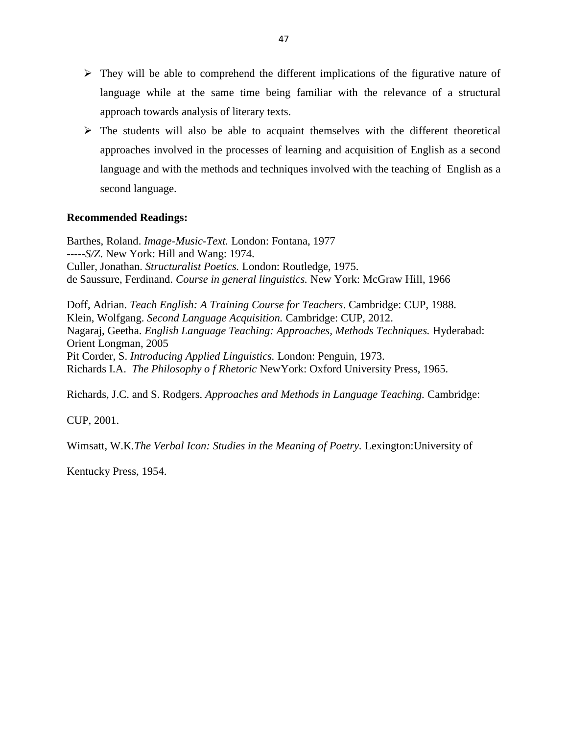- They will be able to comprehend the different implications of the figurative nature of language while at the same time being familiar with the relevance of a structural approach towards analysis of literary texts.
- The students will also be able to acquaint themselves with the different theoretical approaches involved in the processes of learning and acquisition of English as a second language and with the methods and techniques involved with the teaching of English as a second language.

**Recommended Readings:**

Barthes, Roland. *Image-Music-Text.* London: Fontana, 1977
-----*S/Z*. New York: Hill and Wang: 1974.
Culler, Jonathan. *Structuralist Poetics.* London: Routledge, 1975.
de Saussure, Ferdinand. *Course in general linguistics.* New York: McGraw Hill, 1966

Doff, Adrian. *Teach English: A Training Course for Teachers*. Cambridge: CUP, 1988.
Klein, Wolfgang. *Second Language Acquisition.* Cambridge: CUP, 2012.
Nagaraj, Geetha. *English Language Teaching: Approaches, Methods Techniques.* Hyderabad: Orient Longman, 2005
Pit Corder, S. *Introducing Applied Linguistics.* London: Penguin, 1973.
Richards I.A. *The Philosophy o f Rhetoric* NewYork: Oxford University Press, 1965.

Richards, J.C. and S. Rodgers. *Approaches and Methods in Language Teaching.* Cambridge:

CUP, 2001.

Wimsatt, W.K.*The Verbal Icon: Studies in the Meaning of Poetry.* Lexington:University of

Kentucky Press, 1954.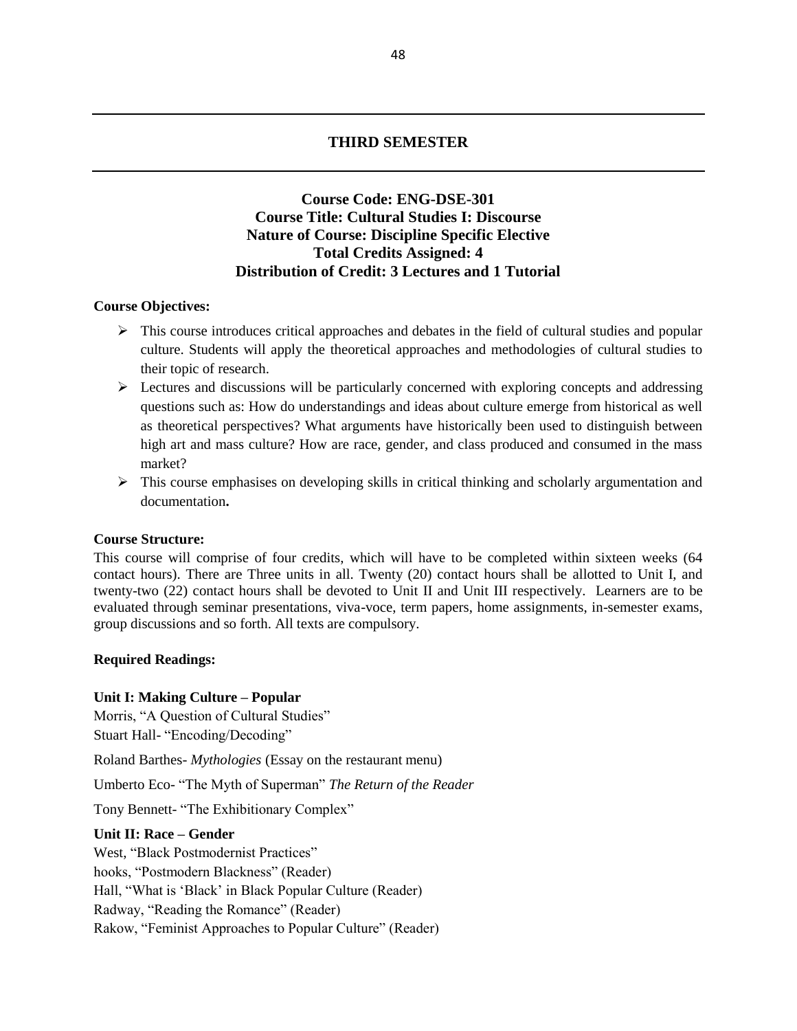## THIRD SEMESTER

### Course Code: ENG-DSE-301
### Course Title: Cultural Studies I: Discourse
### Nature of Course: Discipline Specific Elective
### Total Credits Assigned: 4
### Distribution of Credit: 3 Lectures and 1 Tutorial

**Course Objectives:**

- This course introduces critical approaches and debates in the field of cultural studies and popular culture. Students will apply the theoretical approaches and methodologies of cultural studies to their topic of research.
- Lectures and discussions will be particularly concerned with exploring concepts and addressing questions such as: How do understandings and ideas about culture emerge from historical as well as theoretical perspectives? What arguments have historically been used to distinguish between high art and mass culture? How are race, gender, and class produced and consumed in the mass market?
- This course emphasises on developing skills in critical thinking and scholarly argumentation and documentation**.**

**Course Structure:**

This course will comprise of four credits, which will have to be completed within sixteen weeks (64 contact hours). There are Three units in all. Twenty (20) contact hours shall be allotted to Unit I, and twenty-two (22) contact hours shall be devoted to Unit II and Unit III respectively. Learners are to be evaluated through seminar presentations, viva-voce, term papers, home assignments, in-semester exams, group discussions and so forth. All texts are compulsory.

**Required Readings:**

**Unit I: Making Culture – Popular**

Morris, "A Question of Cultural Studies"
Stuart Hall- "Encoding/Decoding"

Roland Barthes- *Mythologies* (Essay on the restaurant menu)

Umberto Eco- "The Myth of Superman" *The Return of the Reader*

Tony Bennett- "The Exhibitionary Complex"

**Unit II: Race – Gender**

West, "Black Postmodernist Practices"
hooks, "Postmodern Blackness" (Reader)
Hall, "What is 'Black' in Black Popular Culture (Reader)
Radway, "Reading the Romance" (Reader)
Rakow, "Feminist Approaches to Popular Culture" (Reader)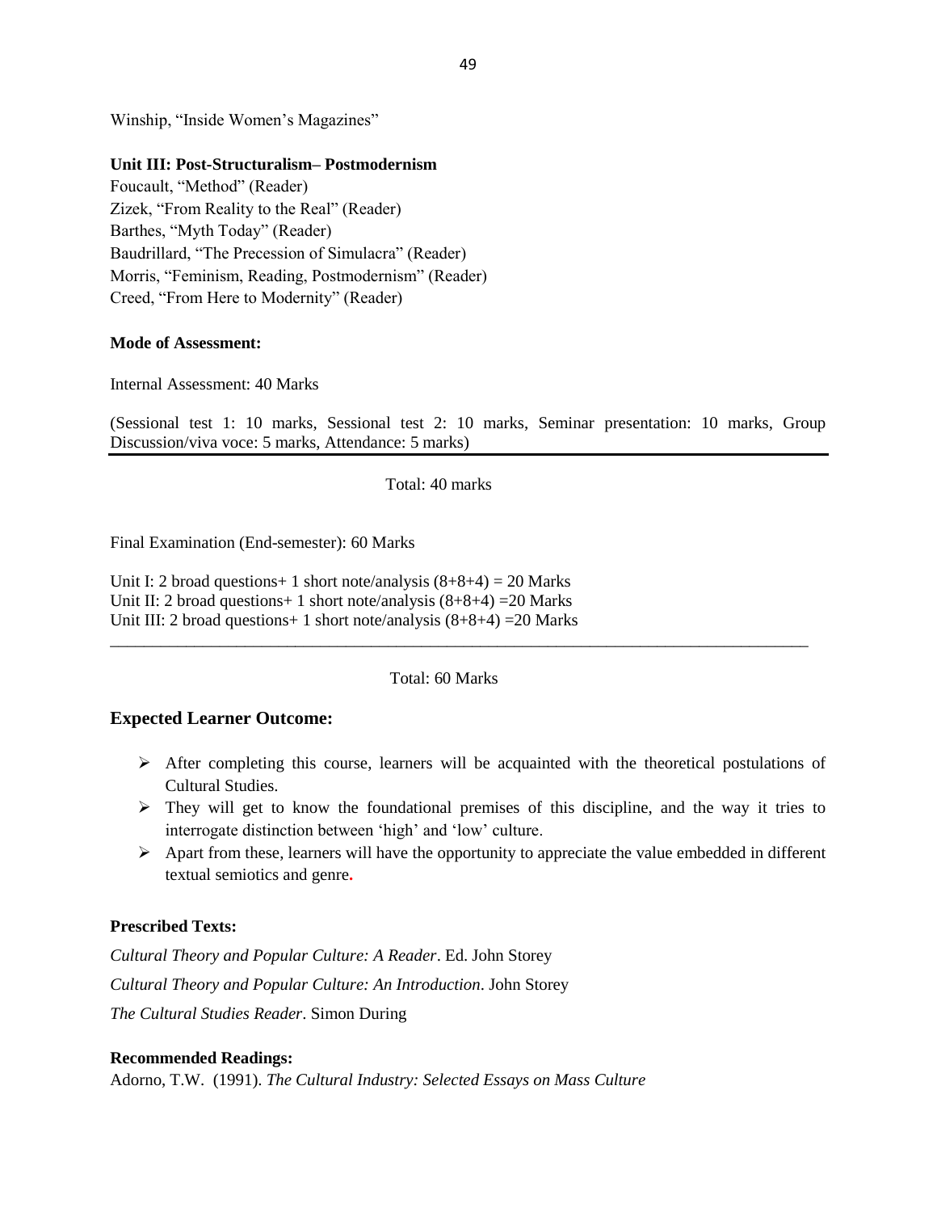Winship, "Inside Women's Magazines"

**Unit III: Post-Structuralism– Postmodernism**

Foucault, "Method" (Reader)
Zizek, "From Reality to the Real" (Reader)
Barthes, "Myth Today" (Reader)
Baudrillard, "The Precession of Simulacra" (Reader)
Morris, "Feminism, Reading, Postmodernism" (Reader)
Creed, "From Here to Modernity" (Reader)

**Mode of Assessment:**

Internal Assessment: 40 Marks

(Sessional test 1: 10 marks, Sessional test 2: 10 marks, Seminar presentation: 10 marks, Group Discussion/viva voce: 5 marks, Attendance: 5 marks)

Total: 40 marks

Final Examination (End-semester): 60 Marks

Unit I: 2 broad questions+ 1 short note/analysis (8+8+4) = 20 Marks
Unit II: 2 broad questions+ 1 short note/analysis (8+8+4) =20 Marks
Unit III: 2 broad questions+ 1 short note/analysis (8+8+4) =20 Marks

Total: 60 Marks

## Expected Learner Outcome:

- After completing this course, learners will be acquainted with the theoretical postulations of Cultural Studies.
- They will get to know the foundational premises of this discipline, and the way it tries to interrogate distinction between 'high' and 'low' culture.
- Apart from these, learners will have the opportunity to appreciate the value embedded in different textual semiotics and genre.

**Prescribed Texts:**

*Cultural Theory and Popular Culture: A Reader*. Ed. John Storey

*Cultural Theory and Popular Culture: An Introduction*. John Storey

*The Cultural Studies Reader*. Simon During

**Recommended Readings:**

Adorno, T.W. (1991). *The Cultural Industry: Selected Essays on Mass Culture*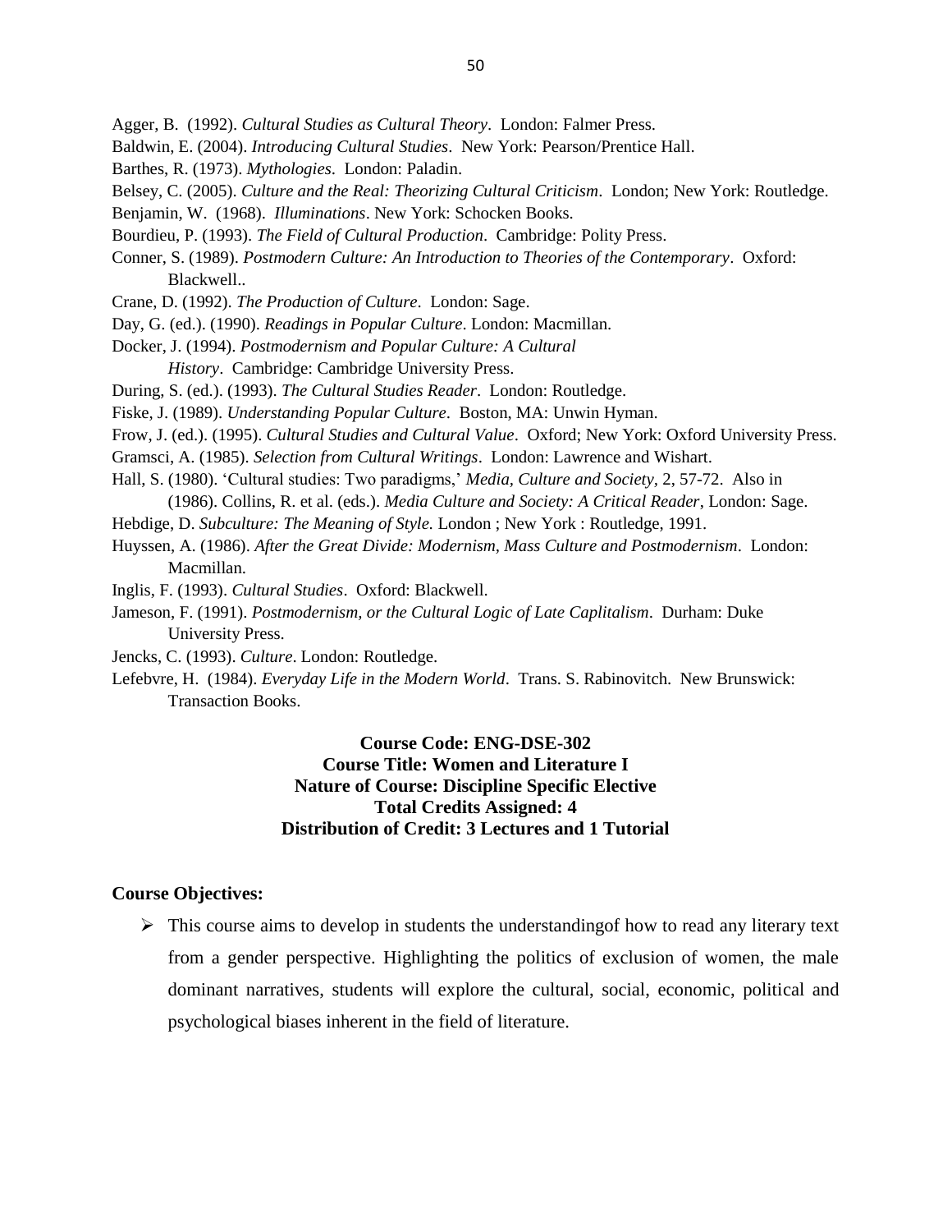Agger, B. (1992). *Cultural Studies as Cultural Theory*. London: Falmer Press.

Baldwin, E. (2004). *Introducing Cultural Studies*. New York: Pearson/Prentice Hall.

Barthes, R. (1973). *Mythologies*. London: Paladin.

Belsey, C. (2005). *Culture and the Real: Theorizing Cultural Criticism*. London; New York: Routledge.

Benjamin, W. (1968). *Illuminations*. New York: Schocken Books.

Bourdieu, P. (1993). *The Field of Cultural Production*. Cambridge: Polity Press.

Conner, S. (1989). *Postmodern Culture: An Introduction to Theories of the Contemporary*. Oxford: Blackwell..

Crane, D. (1992). *The Production of Culture*. London: Sage.

Day, G. (ed.). (1990). *Readings in Popular Culture*. London: Macmillan.

Docker, J. (1994). *Postmodernism and Popular Culture: A Cultural History*. Cambridge: Cambridge University Press.

During, S. (ed.). (1993). *The Cultural Studies Reader*. London: Routledge.

Fiske, J. (1989). *Understanding Popular Culture*. Boston, MA: Unwin Hyman.

Frow, J. (ed.). (1995). *Cultural Studies and Cultural Value*. Oxford; New York: Oxford University Press.

Gramsci, A. (1985). *Selection from Cultural Writings*. London: Lawrence and Wishart.

Hall, S. (1980). 'Cultural studies: Two paradigms,' *Media, Culture and Society*, 2, 57-72. Also in (1986). Collins, R. et al. (eds.). *Media Culture and Society: A Critical Reader*, London: Sage.

Hebdige, D. *Subculture: The Meaning of Style.* London ; New York : Routledge, 1991.

Huyssen, A. (1986). *After the Great Divide: Modernism, Mass Culture and Postmodernism*. London: Macmillan.

Inglis, F. (1993). *Cultural Studies*. Oxford: Blackwell.

Jameson, F. (1991). *Postmodernism, or the Cultural Logic of Late Caplitalism*. Durham: Duke University Press.

Jencks, C. (1993). *Culture*. London: Routledge.

Lefebvre, H. (1984). *Everyday Life in the Modern World*. Trans. S. Rabinovitch. New Brunswick: Transaction Books.

**Course Code: ENG-DSE-302**
**Course Title: Women and Literature I**
**Nature of Course: Discipline Specific Elective**
**Total Credits Assigned: 4**
**Distribution of Credit: 3 Lectures and 1 Tutorial**

**Course Objectives:**

- This course aims to develop in students the understandingof how to read any literary text from a gender perspective. Highlighting the politics of exclusion of women, the male dominant narratives, students will explore the cultural, social, economic, political and psychological biases inherent in the field of literature.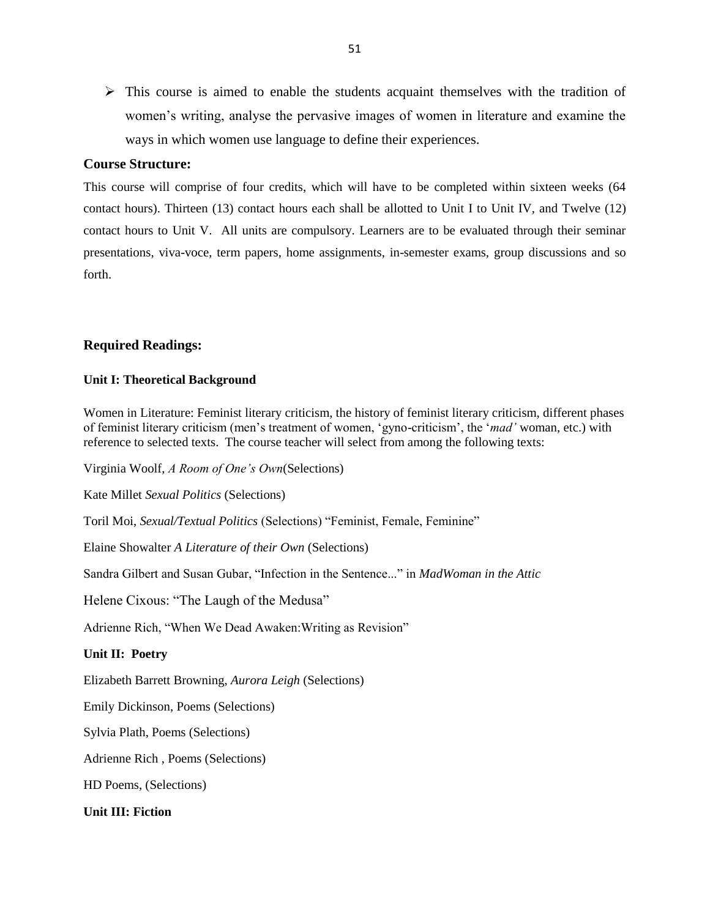- This course is aimed to enable the students acquaint themselves with the tradition of women's writing, analyse the pervasive images of women in literature and examine the ways in which women use language to define their experiences.

### Course Structure:

This course will comprise of four credits, which will have to be completed within sixteen weeks (64 contact hours). Thirteen (13) contact hours each shall be allotted to Unit I to Unit IV, and Twelve (12) contact hours to Unit V. All units are compulsory. Learners are to be evaluated through their seminar presentations, viva-voce, term papers, home assignments, in-semester exams, group discussions and so forth.

### Required Readings:

#### Unit I: Theoretical Background

Women in Literature: Feminist literary criticism, the history of feminist literary criticism, different phases of feminist literary criticism (men's treatment of women, 'gyno-criticism', the '*mad'* woman, etc.) with reference to selected texts. The course teacher will select from among the following texts:

Virginia Woolf, *A Room of One's Own*(Selections)

Kate Millet *Sexual Politics* (Selections)

Toril Moi, *Sexual/Textual Politics* (Selections) "Feminist, Female, Feminine"

Elaine Showalter *A Literature of their Own* (Selections)

Sandra Gilbert and Susan Gubar, "Infection in the Sentence..." in *MadWoman in the Attic*

Helene Cixous: "The Laugh of the Medusa"

Adrienne Rich, "When We Dead Awaken:Writing as Revision"

#### Unit II: Poetry

Elizabeth Barrett Browning, *Aurora Leigh* (Selections)

Emily Dickinson, Poems (Selections)

Sylvia Plath, Poems (Selections)

Adrienne Rich , Poems (Selections)

HD Poems, (Selections)

#### Unit III: Fiction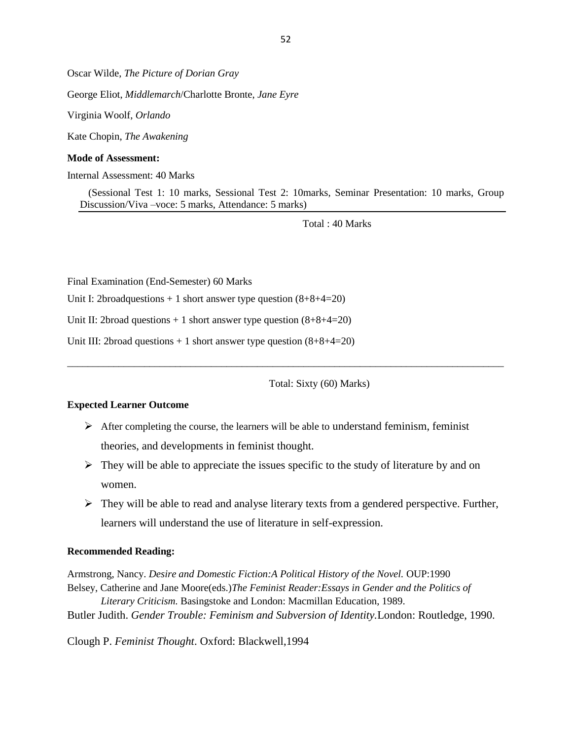Oscar Wilde, *The Picture of Dorian Gray*

George Eliot, *Middlemarch*/Charlotte Bronte, *Jane Eyre*

Virginia Woolf, *Orlando*

Kate Chopin, *The Awakening*

**Mode of Assessment:**

Internal Assessment: 40 Marks

(Sessional Test 1: 10 marks, Sessional Test 2: 10marks, Seminar Presentation: 10 marks, Group Discussion/Viva –voce: 5 marks, Attendance: 5 marks)

Total : 40 Marks

Final Examination (End-Semester) 60 Marks

Unit I: 2broadquestions + 1 short answer type question (8+8+4=20)

Unit II: 2broad questions + 1 short answer type question (8+8+4=20)

Unit III: 2broad questions + 1 short answer type question (8+8+4=20)

Total: Sixty (60) Marks)

**Expected Learner Outcome**

- After completing the course, the learners will be able to understand feminism, feminist theories, and developments in feminist thought.
- They will be able to appreciate the issues specific to the study of literature by and on women.
- They will be able to read and analyse literary texts from a gendered perspective. Further, learners will understand the use of literature in self-expression.

**Recommended Reading:**

Armstrong, Nancy. *Desire and Domestic Fiction:A Political History of the Novel.* OUP:1990

Belsey, Catherine and Jane Moore(eds.)*The Feminist Reader:Essays in Gender and the Politics of Literary Criticism.* Basingstoke and London: Macmillan Education, 1989.

Butler Judith. *Gender Trouble: Feminism and Subversion of Identity.*London: Routledge, 1990.

Clough P. *Feminist Thought*. Oxford: Blackwell,1994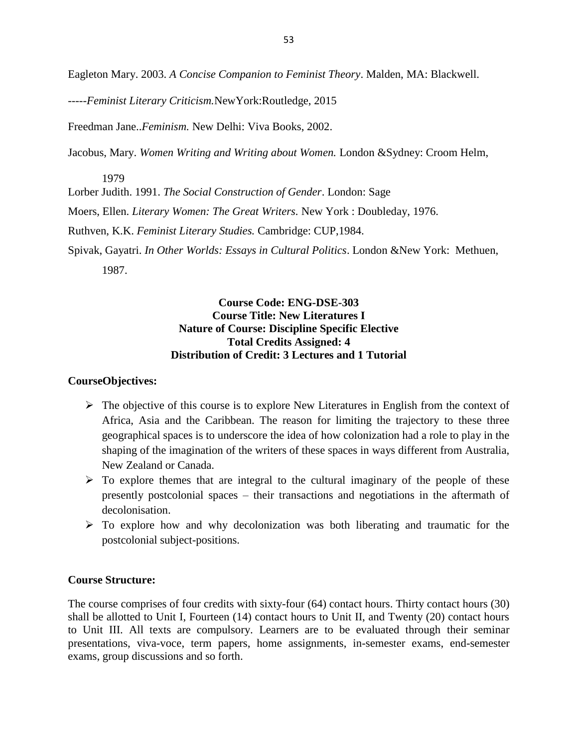Eagleton Mary. 2003. *A Concise Companion to Feminist Theory*. Malden, MA: Blackwell.

-----*Feminist Literary Criticism.*NewYork:Routledge, 2015

Freedman Jane..*Feminism.* New Delhi: Viva Books, 2002.

Jacobus, Mary. *Women Writing and Writing about Women.* London &Sydney: Croom Helm, 1979

Lorber Judith. 1991. *The Social Construction of Gender*. London: Sage

Moers, Ellen. *Literary Women: The Great Writers.* New York : Doubleday, 1976.

Ruthven, K.K. *Feminist Literary Studies.* Cambridge: CUP,1984.

Spivak, Gayatri. *In Other Worlds: Essays in Cultural Politics*. London &New York: Methuen, 1987.

**Course Code: ENG-DSE-303**
**Course Title: New Literatures I**
**Nature of Course: Discipline Specific Elective**
**Total Credits Assigned: 4**
**Distribution of Credit: 3 Lectures and 1 Tutorial**

**CourseObjectives:**

- The objective of this course is to explore New Literatures in English from the context of Africa, Asia and the Caribbean. The reason for limiting the trajectory to these three geographical spaces is to underscore the idea of how colonization had a role to play in the shaping of the imagination of the writers of these spaces in ways different from Australia, New Zealand or Canada.
- To explore themes that are integral to the cultural imaginary of the people of these presently postcolonial spaces – their transactions and negotiations in the aftermath of decolonisation.
- To explore how and why decolonization was both liberating and traumatic for the postcolonial subject-positions.

**Course Structure:**

The course comprises of four credits with sixty-four (64) contact hours. Thirty contact hours (30) shall be allotted to Unit I, Fourteen (14) contact hours to Unit II, and Twenty (20) contact hours to Unit III. All texts are compulsory. Learners are to be evaluated through their seminar presentations, viva-voce, term papers, home assignments, in-semester exams, end-semester exams, group discussions and so forth.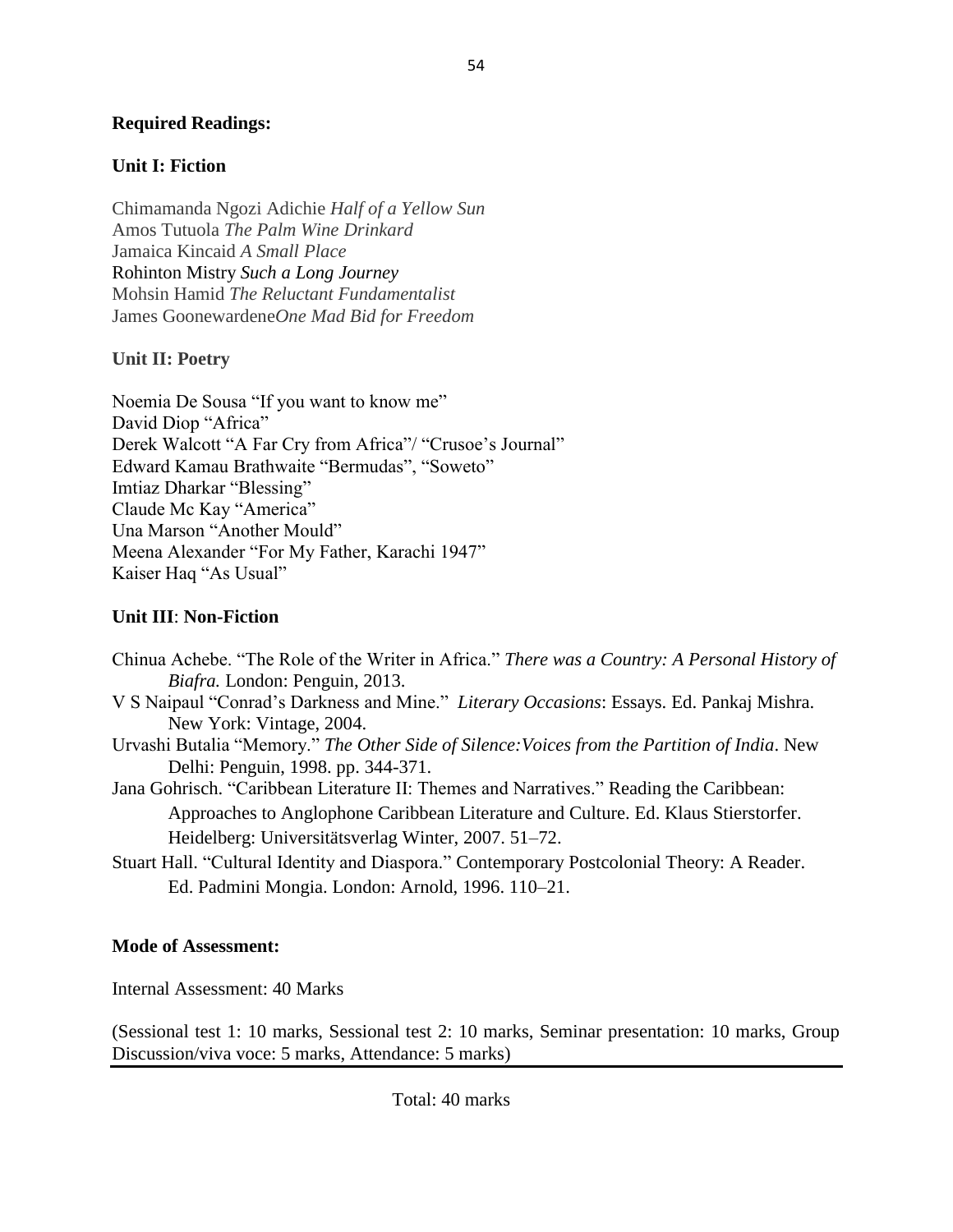**Required Readings:**

**Unit I: Fiction**

Chimamanda Ngozi Adichie *Half of a Yellow Sun*
Amos Tutuola *The Palm Wine Drinkard*
Jamaica Kincaid *A Small Place*
Rohinton Mistry *Such a Long Journey*
Mohsin Hamid *The Reluctant Fundamentalist*
James Goonewardene*One Mad Bid for Freedom*

**Unit II: Poetry**

Noemia De Sousa "If you want to know me"
David Diop "Africa"
Derek Walcott "A Far Cry from Africa"/ "Crusoe's Journal"
Edward Kamau Brathwaite "Bermudas", "Soweto"
Imtiaz Dharkar "Blessing"
Claude Mc Kay "America"
Una Marson "Another Mould"
Meena Alexander "For My Father, Karachi 1947"
Kaiser Haq "As Usual"

**Unit III**: **Non-Fiction**

Chinua Achebe. "The Role of the Writer in Africa." *There was a Country: A Personal History of Biafra.* London: Penguin, 2013.

V S Naipaul "Conrad's Darkness and Mine." *Literary Occasions*: Essays. Ed. Pankaj Mishra. New York: Vintage, 2004.

Urvashi Butalia "Memory." *The Other Side of Silence:Voices from the Partition of India*. New Delhi: Penguin, 1998. pp. 344-371.

Jana Gohrisch. "Caribbean Literature II: Themes and Narratives." Reading the Caribbean: Approaches to Anglophone Caribbean Literature and Culture. Ed. Klaus Stierstorfer. Heidelberg: Universitätsverlag Winter, 2007. 51–72.

Stuart Hall. "Cultural Identity and Diaspora." Contemporary Postcolonial Theory: A Reader. Ed. Padmini Mongia. London: Arnold, 1996. 110–21.

**Mode of Assessment:**

Internal Assessment: 40 Marks

(Sessional test 1: 10 marks, Sessional test 2: 10 marks, Seminar presentation: 10 marks, Group Discussion/viva voce: 5 marks, Attendance: 5 marks)

Total: 40 marks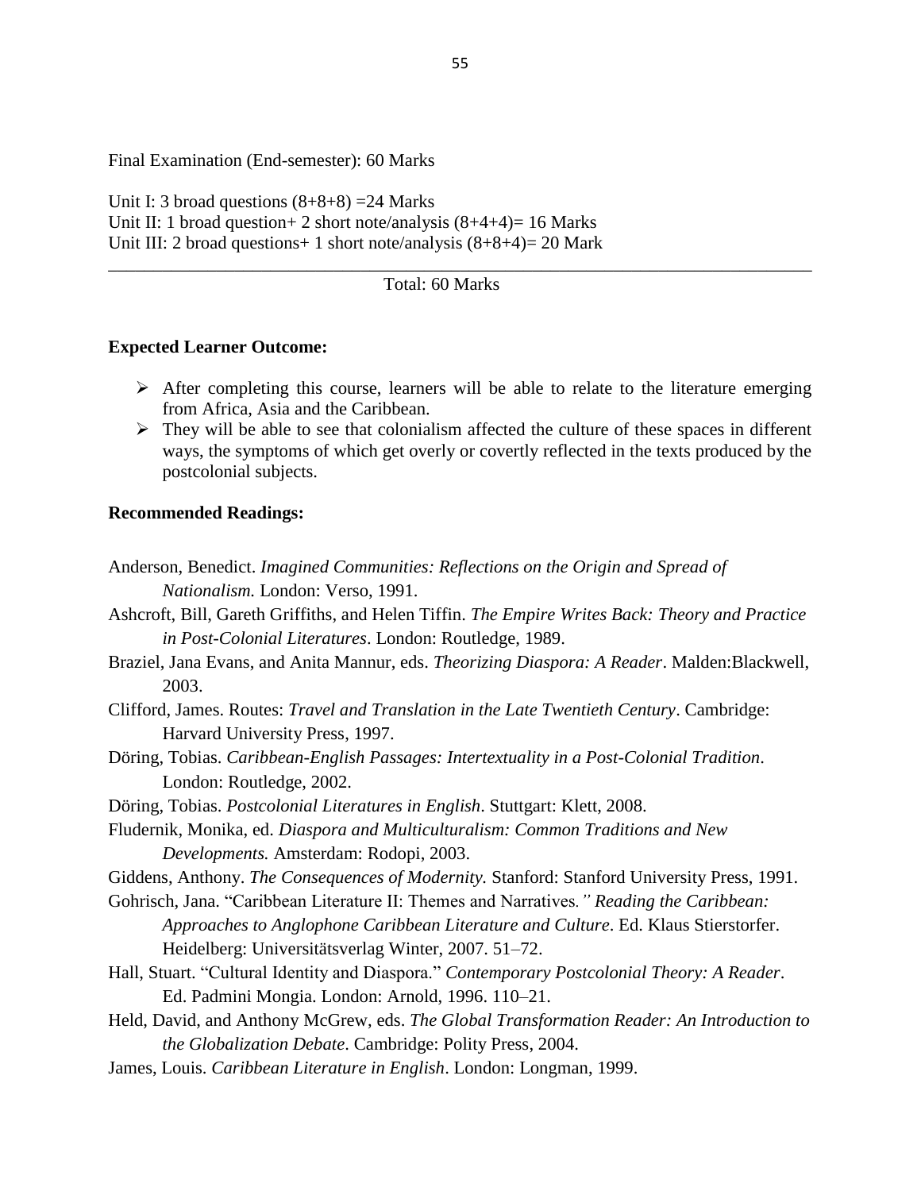Final Examination (End-semester): 60 Marks

Unit I: 3 broad questions (8+8+8) =24 Marks
Unit II: 1 broad question+ 2 short note/analysis (8+4+4)= 16 Marks
Unit III: 2 broad questions+ 1 short note/analysis (8+8+4)= 20 Mark

---

Total: 60 Marks

**Expected Learner Outcome:**

- After completing this course, learners will be able to relate to the literature emerging from Africa, Asia and the Caribbean.
- They will be able to see that colonialism affected the culture of these spaces in different ways, the symptoms of which get overly or covertly reflected in the texts produced by the postcolonial subjects.

**Recommended Readings:**

Anderson, Benedict. *Imagined Communities: Reflections on the Origin and Spread of Nationalism.* London: Verso, 1991.

Ashcroft, Bill, Gareth Griffiths, and Helen Tiffin. *The Empire Writes Back: Theory and Practice in Post-Colonial Literatures*. London: Routledge, 1989.

Braziel, Jana Evans, and Anita Mannur, eds. *Theorizing Diaspora: A Reader*. Malden:Blackwell, 2003.

Clifford, James. Routes: *Travel and Translation in the Late Twentieth Century*. Cambridge: Harvard University Press, 1997.

Döring, Tobias. *Caribbean-English Passages: Intertextuality in a Post-Colonial Tradition*. London: Routledge, 2002.

Döring, Tobias. *Postcolonial Literatures in English*. Stuttgart: Klett, 2008.

Fludernik, Monika, ed. *Diaspora and Multiculturalism: Common Traditions and New Developments.* Amsterdam: Rodopi, 2003.

Giddens, Anthony. *The Consequences of Modernity.* Stanford: Stanford University Press, 1991.

Gohrisch, Jana. "Caribbean Literature II: Themes and Narratives*." Reading the Caribbean: Approaches to Anglophone Caribbean Literature and Culture*. Ed. Klaus Stierstorfer. Heidelberg: Universitätsverlag Winter, 2007. 51–72.

Hall, Stuart. "Cultural Identity and Diaspora." *Contemporary Postcolonial Theory: A Reader*. Ed. Padmini Mongia. London: Arnold, 1996. 110–21.

Held, David, and Anthony McGrew, eds. *The Global Transformation Reader: An Introduction to the Globalization Debate*. Cambridge: Polity Press, 2004.

James, Louis. *Caribbean Literature in English*. London: Longman, 1999.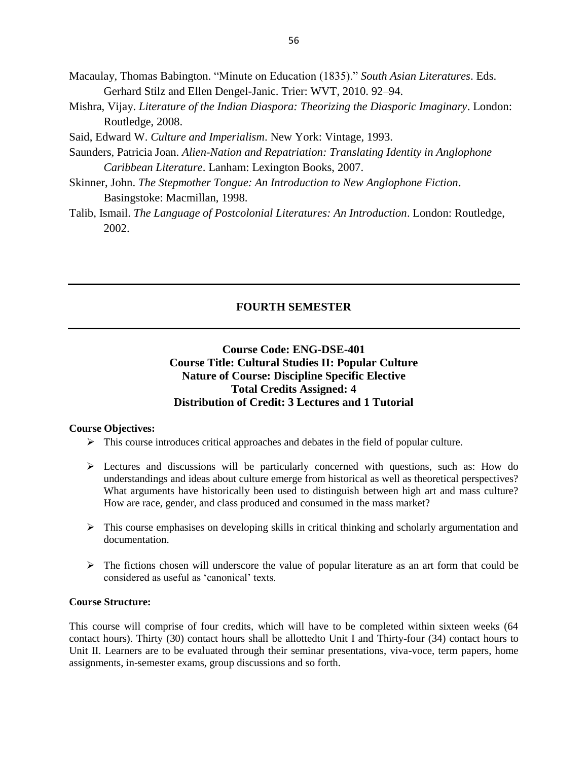Macaulay, Thomas Babington. "Minute on Education (1835)." *South Asian Literatures*. Eds. Gerhard Stilz and Ellen Dengel-Janic. Trier: WVT, 2010. 92–94.

Mishra, Vijay. *Literature of the Indian Diaspora: Theorizing the Diasporic Imaginary*. London: Routledge, 2008.

Said, Edward W. *Culture and Imperialism*. New York: Vintage, 1993.

Saunders, Patricia Joan. *Alien-Nation and Repatriation: Translating Identity in Anglophone Caribbean Literature*. Lanham: Lexington Books, 2007.

Skinner, John. *The Stepmother Tongue: An Introduction to New Anglophone Fiction*. Basingstoke: Macmillan, 1998.

Talib, Ismail. *The Language of Postcolonial Literatures: An Introduction*. London: Routledge, 2002.

---

## FOURTH SEMESTER

---

### Course Code: ENG-DSE-401
### Course Title: Cultural Studies II: Popular Culture
### Nature of Course: Discipline Specific Elective
### Total Credits Assigned: 4
### Distribution of Credit: 3 Lectures and 1 Tutorial

**Course Objectives:**

- This course introduces critical approaches and debates in the field of popular culture.
- Lectures and discussions will be particularly concerned with questions, such as: How do understandings and ideas about culture emerge from historical as well as theoretical perspectives? What arguments have historically been used to distinguish between high art and mass culture? How are race, gender, and class produced and consumed in the mass market?
- This course emphasises on developing skills in critical thinking and scholarly argumentation and documentation.
- The fictions chosen will underscore the value of popular literature as an art form that could be considered as useful as 'canonical' texts.

**Course Structure:**

This course will comprise of four credits, which will have to be completed within sixteen weeks (64 contact hours). Thirty (30) contact hours shall be allottedto Unit I and Thirty-four (34) contact hours to Unit II. Learners are to be evaluated through their seminar presentations, viva-voce, term papers, home assignments, in-semester exams, group discussions and so forth.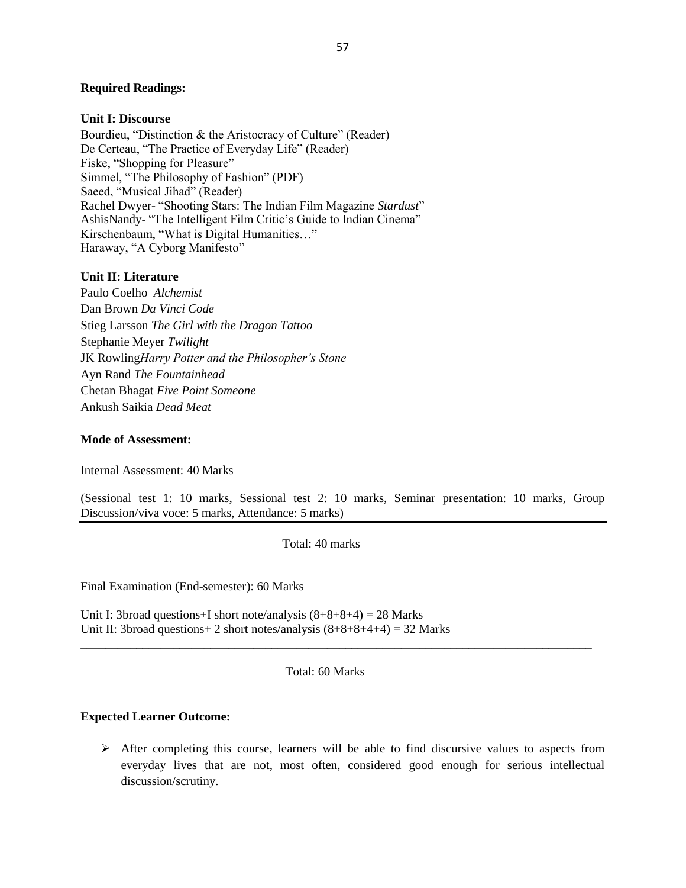**Required Readings:**

**Unit I: Discourse**

Bourdieu, "Distinction & the Aristocracy of Culture" (Reader)
De Certeau, "The Practice of Everyday Life" (Reader)
Fiske, "Shopping for Pleasure"
Simmel, "The Philosophy of Fashion" (PDF)
Saeed, "Musical Jihad" (Reader)
Rachel Dwyer- "Shooting Stars: The Indian Film Magazine *Stardust*"
AshisNandy- "The Intelligent Film Critic's Guide to Indian Cinema"
Kirschenbaum, "What is Digital Humanities…"
Haraway, "A Cyborg Manifesto"

**Unit II: Literature**

Paulo Coelho *Alchemist*
Dan Brown *Da Vinci Code*
Stieg Larsson *The Girl with the Dragon Tattoo*
Stephanie Meyer *Twilight*
JK Rowling*Harry Potter and the Philosopher's Stone*
Ayn Rand *The Fountainhead*
Chetan Bhagat *Five Point Someone*
Ankush Saikia *Dead Meat*

**Mode of Assessment:**

Internal Assessment: 40 Marks

(Sessional test 1: 10 marks, Sessional test 2: 10 marks, Seminar presentation: 10 marks, Group Discussion/viva voce: 5 marks, Attendance: 5 marks)

Total: 40 marks

Final Examination (End-semester): 60 Marks

Unit I: 3broad questions+I short note/analysis (8+8+8+4) = 28 Marks
Unit II: 3broad questions+ 2 short notes/analysis (8+8+8+4+4) = 32 Marks

Total: 60 Marks

**Expected Learner Outcome:**

- After completing this course, learners will be able to find discursive values to aspects from everyday lives that are not, most often, considered good enough for serious intellectual discussion/scrutiny.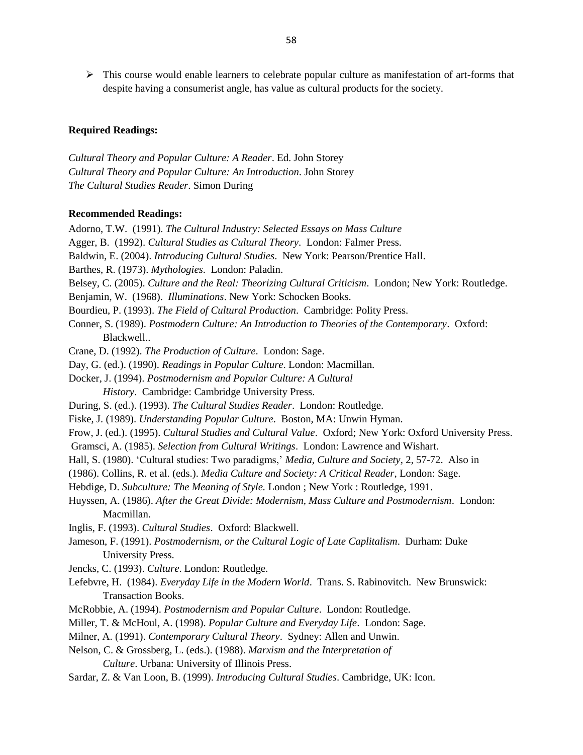- This course would enable learners to celebrate popular culture as manifestation of art-forms that despite having a consumerist angle, has value as cultural products for the society.

**Required Readings:**

*Cultural Theory and Popular Culture: A Reader*. Ed. John Storey
*Cultural Theory and Popular Culture: An Introduction*. John Storey
*The Cultural Studies Reader*. Simon During

**Recommended Readings:**

Adorno, T.W. (1991). *The Cultural Industry: Selected Essays on Mass Culture*
Agger, B. (1992). *Cultural Studies as Cultural Theory*. London: Falmer Press.
Baldwin, E. (2004). *Introducing Cultural Studies*. New York: Pearson/Prentice Hall.
Barthes, R. (1973). *Mythologies*. London: Paladin.
Belsey, C. (2005). *Culture and the Real: Theorizing Cultural Criticism*. London; New York: Routledge.
Benjamin, W. (1968). *Illuminations*. New York: Schocken Books.
Bourdieu, P. (1993). *The Field of Cultural Production*. Cambridge: Polity Press.
Conner, S. (1989). *Postmodern Culture: An Introduction to Theories of the Contemporary*. Oxford: Blackwell..
Crane, D. (1992). *The Production of Culture*. London: Sage.
Day, G. (ed.). (1990). *Readings in Popular Culture*. London: Macmillan.
Docker, J. (1994). *Postmodernism and Popular Culture: A Cultural History*. Cambridge: Cambridge University Press.
During, S. (ed.). (1993). *The Cultural Studies Reader*. London: Routledge.
Fiske, J. (1989). *Understanding Popular Culture*. Boston, MA: Unwin Hyman.
Frow, J. (ed.). (1995). *Cultural Studies and Cultural Value*. Oxford; New York: Oxford University Press.
Gramsci, A. (1985). *Selection from Cultural Writings*. London: Lawrence and Wishart.
Hall, S. (1980). 'Cultural studies: Two paradigms,' *Media, Culture and Society*, 2, 57-72. Also in
(1986). Collins, R. et al. (eds.). *Media Culture and Society: A Critical Reader*, London: Sage.
Hebdige, D. *Subculture: The Meaning of Style.* London ; New York : Routledge, 1991.
Huyssen, A. (1986). *After the Great Divide: Modernism, Mass Culture and Postmodernism*. London: Macmillan.
Inglis, F. (1993). *Cultural Studies*. Oxford: Blackwell.
Jameson, F. (1991). *Postmodernism, or the Cultural Logic of Late Caplitalism*. Durham: Duke University Press.
Jencks, C. (1993). *Culture*. London: Routledge.
Lefebvre, H. (1984). *Everyday Life in the Modern World*. Trans. S. Rabinovitch. New Brunswick: Transaction Books.
McRobbie, A. (1994). *Postmodernism and Popular Culture*. London: Routledge.
Miller, T. & McHoul, A. (1998). *Popular Culture and Everyday Life*. London: Sage.
Milner, A. (1991). *Contemporary Cultural Theory*. Sydney: Allen and Unwin.
Nelson, C. & Grossberg, L. (eds.). (1988). *Marxism and the Interpretation of Culture*. Urbana: University of Illinois Press.
Sardar, Z. & Van Loon, B. (1999). *Introducing Cultural Studies*. Cambridge, UK: Icon.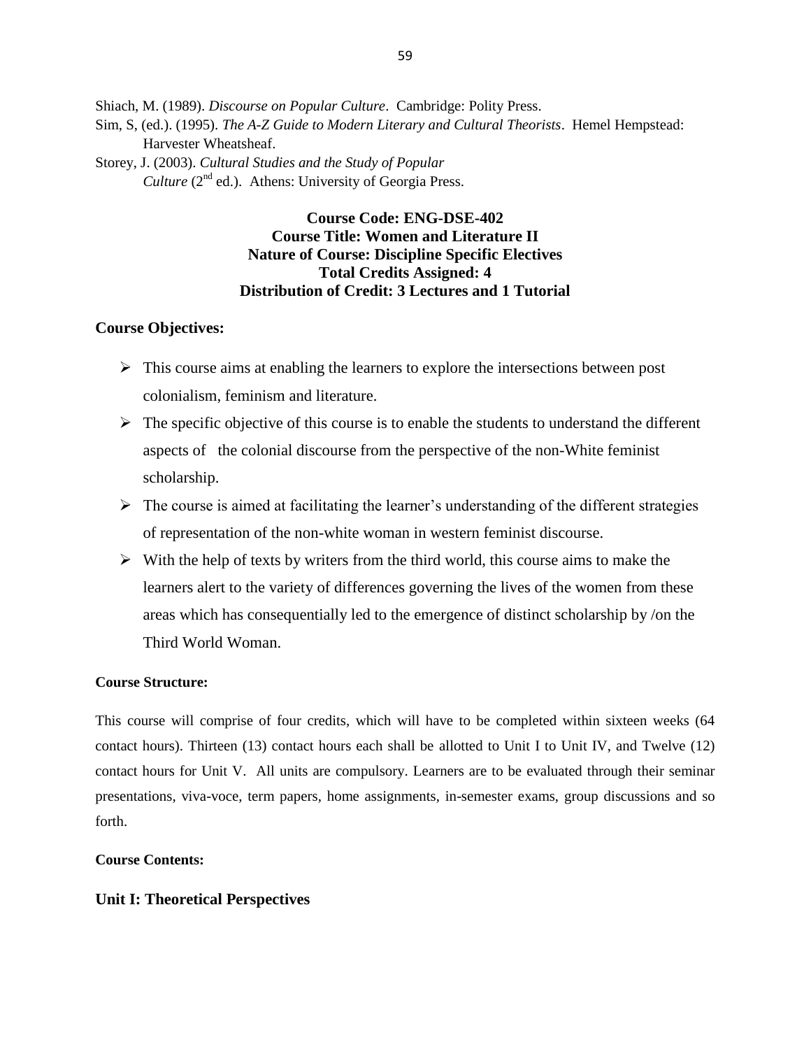Shiach, M. (1989). *Discourse on Popular Culture*. Cambridge: Polity Press.

Sim, S, (ed.). (1995). *The A-Z Guide to Modern Literary and Cultural Theorists*. Hemel Hempstead: Harvester Wheatsheaf.

Storey, J. (2003). *Cultural Studies and the Study of Popular Culture* (2nd ed.). Athens: University of Georgia Press.

**Course Code: ENG-DSE-402**
**Course Title: Women and Literature II**
**Nature of Course: Discipline Specific Electives**
**Total Credits Assigned: 4**
**Distribution of Credit: 3 Lectures and 1 Tutorial**

## Course Objectives:

- This course aims at enabling the learners to explore the intersections between post colonialism, feminism and literature.
- The specific objective of this course is to enable the students to understand the different aspects of the colonial discourse from the perspective of the non-White feminist scholarship.
- The course is aimed at facilitating the learner's understanding of the different strategies of representation of the non-white woman in western feminist discourse.
- With the help of texts by writers from the third world, this course aims to make the learners alert to the variety of differences governing the lives of the women from these areas which has consequentially led to the emergence of distinct scholarship by /on the Third World Woman.

**Course Structure:**

This course will comprise of four credits, which will have to be completed within sixteen weeks (64 contact hours). Thirteen (13) contact hours each shall be allotted to Unit I to Unit IV, and Twelve (12) contact hours for Unit V. All units are compulsory. Learners are to be evaluated through their seminar presentations, viva-voce, term papers, home assignments, in-semester exams, group discussions and so forth.

**Course Contents:**

## Unit I: Theoretical Perspectives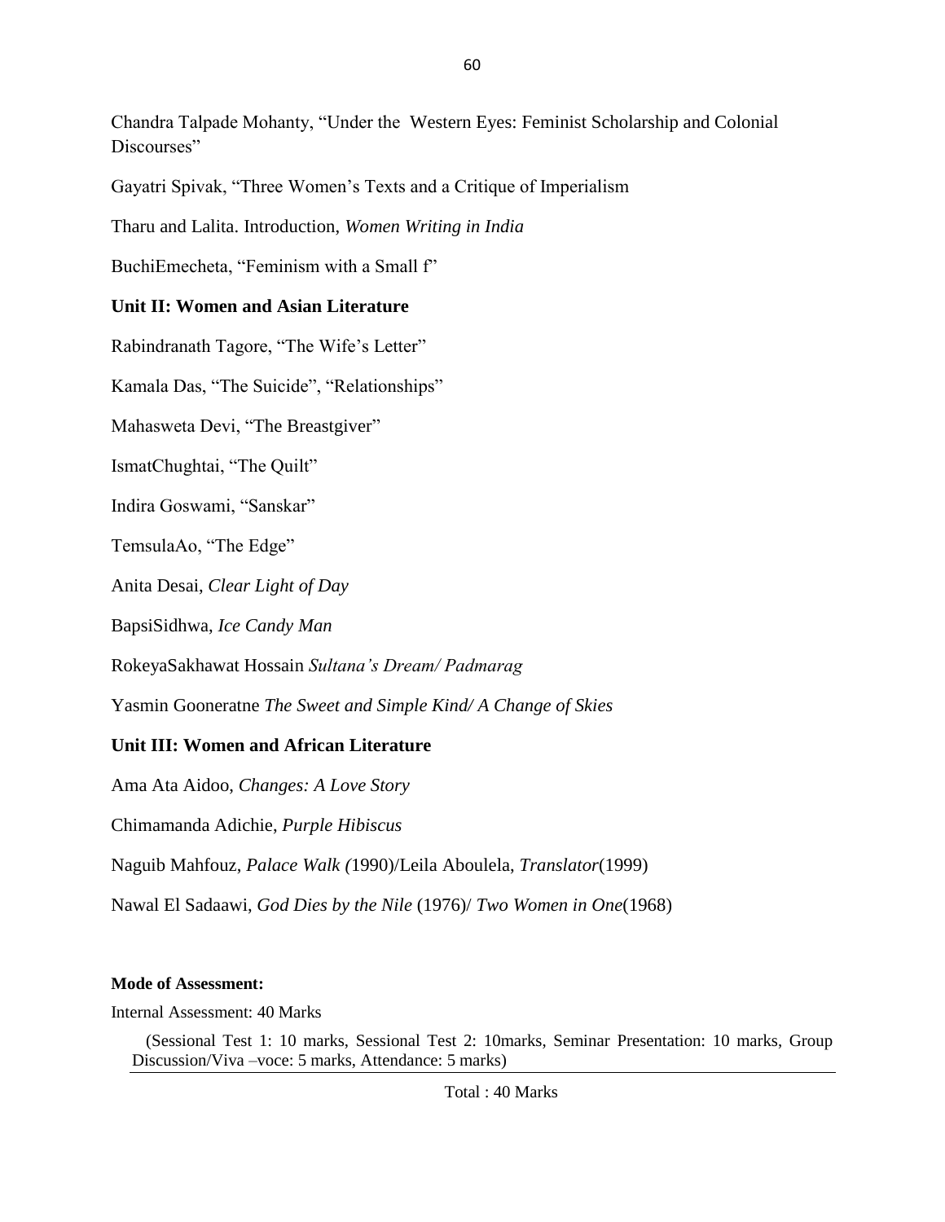Chandra Talpade Mohanty, "Under the  Western Eyes: Feminist Scholarship and Colonial Discourses"

Gayatri Spivak, "Three Women's Texts and a Critique of Imperialism

Tharu and Lalita. Introduction, *Women Writing in India*

BuchiEmecheta, "Feminism with a Small f"

**Unit II: Women and Asian Literature**

Rabindranath Tagore, "The Wife's Letter"

Kamala Das, "The Suicide", "Relationships"

Mahasweta Devi, "The Breastgiver"

IsmatChughtai, "The Quilt"

Indira Goswami, "Sanskar"

TemsulaAo, "The Edge"

Anita Desai, *Clear Light of Day*

BapsiSidhwa, *Ice Candy Man*

RokeyaSakhawat Hossain *Sultana's Dream/ Padmarag*

Yasmin Gooneratne *The Sweet and Simple Kind/ A Change of Skies*

**Unit III: Women and African Literature**

Ama Ata Aidoo, *Changes: A Love Story*

Chimamanda Adichie, *Purple Hibiscus*

Naguib Mahfouz, *Palace Walk (*1990)/Leila Aboulela, *Translator*(1999)

Nawal El Sadaawi, *God Dies by the Nile* (1976)/ *Two Women in One*(1968)

**Mode of Assessment:**

Internal Assessment: 40 Marks

(Sessional Test 1: 10 marks, Sessional Test 2: 10marks, Seminar Presentation: 10 marks, Group Discussion/Viva –voce: 5 marks, Attendance: 5 marks)

Total : 40 Marks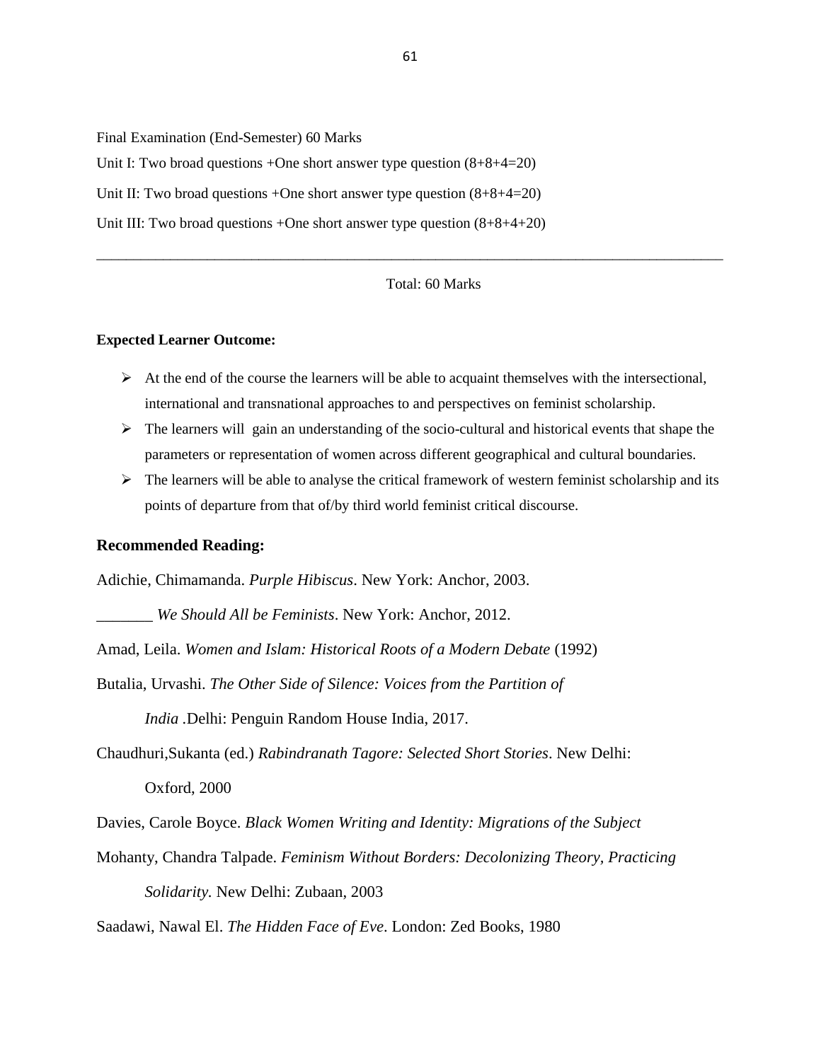Final Examination (End-Semester) 60 Marks

Unit I: Two broad questions +One short answer type question (8+8+4=20)

Unit II: Two broad questions +One short answer type question (8+8+4=20)

Unit III: Two broad questions +One short answer type question (8+8+4+20)

---

Total: 60 Marks

**Expected Learner Outcome:**

- At the end of the course the learners will be able to acquaint themselves with the intersectional, international and transnational approaches to and perspectives on feminist scholarship.
- The learners will gain an understanding of the socio-cultural and historical events that shape the parameters or representation of women across different geographical and cultural boundaries.
- The learners will be able to analyse the critical framework of western feminist scholarship and its points of departure from that of/by third world feminist critical discourse.

### Recommended Reading:

Adichie, Chimamanda. *Purple Hibiscus*. New York: Anchor, 2003.

_______ *We Should All be Feminists*. New York: Anchor, 2012.

Amad, Leila. *Women and Islam: Historical Roots of a Modern Debate* (1992)

Butalia, Urvashi. *The Other Side of Silence: Voices from the Partition of India* .Delhi: Penguin Random House India, 2017.

Chaudhuri,Sukanta (ed.) *Rabindranath Tagore: Selected Short Stories*. New Delhi: Oxford, 2000

Davies, Carole Boyce. *Black Women Writing and Identity: Migrations of the Subject*

Mohanty, Chandra Talpade. *Feminism Without Borders: Decolonizing Theory, Practicing Solidarity.* New Delhi: Zubaan, 2003

Saadawi, Nawal El. *The Hidden Face of Eve*. London: Zed Books, 1980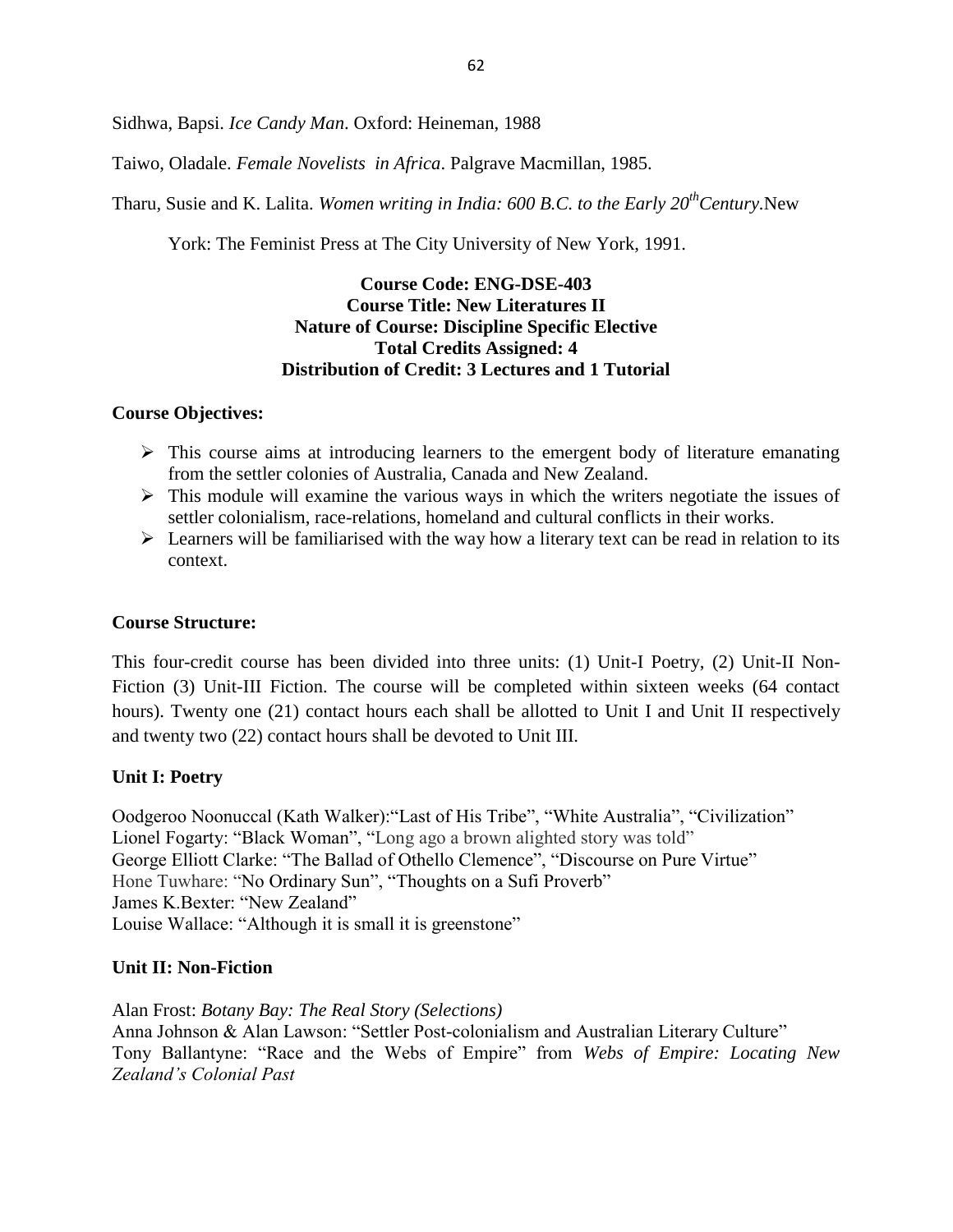Sidhwa, Bapsi. *Ice Candy Man*. Oxford: Heineman, 1988

Taiwo, Oladale. *Female Novelists in Africa*. Palgrave Macmillan, 1985.

Tharu, Susie and K. Lalita. *Women writing in India: 600 B.C. to the Early 20th Century*.New York: The Feminist Press at The City University of New York, 1991.

**Course Code: ENG-DSE-403**
**Course Title: New Literatures II**
**Nature of Course: Discipline Specific Elective**
**Total Credits Assigned: 4**
**Distribution of Credit: 3 Lectures and 1 Tutorial**

**Course Objectives:**

- This course aims at introducing learners to the emergent body of literature emanating from the settler colonies of Australia, Canada and New Zealand.
- This module will examine the various ways in which the writers negotiate the issues of settler colonialism, race-relations, homeland and cultural conflicts in their works.
- Learners will be familiarised with the way how a literary text can be read in relation to its context.

**Course Structure:**

This four-credit course has been divided into three units: (1) Unit-I Poetry, (2) Unit-II Non-Fiction (3) Unit-III Fiction. The course will be completed within sixteen weeks (64 contact hours). Twenty one (21) contact hours each shall be allotted to Unit I and Unit II respectively and twenty two (22) contact hours shall be devoted to Unit III.

**Unit I: Poetry**

Oodgeroo Noonuccal (Kath Walker):"Last of His Tribe", "White Australia", "Civilization"
Lionel Fogarty: "Black Woman", "Long ago a brown alighted story was told"
George Elliott Clarke: "The Ballad of Othello Clemence", "Discourse on Pure Virtue"
Hone Tuwhare: "No Ordinary Sun", "Thoughts on a Sufi Proverb"
James K.Bexter: "New Zealand"
Louise Wallace: "Although it is small it is greenstone"

**Unit II: Non-Fiction**

Alan Frost: *Botany Bay: The Real Story (Selections)*
Anna Johnson & Alan Lawson: "Settler Post-colonialism and Australian Literary Culture"
Tony Ballantyne: "Race and the Webs of Empire" from *Webs of Empire: Locating New Zealand's Colonial Past*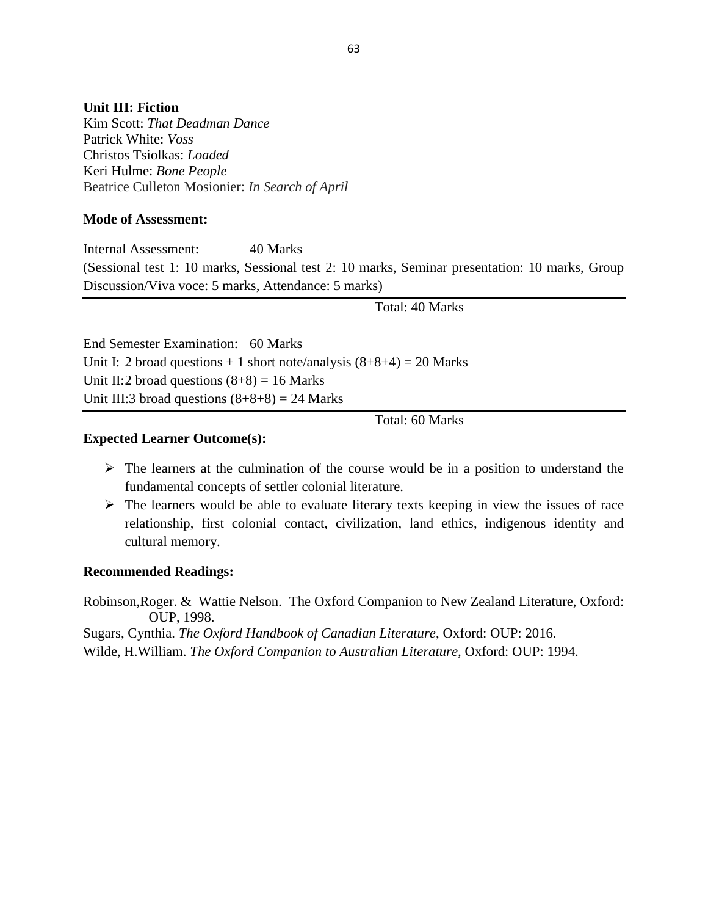**Unit III: Fiction**

Kim Scott: *That Deadman Dance*
Patrick White: *Voss*
Christos Tsiolkas: *Loaded*
Keri Hulme: *Bone People*
Beatrice Culleton Mosionier: *In Search of April*

**Mode of Assessment:**

Internal Assessment: 40 Marks
(Sessional test 1: 10 marks, Sessional test 2: 10 marks, Seminar presentation: 10 marks, Group Discussion/Viva voce: 5 marks, Attendance: 5 marks)

Total: 40 Marks

End Semester Examination: 60 Marks
Unit I: 2 broad questions + 1 short note/analysis (8+8+4) = 20 Marks
Unit II: 2 broad questions (8+8) = 16 Marks
Unit III: 3 broad questions (8+8+8) = 24 Marks

Total: 60 Marks

**Expected Learner Outcome(s):**

- The learners at the culmination of the course would be in a position to understand the fundamental concepts of settler colonial literature.
- The learners would be able to evaluate literary texts keeping in view the issues of race relationship, first colonial contact, civilization, land ethics, indigenous identity and cultural memory.

**Recommended Readings:**

Robinson, Roger. & Wattie Nelson. The Oxford Companion to New Zealand Literature, Oxford: OUP, 1998.
Sugars, Cynthia. *The Oxford Handbook of Canadian Literature*, Oxford: OUP: 2016.
Wilde, H.William. *The Oxford Companion to Australian Literature*, Oxford: OUP: 1994.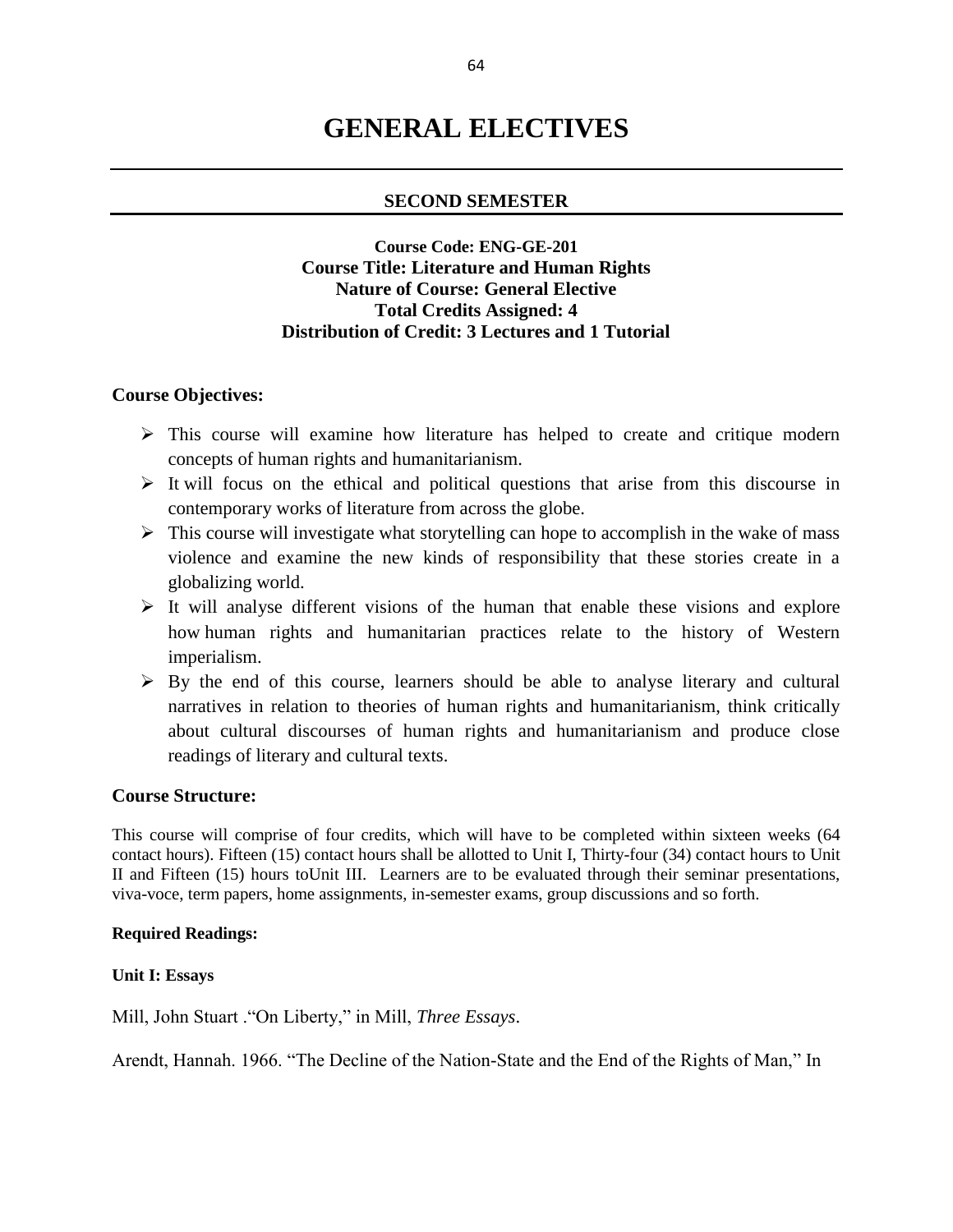# GENERAL ELECTIVES

## SECOND SEMESTER

**Course Code: ENG-GE-201**
**Course Title: Literature and Human Rights**
**Nature of Course: General Elective**
**Total Credits Assigned: 4**
**Distribution of Credit: 3 Lectures and 1 Tutorial**

### Course Objectives:

- This course will examine how literature has helped to create and critique modern concepts of human rights and humanitarianism.
- It will focus on the ethical and political questions that arise from this discourse in contemporary works of literature from across the globe.
- This course will investigate what storytelling can hope to accomplish in the wake of mass violence and examine the new kinds of responsibility that these stories create in a globalizing world.
- It will analyse different visions of the human that enable these visions and explore how human rights and humanitarian practices relate to the history of Western imperialism.
- By the end of this course, learners should be able to analyse literary and cultural narratives in relation to theories of human rights and humanitarianism, think critically about cultural discourses of human rights and humanitarianism and produce close readings of literary and cultural texts.

### Course Structure:

This course will comprise of four credits, which will have to be completed within sixteen weeks (64 contact hours). Fifteen (15) contact hours shall be allotted to Unit I, Thirty-four (34) contact hours to Unit II and Fifteen (15) hours toUnit III. Learners are to be evaluated through their seminar presentations, viva-voce, term papers, home assignments, in-semester exams, group discussions and so forth.

**Required Readings:**

**Unit I: Essays**

Mill, John Stuart ."On Liberty," in Mill, *Three Essays*.

Arendt, Hannah. 1966. "The Decline of the Nation-State and the End of the Rights of Man," In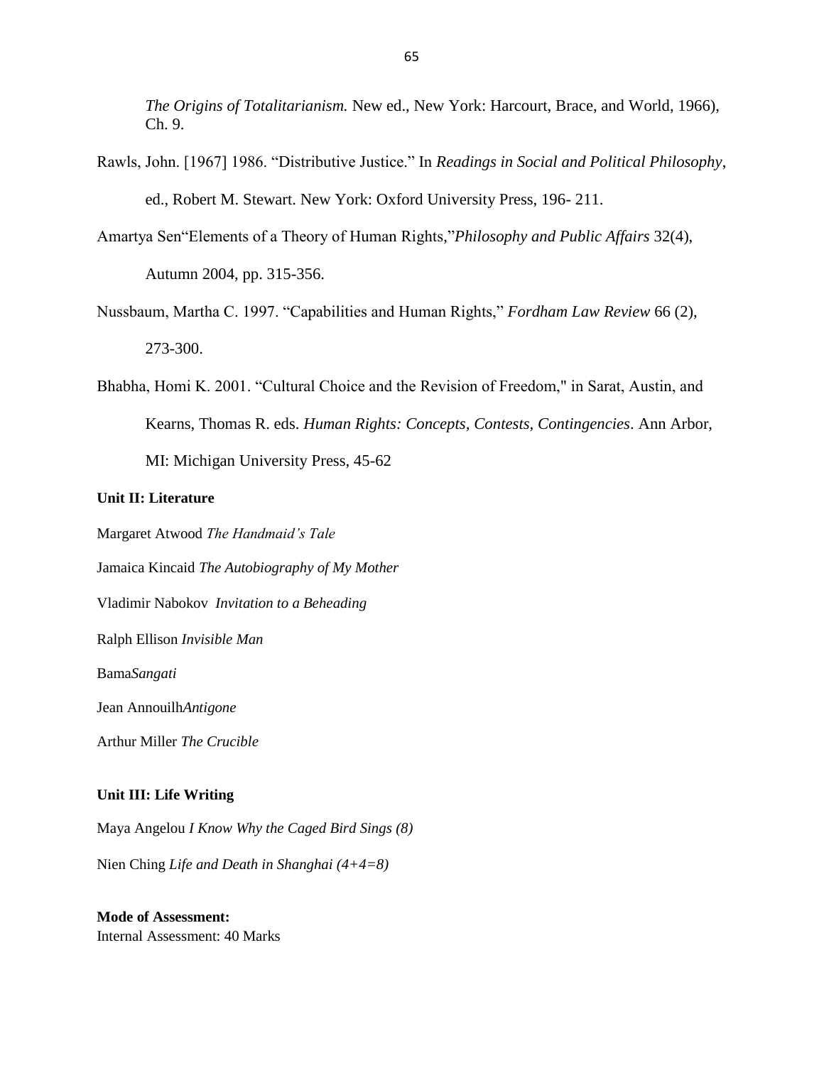*The Origins of Totalitarianism.* New ed., New York: Harcourt, Brace, and World, 1966), Ch. 9.

Rawls, John. [1967] 1986. "Distributive Justice." In *Readings in Social and Political Philosophy*, ed., Robert M. Stewart. New York: Oxford University Press, 196- 211.

Amartya Sen"Elements of a Theory of Human Rights,"*Philosophy and Public Affairs* 32(4), Autumn 2004, pp. 315-356.

Nussbaum, Martha C. 1997. "Capabilities and Human Rights," *Fordham Law Review* 66 (2), 273-300.

Bhabha, Homi K. 2001. "Cultural Choice and the Revision of Freedom," in Sarat, Austin, and Kearns, Thomas R. eds. *Human Rights: Concepts, Contests, Contingencies*. Ann Arbor, MI: Michigan University Press, 45-62

**Unit II: Literature**

Margaret Atwood *The Handmaid's Tale*

Jamaica Kincaid *The Autobiography of My Mother*

Vladimir Nabokov *Invitation to a Beheading*

Ralph Ellison *Invisible Man*

Bama*Sangati*

Jean Annouilh*Antigone*

Arthur Miller *The Crucible*

**Unit III: Life Writing**

Maya Angelou *I Know Why the Caged Bird Sings (8)*

Nien Ching *Life and Death in Shanghai (4+4=8)*

**Mode of Assessment:**
Internal Assessment: 40 Marks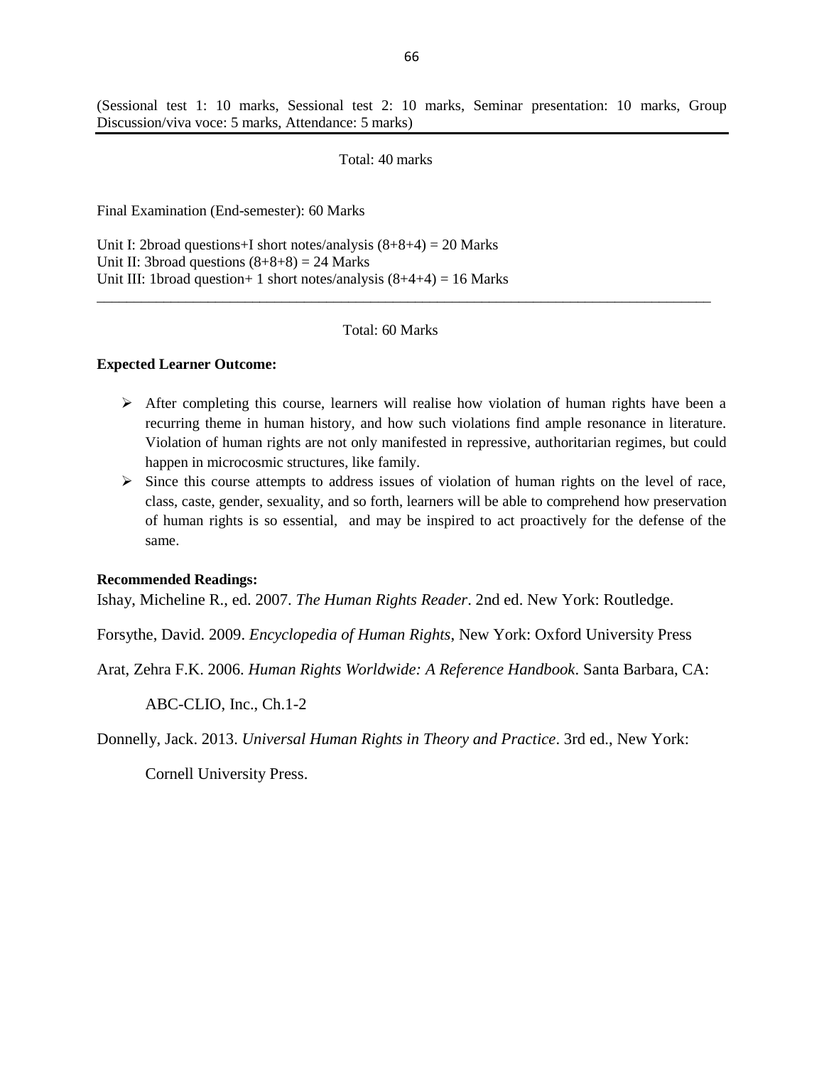(Sessional test 1: 10 marks, Sessional test 2: 10 marks, Seminar presentation: 10 marks, Group Discussion/viva voce: 5 marks, Attendance: 5 marks)

---

Total: 40 marks

Final Examination (End-semester): 60 Marks

Unit I: 2broad questions+I short notes/analysis (8+8+4) = 20 Marks
Unit II: 3broad questions (8+8+8) = 24 Marks
Unit III: 1broad question+ 1 short notes/analysis (8+4+4) = 16 Marks

---

Total: 60 Marks

**Expected Learner Outcome:**

- After completing this course, learners will realise how violation of human rights have been a recurring theme in human history, and how such violations find ample resonance in literature. Violation of human rights are not only manifested in repressive, authoritarian regimes, but could happen in microcosmic structures, like family.
- Since this course attempts to address issues of violation of human rights on the level of race, class, caste, gender, sexuality, and so forth, learners will be able to comprehend how preservation of human rights is so essential, and may be inspired to act proactively for the defense of the same.

**Recommended Readings:**

Ishay, Micheline R., ed. 2007. *The Human Rights Reader*. 2nd ed. New York: Routledge.

Forsythe, David. 2009. *Encyclopedia of Human Rights*, New York: Oxford University Press

Arat, Zehra F.K. 2006. *Human Rights Worldwide: A Reference Handbook*. Santa Barbara, CA: ABC-CLIO, Inc., Ch.1-2

Donnelly, Jack. 2013. *Universal Human Rights in Theory and Practice*. 3rd ed., New York: Cornell University Press.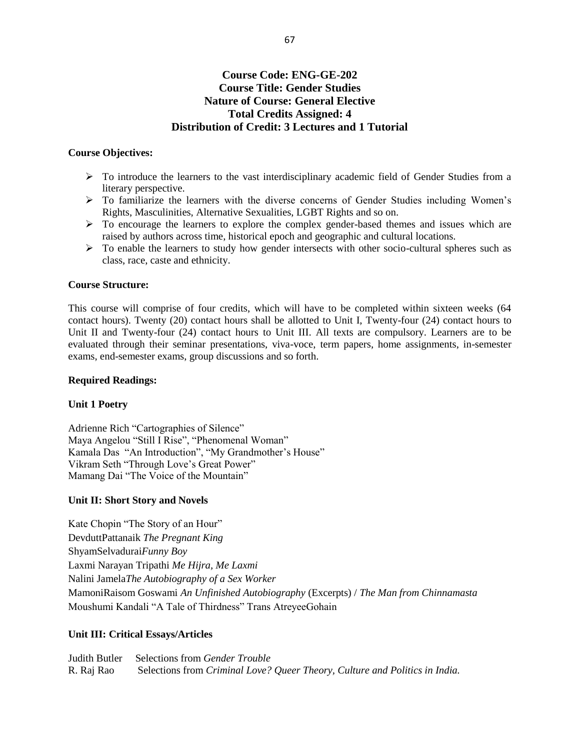**Course Code: ENG-GE-202**
**Course Title: Gender Studies**
**Nature of Course: General Elective**
**Total Credits Assigned: 4**
**Distribution of Credit: 3 Lectures and 1 Tutorial**

**Course Objectives:**

- To introduce the learners to the vast interdisciplinary academic field of Gender Studies from a literary perspective.
- To familiarize the learners with the diverse concerns of Gender Studies including Women's Rights, Masculinities, Alternative Sexualities, LGBT Rights and so on.
- To encourage the learners to explore the complex gender-based themes and issues which are raised by authors across time, historical epoch and geographic and cultural locations.
- To enable the learners to study how gender intersects with other socio-cultural spheres such as class, race, caste and ethnicity.

**Course Structure:**

This course will comprise of four credits, which will have to be completed within sixteen weeks (64 contact hours). Twenty (20) contact hours shall be allotted to Unit I, Twenty-four (24) contact hours to Unit II and Twenty-four (24) contact hours to Unit III. All texts are compulsory. Learners are to be evaluated through their seminar presentations, viva-voce, term papers, home assignments, in-semester exams, end-semester exams, group discussions and so forth.

**Required Readings:**

**Unit 1 Poetry**

Adrienne Rich "Cartographies of Silence"
Maya Angelou "Still I Rise", "Phenomenal Woman"
Kamala Das "An Introduction", "My Grandmother's House"
Vikram Seth "Through Love's Great Power"
Mamang Dai "The Voice of the Mountain"

**Unit II: Short Story and Novels**

Kate Chopin "The Story of an Hour"
DevduttPattanaik *The Pregnant King*
ShyamSelvadurai*Funny Boy*
Laxmi Narayan Tripathi *Me Hijra, Me Laxmi*
Nalini Jamela*The Autobiography of a Sex Worker*
MamoniRaisom Goswami *An Unfinished Autobiography* (Excerpts) / *The Man from Chinnamasta*
Moushumi Kandali "A Tale of Thirdness" Trans AtreyeeGohain

**Unit III: Critical Essays/Articles**

Judith Butler Selections from *Gender Trouble*
R. Raj Rao Selections from *Criminal Love? Queer Theory, Culture and Politics in India.*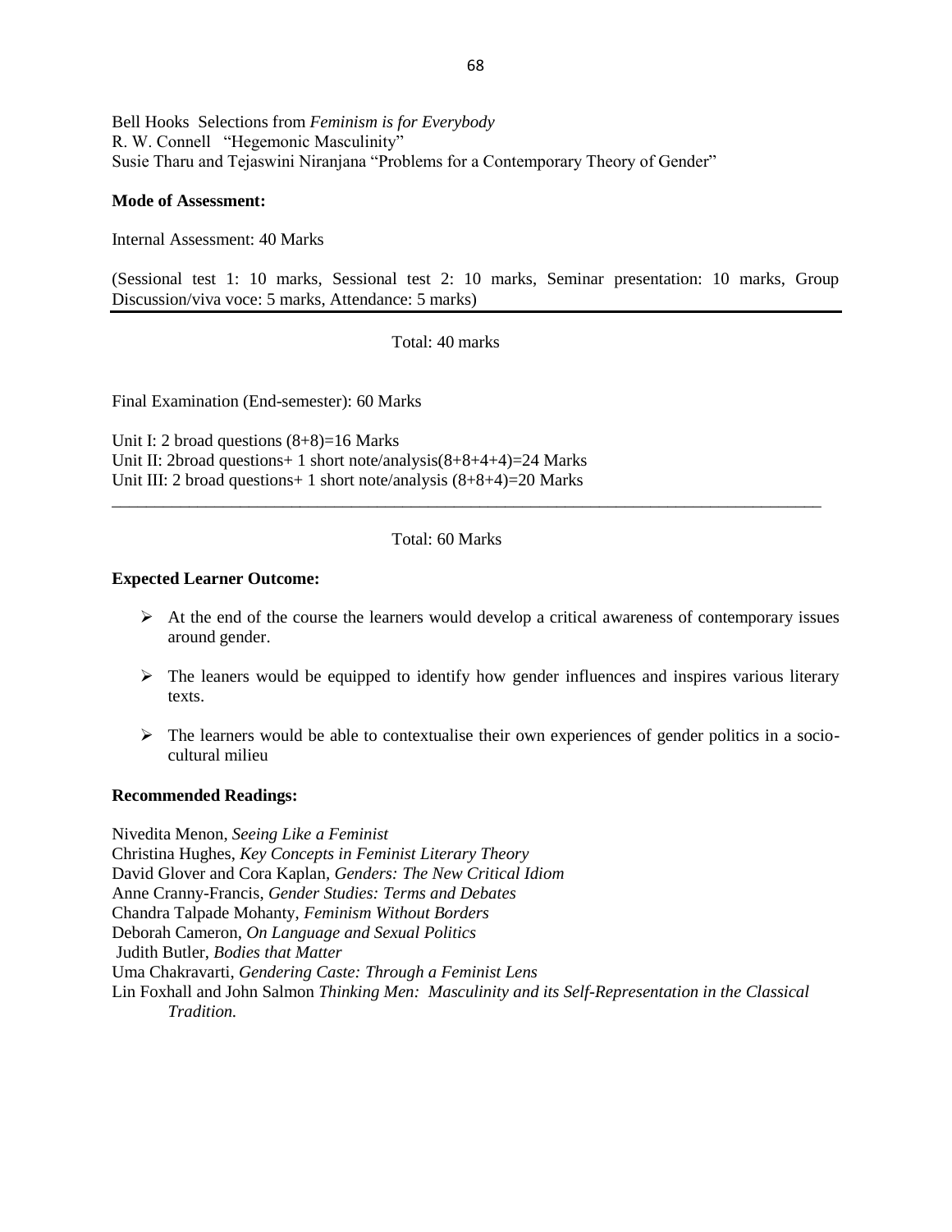Bell Hooks Selections from *Feminism is for Everybody*
R. W. Connell "Hegemonic Masculinity"
Susie Tharu and Tejaswini Niranjana "Problems for a Contemporary Theory of Gender"

**Mode of Assessment:**

Internal Assessment: 40 Marks

(Sessional test 1: 10 marks, Sessional test 2: 10 marks, Seminar presentation: 10 marks, Group Discussion/viva voce: 5 marks, Attendance: 5 marks)

Total: 40 marks

Final Examination (End-semester): 60 Marks

Unit I: 2 broad questions (8+8)=16 Marks
Unit II: 2broad questions+ 1 short note/analysis(8+8+4+4)=24 Marks
Unit III: 2 broad questions+ 1 short note/analysis (8+8+4)=20 Marks

Total: 60 Marks

**Expected Learner Outcome:**

- At the end of the course the learners would develop a critical awareness of contemporary issues around gender.
- The leaners would be equipped to identify how gender influences and inspires various literary texts.
- The learners would be able to contextualise their own experiences of gender politics in a socio-cultural milieu

**Recommended Readings:**

Nivedita Menon, *Seeing Like a Feminist*
Christina Hughes, *Key Concepts in Feminist Literary Theory*
David Glover and Cora Kaplan, *Genders: The New Critical Idiom*
Anne Cranny-Francis, *Gender Studies: Terms and Debates*
Chandra Talpade Mohanty, *Feminism Without Borders*
Deborah Cameron, *On Language and Sexual Politics*
Judith Butler, *Bodies that Matter*
Uma Chakravarti, *Gendering Caste: Through a Feminist Lens*
Lin Foxhall and John Salmon *Thinking Men: Masculinity and its Self-Representation in the Classical Tradition.*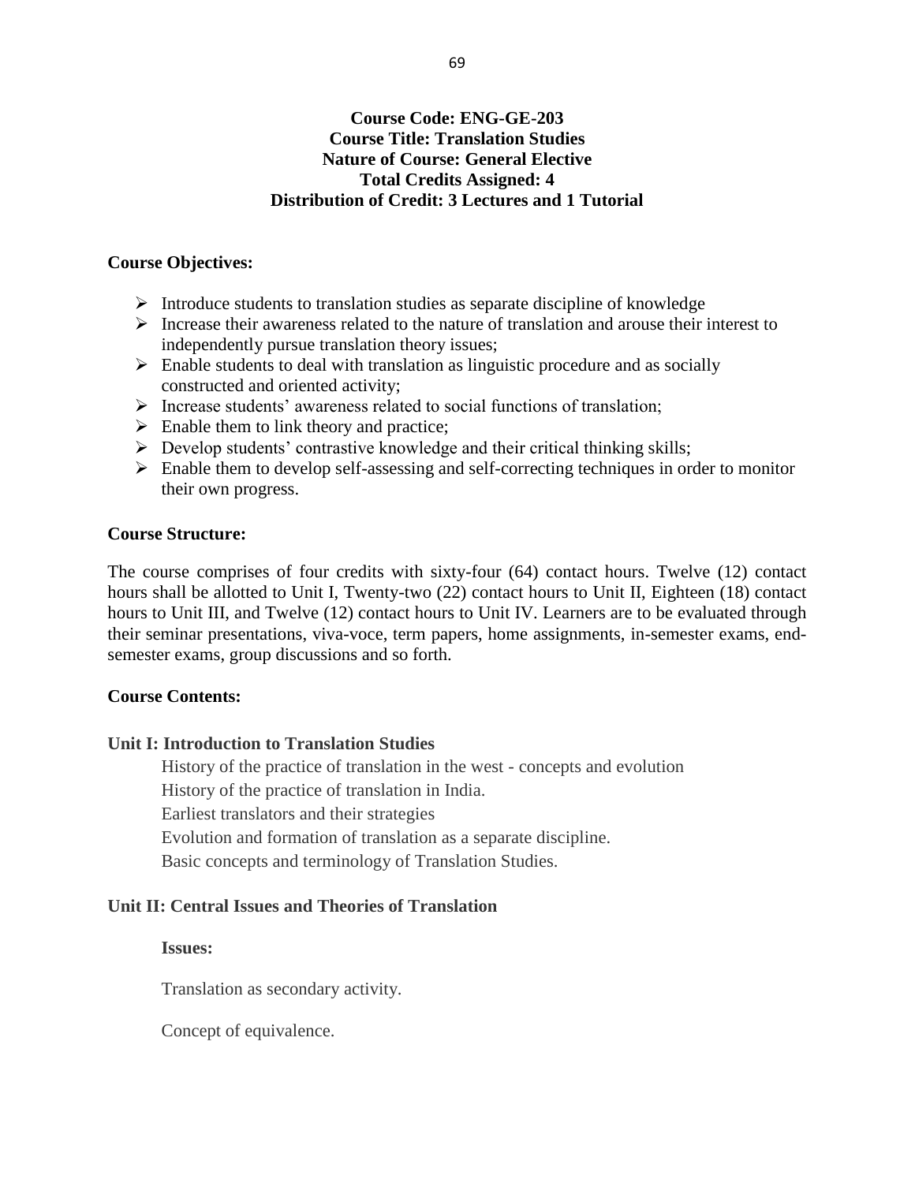**Course Code: ENG-GE-203**
**Course Title: Translation Studies**
**Nature of Course: General Elective**
**Total Credits Assigned: 4**
**Distribution of Credit: 3 Lectures and 1 Tutorial**

**Course Objectives:**

- Introduce students to translation studies as separate discipline of knowledge
- Increase their awareness related to the nature of translation and arouse their interest to independently pursue translation theory issues;
- Enable students to deal with translation as linguistic procedure and as socially constructed and oriented activity;
- Increase students' awareness related to social functions of translation;
- Enable them to link theory and practice;
- Develop students' contrastive knowledge and their critical thinking skills;
- Enable them to develop self-assessing and self-correcting techniques in order to monitor their own progress.

**Course Structure:**

The course comprises of four credits with sixty-four (64) contact hours. Twelve (12) contact hours shall be allotted to Unit I, Twenty-two (22) contact hours to Unit II, Eighteen (18) contact hours to Unit III, and Twelve (12) contact hours to Unit IV. Learners are to be evaluated through their seminar presentations, viva-voce, term papers, home assignments, in-semester exams, end-semester exams, group discussions and so forth.

**Course Contents:**

**Unit I: Introduction to Translation Studies**

History of the practice of translation in the west - concepts and evolution

History of the practice of translation in India.

Earliest translators and their strategies

Evolution and formation of translation as a separate discipline.

Basic concepts and terminology of Translation Studies.

**Unit II: Central Issues and Theories of Translation**

**Issues:**

Translation as secondary activity.

Concept of equivalence.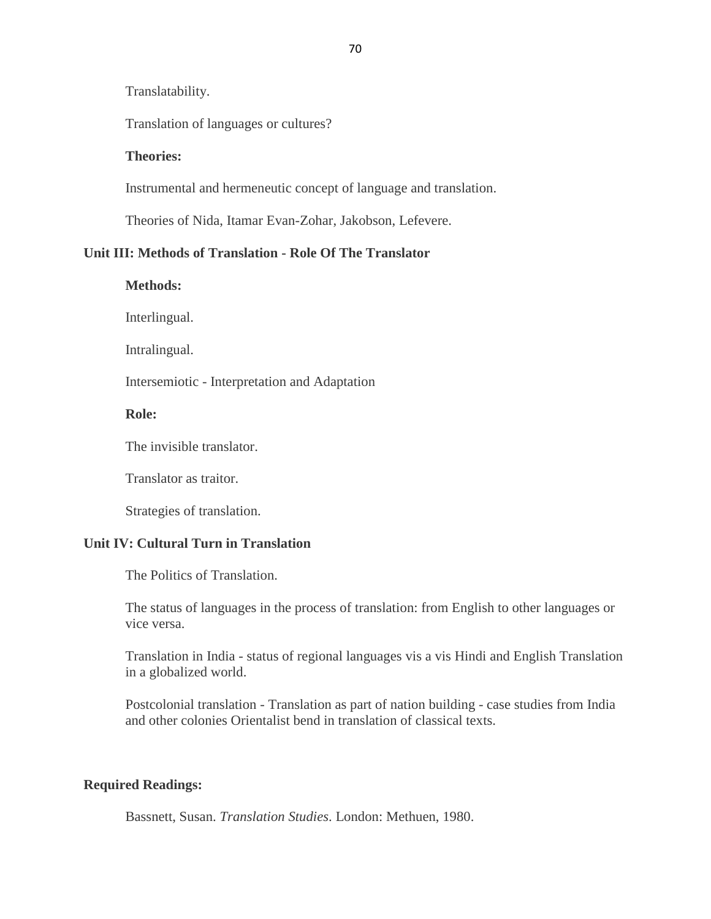Translatability.

Translation of languages or cultures?

**Theories:**

Instrumental and hermeneutic concept of language and translation.

Theories of Nida, Itamar Evan-Zohar, Jakobson, Lefevere.

**Unit III: Methods of Translation - Role Of The Translator**

**Methods:**

Interlingual.

Intralingual.

Intersemiotic - Interpretation and Adaptation

**Role:**

The invisible translator.

Translator as traitor.

Strategies of translation.

**Unit IV: Cultural Turn in Translation**

The Politics of Translation.

The status of languages in the process of translation: from English to other languages or vice versa.

Translation in India - status of regional languages vis a vis Hindi and English Translation in a globalized world.

Postcolonial translation - Translation as part of nation building - case studies from India and other colonies Orientalist bend in translation of classical texts.

**Required Readings:**

Bassnett, Susan. *Translation Studies*. London: Methuen, 1980.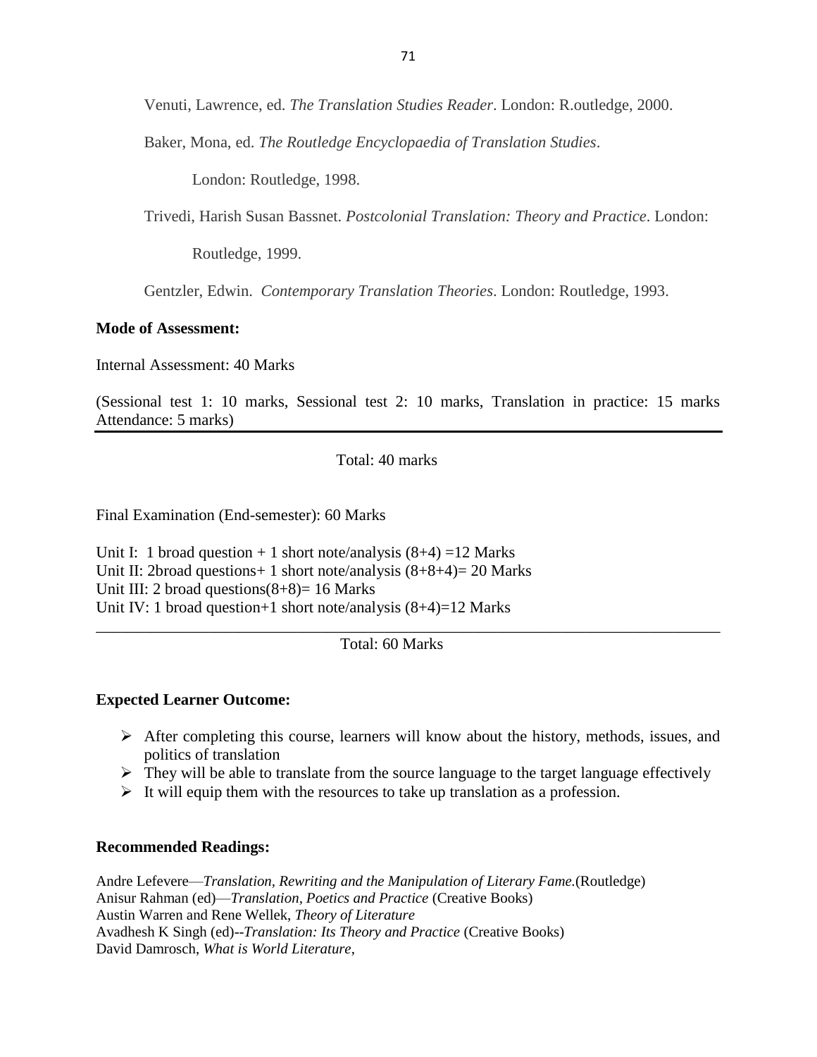Venuti, Lawrence, ed. *The Translation Studies Reader*. London: R.outledge, 2000.

Baker, Mona, ed. *The Routledge Encyclopaedia of Translation Studies*. London: Routledge, 1998.

Trivedi, Harish Susan Bassnet. *Postcolonial Translation: Theory and Practice*. London: Routledge, 1999.

Gentzler, Edwin. *Contemporary Translation Theories*. London: Routledge, 1993.

**Mode of Assessment:**

Internal Assessment: 40 Marks

(Sessional test 1: 10 marks, Sessional test 2: 10 marks, Translation in practice: 15 marks Attendance: 5 marks)

Total: 40 marks

Final Examination (End-semester): 60 Marks

Unit I: 1 broad question + 1 short note/analysis (8+4) =12 Marks
Unit II: 2broad questions+ 1 short note/analysis (8+8+4)= 20 Marks
Unit III: 2 broad questions(8+8)= 16 Marks
Unit IV: 1 broad question+1 short note/analysis (8+4)=12 Marks

Total: 60 Marks

**Expected Learner Outcome:**

- After completing this course, learners will know about the history, methods, issues, and politics of translation
- They will be able to translate from the source language to the target language effectively
- It will equip them with the resources to take up translation as a profession.

**Recommended Readings:**

Andre Lefevere—*Translation, Rewriting and the Manipulation of Literary Fame.*(Routledge)
Anisur Rahman (ed)—*Translation, Poetics and Practice* (Creative Books)
Austin Warren and Rene Wellek, *Theory of Literature*
Avadhesh K Singh (ed)--*Translation: Its Theory and Practice* (Creative Books)
David Damrosch, *What is World Literature*,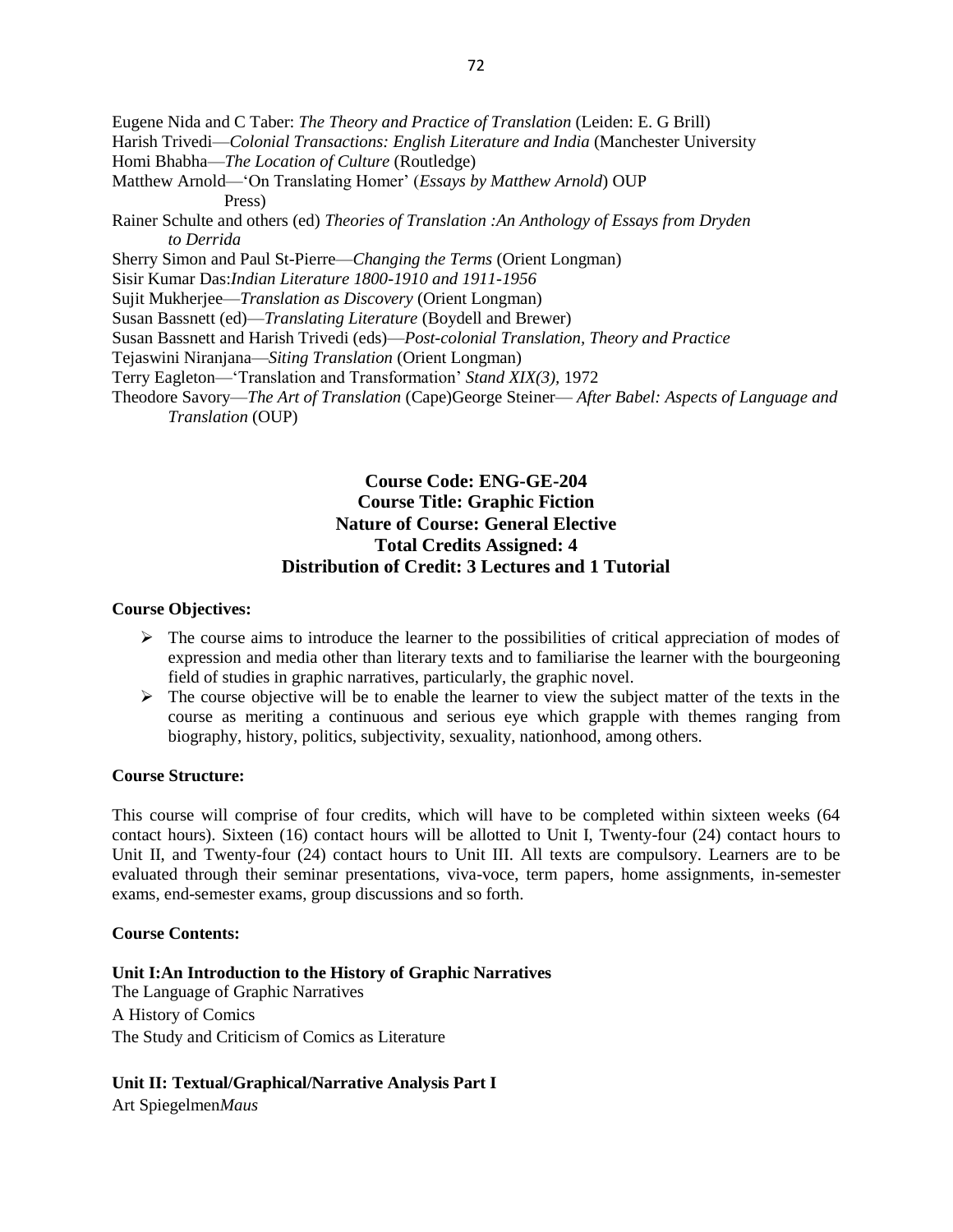Eugene Nida and C Taber: *The Theory and Practice of Translation* (Leiden: E. G Brill)
Harish Trivedi—*Colonial Transactions: English Literature and India* (Manchester University
Homi Bhabha—*The Location of Culture* (Routledge)
Matthew Arnold—'On Translating Homer' (*Essays by Matthew Arnold*) OUP
Press)
Rainer Schulte and others (ed) *Theories of Translation :An Anthology of Essays from Dryden to Derrida*
Sherry Simon and Paul St-Pierre—*Changing the Terms* (Orient Longman)
Sisir Kumar Das:*Indian Literature 1800-1910 and 1911-1956*
Sujit Mukherjee—*Translation as Discovery* (Orient Longman)
Susan Bassnett (ed)—*Translating Literature* (Boydell and Brewer)
Susan Bassnett and Harish Trivedi (eds)—*Post-colonial Translation, Theory and Practice*
Tejaswini Niranjana—*Siting Translation* (Orient Longman)
Terry Eagleton—'Translation and Transformation' *Stand XIX(3)*, 1972
Theodore Savory—*The Art of Translation* (Cape)George Steiner— *After Babel: Aspects of Language and Translation* (OUP)

**Course Code: ENG-GE-204**
**Course Title: Graphic Fiction**
**Nature of Course: General Elective**
**Total Credits Assigned: 4**
**Distribution of Credit: 3 Lectures and 1 Tutorial**

**Course Objectives:**

- The course aims to introduce the learner to the possibilities of critical appreciation of modes of expression and media other than literary texts and to familiarise the learner with the bourgeoning field of studies in graphic narratives, particularly, the graphic novel.
- The course objective will be to enable the learner to view the subject matter of the texts in the course as meriting a continuous and serious eye which grapple with themes ranging from biography, history, politics, subjectivity, sexuality, nationhood, among others.

**Course Structure:**

This course will comprise of four credits, which will have to be completed within sixteen weeks (64 contact hours). Sixteen (16) contact hours will be allotted to Unit I, Twenty-four (24) contact hours to Unit II, and Twenty-four (24) contact hours to Unit III. All texts are compulsory. Learners are to be evaluated through their seminar presentations, viva-voce, term papers, home assignments, in-semester exams, end-semester exams, group discussions and so forth.

**Course Contents:**

**Unit I:An Introduction to the History of Graphic Narratives**
The Language of Graphic Narratives
A History of Comics
The Study and Criticism of Comics as Literature

**Unit II: Textual/Graphical/Narrative Analysis Part I**
Art Spiegelmen*Maus*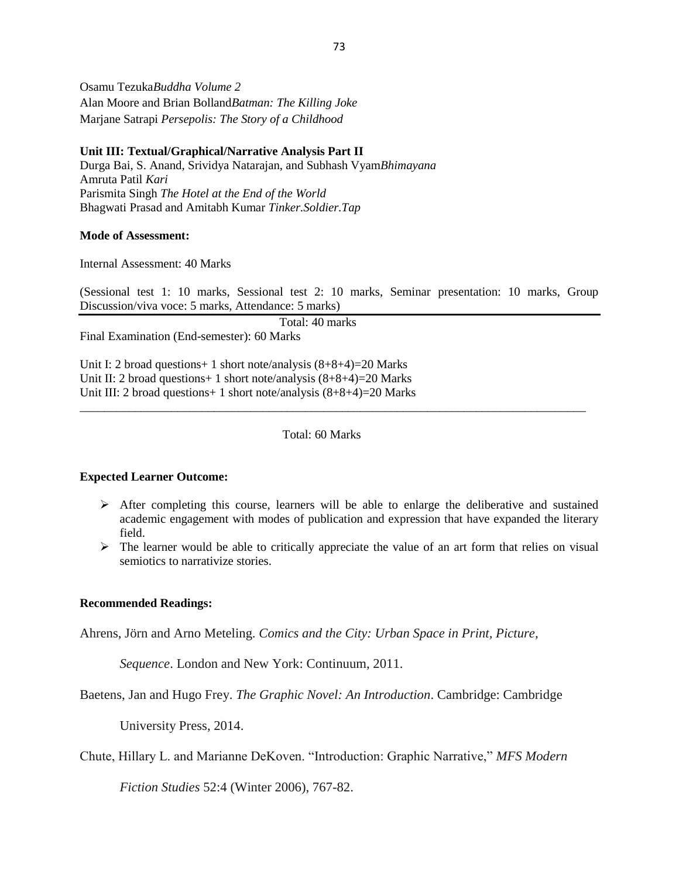Osamu Tezuka*Buddha Volume 2*
Alan Moore and Brian Bolland*Batman: The Killing Joke*
Marjane Satrapi *Persepolis: The Story of a Childhood*

**Unit III: Textual/Graphical/Narrative Analysis Part II**
Durga Bai, S. Anand, Srividya Natarajan, and Subhash Vyam*Bhimayana*
Amruta Patil *Kari*
Parismita Singh *The Hotel at the End of the World*
Bhagwati Prasad and Amitabh Kumar *Tinker.Soldier.Tap*

**Mode of Assessment:**

Internal Assessment: 40 Marks

(Sessional test 1: 10 marks, Sessional test 2: 10 marks, Seminar presentation: 10 marks, Group Discussion/viva voce: 5 marks, Attendance: 5 marks)

Total: 40 marks

Final Examination (End-semester): 60 Marks

Unit I: 2 broad questions+ 1 short note/analysis (8+8+4)=20 Marks
Unit II: 2 broad questions+ 1 short note/analysis (8+8+4)=20 Marks
Unit III: 2 broad questions+ 1 short note/analysis (8+8+4)=20 Marks

Total: 60 Marks

**Expected Learner Outcome:**

- After completing this course, learners will be able to enlarge the deliberative and sustained academic engagement with modes of publication and expression that have expanded the literary field.
- The learner would be able to critically appreciate the value of an art form that relies on visual semiotics to narrativize stories.

**Recommended Readings:**

Ahrens, Jörn and Arno Meteling. *Comics and the City: Urban Space in Print, Picture, Sequence*. London and New York: Continuum, 2011.

Baetens, Jan and Hugo Frey. *The Graphic Novel: An Introduction*. Cambridge: Cambridge University Press, 2014.

Chute, Hillary L. and Marianne DeKoven. "Introduction: Graphic Narrative," *MFS Modern Fiction Studies* 52:4 (Winter 2006), 767-82.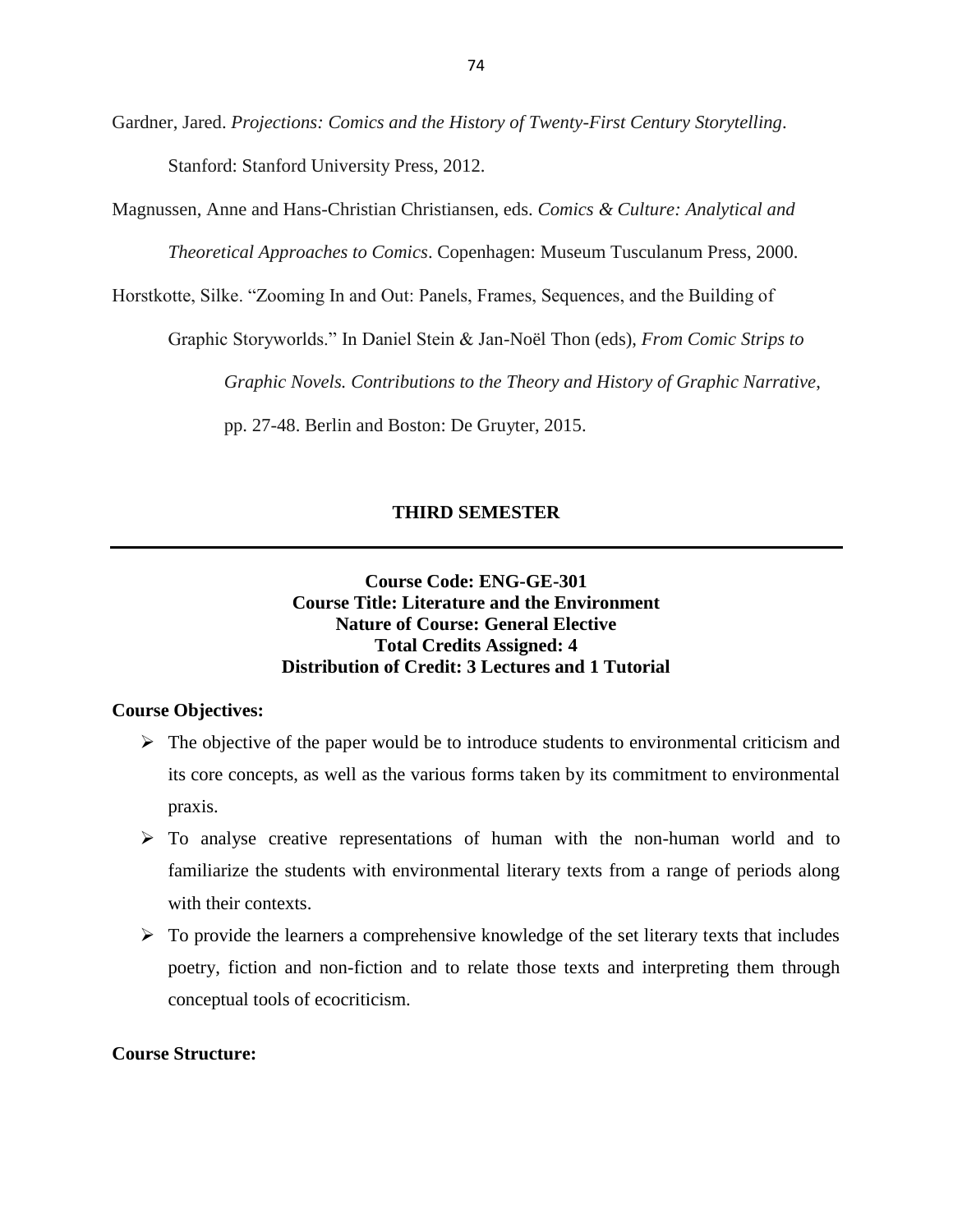Gardner, Jared. *Projections: Comics and the History of Twenty-First Century Storytelling*. Stanford: Stanford University Press, 2012.

Magnussen, Anne and Hans-Christian Christiansen, eds. *Comics & Culture: Analytical and Theoretical Approaches to Comics*. Copenhagen: Museum Tusculanum Press, 2000.

Horstkotte, Silke. "Zooming In and Out: Panels, Frames, Sequences, and the Building of Graphic Storyworlds." In Daniel Stein & Jan-Noël Thon (eds), *From Comic Strips to Graphic Novels. Contributions to the Theory and History of Graphic Narrative*, pp. 27-48. Berlin and Boston: De Gruyter, 2015.

## THIRD SEMESTER

---

**Course Code: ENG-GE-301**
**Course Title: Literature and the Environment**
**Nature of Course: General Elective**
**Total Credits Assigned: 4**
**Distribution of Credit: 3 Lectures and 1 Tutorial**

**Course Objectives:**

- The objective of the paper would be to introduce students to environmental criticism and its core concepts, as well as the various forms taken by its commitment to environmental praxis.
- To analyse creative representations of human with the non-human world and to familiarize the students with environmental literary texts from a range of periods along with their contexts.
- To provide the learners a comprehensive knowledge of the set literary texts that includes poetry, fiction and non-fiction and to relate those texts and interpreting them through conceptual tools of ecocriticism.

**Course Structure:**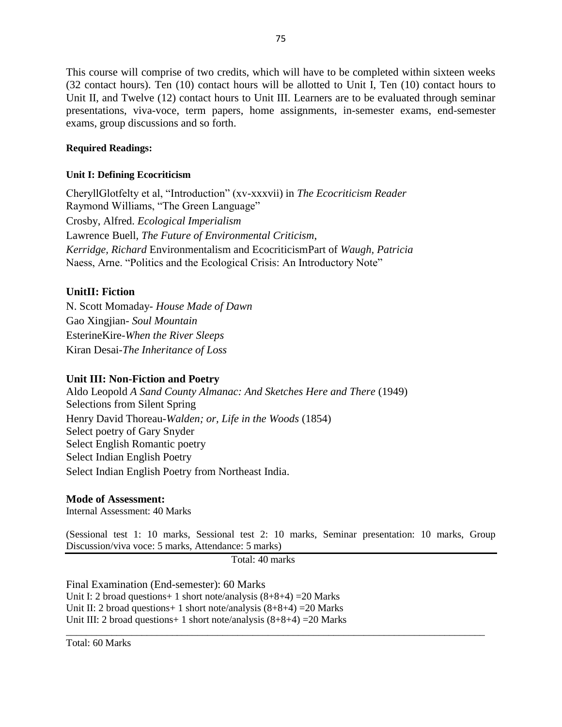This course will comprise of two credits, which will have to be completed within sixteen weeks (32 contact hours). Ten (10) contact hours will be allotted to Unit I, Ten (10) contact hours to Unit II, and Twelve (12) contact hours to Unit III. Learners are to be evaluated through seminar presentations, viva-voce, term papers, home assignments, in-semester exams, end-semester exams, group discussions and so forth.

**Required Readings:**

**Unit I: Defining Ecocriticism**

CheryllGlotfelty et al, "Introduction" (xv-xxxvii) in *The Ecocriticism Reader*
Raymond Williams, "The Green Language"
Crosby, Alfred. *Ecological Imperialism*
Lawrence Buell, *The Future of Environmental Criticism*,
*Kerridge, Richard* Environmentalism and EcocriticismPart of *Waugh, Patricia*
Naess, Arne. "Politics and the Ecological Crisis: An Introductory Note"

**UnitII: Fiction**

N. Scott Momaday- *House Made of Dawn*
Gao Xingjian- *Soul Mountain*
EsterineKire-*When the River Sleeps*
Kiran Desai-*The Inheritance of Loss*

**Unit III: Non-Fiction and Poetry**

Aldo Leopold *A Sand County Almanac: And Sketches Here and There* (1949)
Selections from Silent Spring
Henry David Thoreau-*Walden; or, Life in the Woods* (1854)
Select poetry of Gary Snyder
Select English Romantic poetry
Select Indian English Poetry
Select Indian English Poetry from Northeast India.

**Mode of Assessment:**

Internal Assessment: 40 Marks

(Sessional test 1: 10 marks, Sessional test 2: 10 marks, Seminar presentation: 10 marks, Group Discussion/viva voce: 5 marks, Attendance: 5 marks)

Total: 40 marks

Final Examination (End-semester): 60 Marks
Unit I: 2 broad questions+ 1 short note/analysis (8+8+4) =20 Marks
Unit II: 2 broad questions+ 1 short note/analysis (8+8+4) =20 Marks
Unit III: 2 broad questions+ 1 short note/analysis (8+8+4) =20 Marks

Total: 60 Marks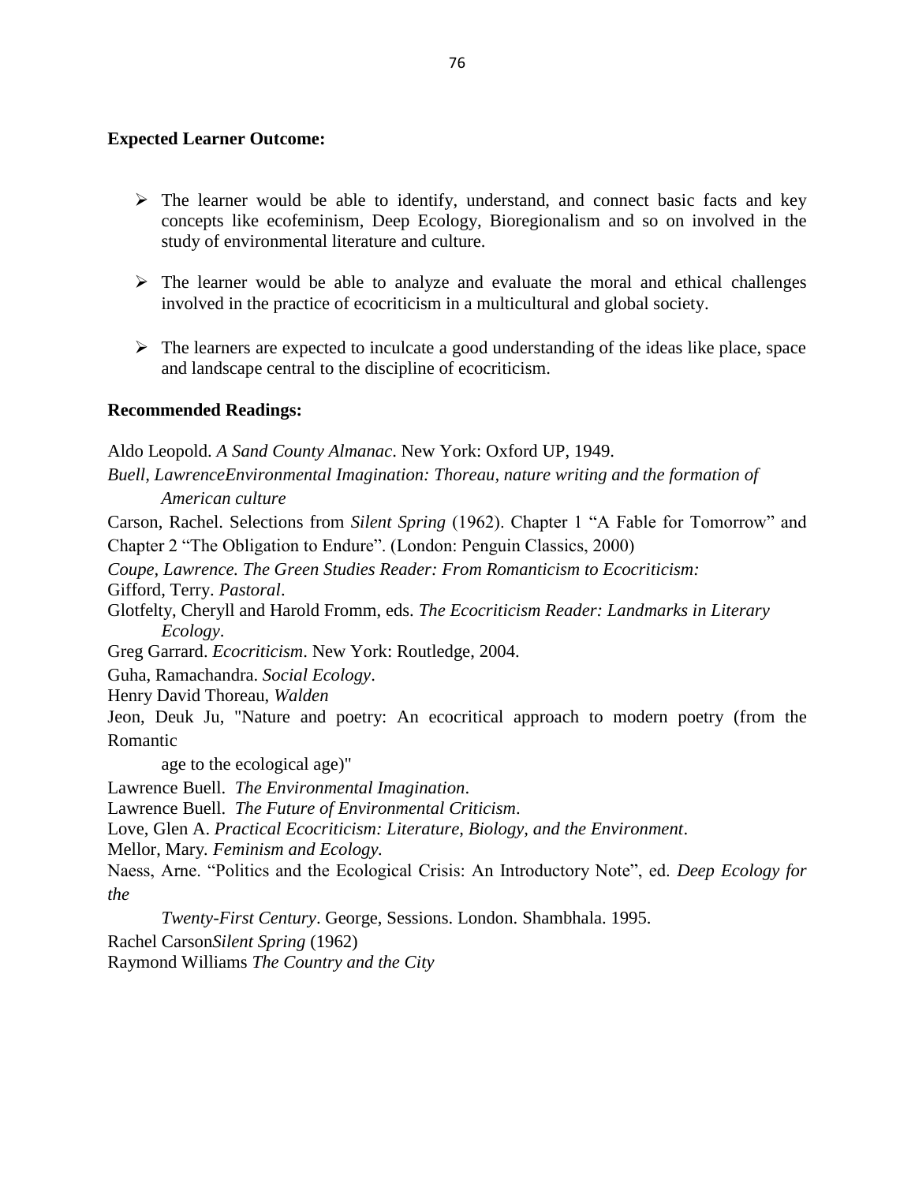**Expected Learner Outcome:**

- The learner would be able to identify, understand, and connect basic facts and key concepts like ecofeminism, Deep Ecology, Bioregionalism and so on involved in the study of environmental literature and culture.
- The learner would be able to analyze and evaluate the moral and ethical challenges involved in the practice of ecocriticism in a multicultural and global society.
- The learners are expected to inculcate a good understanding of the ideas like place, space and landscape central to the discipline of ecocriticism.

**Recommended Readings:**

Aldo Leopold. *A Sand County Almanac*. New York: Oxford UP, 1949.

*Buell, LawrenceEnvironmental Imagination: Thoreau, nature writing and the formation of American culture*

Carson, Rachel. Selections from *Silent Spring* (1962). Chapter 1 "A Fable for Tomorrow" and Chapter 2 "The Obligation to Endure". (London: Penguin Classics, 2000)

*Coupe, Lawrence. The Green Studies Reader: From Romanticism to Ecocriticism:*

Gifford, Terry. *Pastoral*.

Glotfelty, Cheryll and Harold Fromm, eds. *The Ecocriticism Reader: Landmarks in Literary Ecology*.

Greg Garrard. *Ecocriticism*. New York: Routledge, 2004.

Guha, Ramachandra. *Social Ecology*.

Henry David Thoreau, *Walden*

Jeon, Deuk Ju, "Nature and poetry: An ecocritical approach to modern poetry (from the Romantic

age to the ecological age)"

Lawrence Buell. *The Environmental Imagination*.

Lawrence Buell. *The Future of Environmental Criticism*.

Love, Glen A. *Practical Ecocriticism: Literature, Biology, and the Environment*.

Mellor, Mary. *Feminism and Ecology.*

Naess, Arne. "Politics and the Ecological Crisis: An Introductory Note", ed. *Deep Ecology for the*

*Twenty-First Century*. George, Sessions. London. Shambhala. 1995.

Rachel Carson*Silent Spring* (1962)

Raymond Williams *The Country and the City*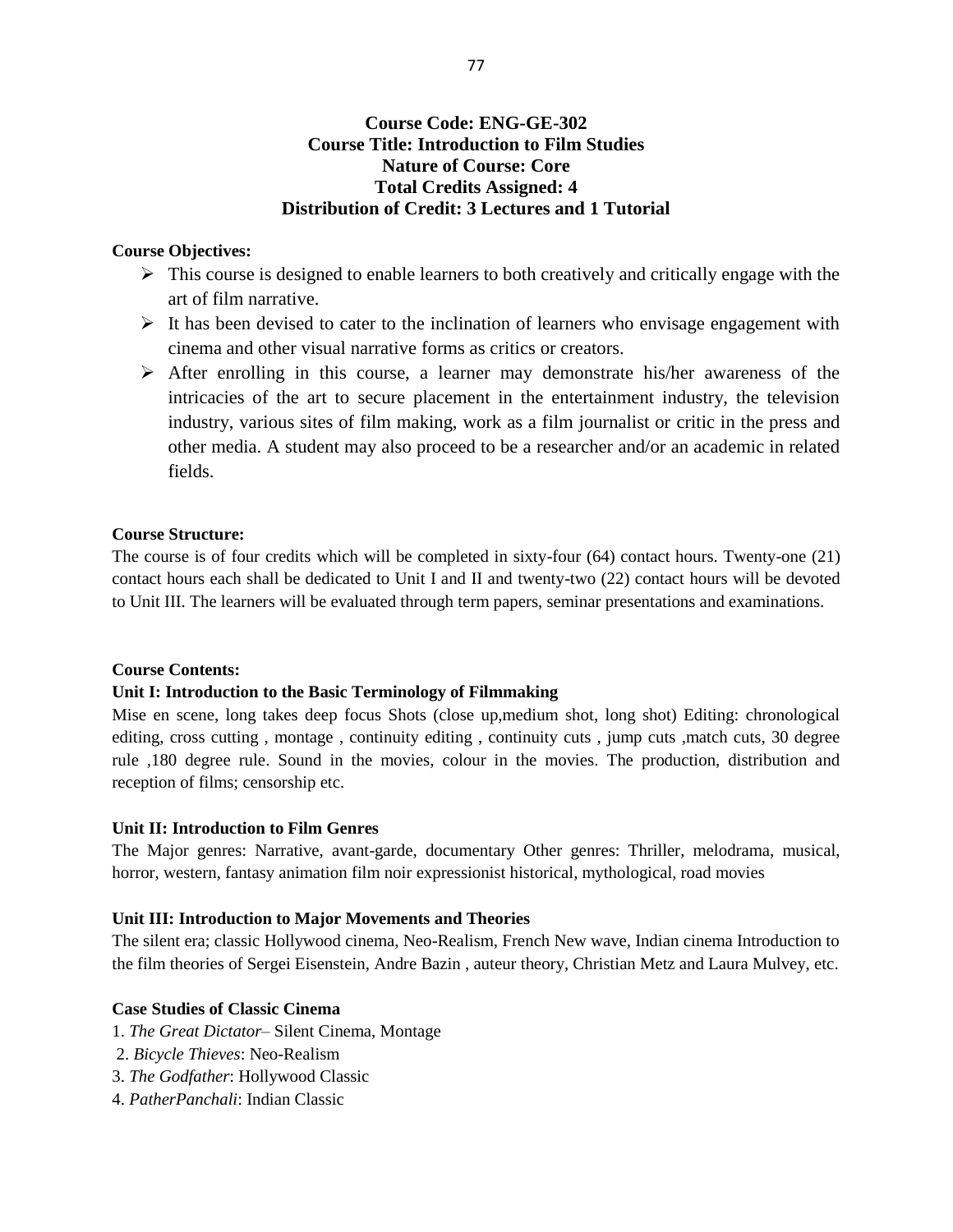**Course Code: ENG-GE-302**
**Course Title: Introduction to Film Studies**
**Nature of Course: Core**
**Total Credits Assigned: 4**
**Distribution of Credit: 3 Lectures and 1 Tutorial**

**Course Objectives:**

- This course is designed to enable learners to both creatively and critically engage with the art of film narrative.
- It has been devised to cater to the inclination of learners who envisage engagement with cinema and other visual narrative forms as critics or creators.
- After enrolling in this course, a learner may demonstrate his/her awareness of the intricacies of the art to secure placement in the entertainment industry, the television industry, various sites of film making, work as a film journalist or critic in the press and other media. A student may also proceed to be a researcher and/or an academic in related fields.

**Course Structure:**

The course is of four credits which will be completed in sixty-four (64) contact hours. Twenty-one (21) contact hours each shall be dedicated to Unit I and II and twenty-two (22) contact hours will be devoted to Unit III. The learners will be evaluated through term papers, seminar presentations and examinations.

**Course Contents:**

**Unit I: Introduction to the Basic Terminology of Filmmaking**

Mise en scene, long takes deep focus Shots (close up,medium shot, long shot) Editing: chronological editing, cross cutting , montage , continuity editing , continuity cuts , jump cuts ,match cuts, 30 degree rule ,180 degree rule. Sound in the movies, colour in the movies. The production, distribution and reception of films; censorship etc.

**Unit II: Introduction to Film Genres**

The Major genres: Narrative, avant-garde, documentary Other genres: Thriller, melodrama, musical, horror, western, fantasy animation film noir expressionist historical, mythological, road movies

**Unit III: Introduction to Major Movements and Theories**

The silent era; classic Hollywood cinema, Neo-Realism, French New wave, Indian cinema Introduction to the film theories of Sergei Eisenstein, Andre Bazin , auteur theory, Christian Metz and Laura Mulvey, etc.

**Case Studies of Classic Cinema**

1. *The Great Dictator*– Silent Cinema, Montage
2. *Bicycle Thieves*: Neo-Realism
3. *The Godfather*: Hollywood Classic
4. *PatherPanchali*: Indian Classic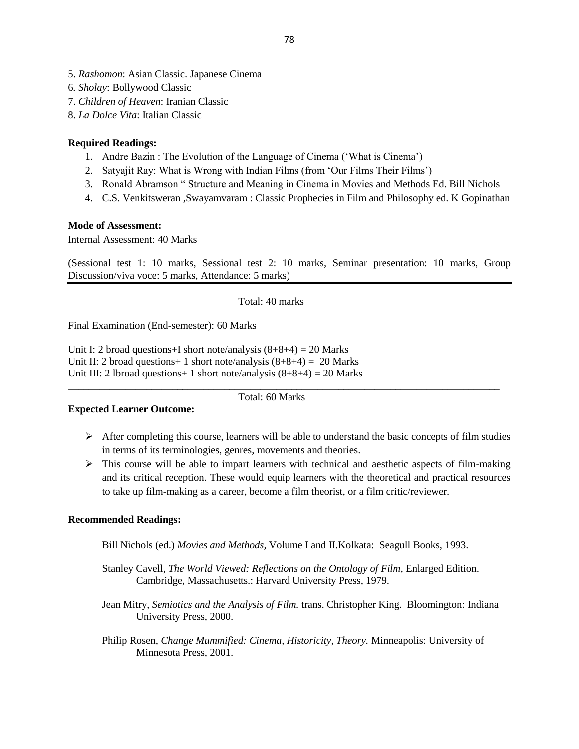5. *Rashomon*: Asian Classic. Japanese Cinema
6. *Sholay*: Bollywood Classic
7. *Children of Heaven*: Iranian Classic
8. *La Dolce Vita*: Italian Classic

**Required Readings:**

1. Andre Bazin : The Evolution of the Language of Cinema ('What is Cinema')
2. Satyajit Ray: What is Wrong with Indian Films (from 'Our Films Their Films')
3. Ronald Abramson " Structure and Meaning in Cinema in Movies and Methods Ed. Bill Nichols
4. C.S. Venkitsweran ,Swayamvaram : Classic Prophecies in Film and Philosophy ed. K Gopinathan

**Mode of Assessment:**

Internal Assessment: 40 Marks

(Sessional test 1: 10 marks, Sessional test 2: 10 marks, Seminar presentation: 10 marks, Group Discussion/viva voce: 5 marks, Attendance: 5 marks)

Total: 40 marks

Final Examination (End-semester): 60 Marks

Unit I: 2 broad questions+I short note/analysis (8+8+4) = 20 Marks
Unit II: 2 broad questions+ 1 short note/analysis (8+8+4) = 20 Marks
Unit III: 2 lbroad questions+ 1 short note/analysis (8+8+4) = 20 Marks

Total: 60 Marks

**Expected Learner Outcome:**

- After completing this course, learners will be able to understand the basic concepts of film studies in terms of its terminologies, genres, movements and theories.
- This course will be able to impart learners with technical and aesthetic aspects of film-making and its critical reception. These would equip learners with the theoretical and practical resources to take up film-making as a career, become a film theorist, or a film critic/reviewer.

**Recommended Readings:**

Bill Nichols (ed.) *Movies and Methods*, Volume I and II.Kolkata: Seagull Books, 1993.

Stanley Cavell, *The World Viewed: Reflections on the Ontology of Film*, Enlarged Edition. Cambridge, Massachusetts.: Harvard University Press, 1979.

Jean Mitry, *Semiotics and the Analysis of Film.* trans. Christopher King. Bloomington: Indiana University Press, 2000.

Philip Rosen, *Change Mummified: Cinema, Historicity, Theory.* Minneapolis: University of Minnesota Press, 2001.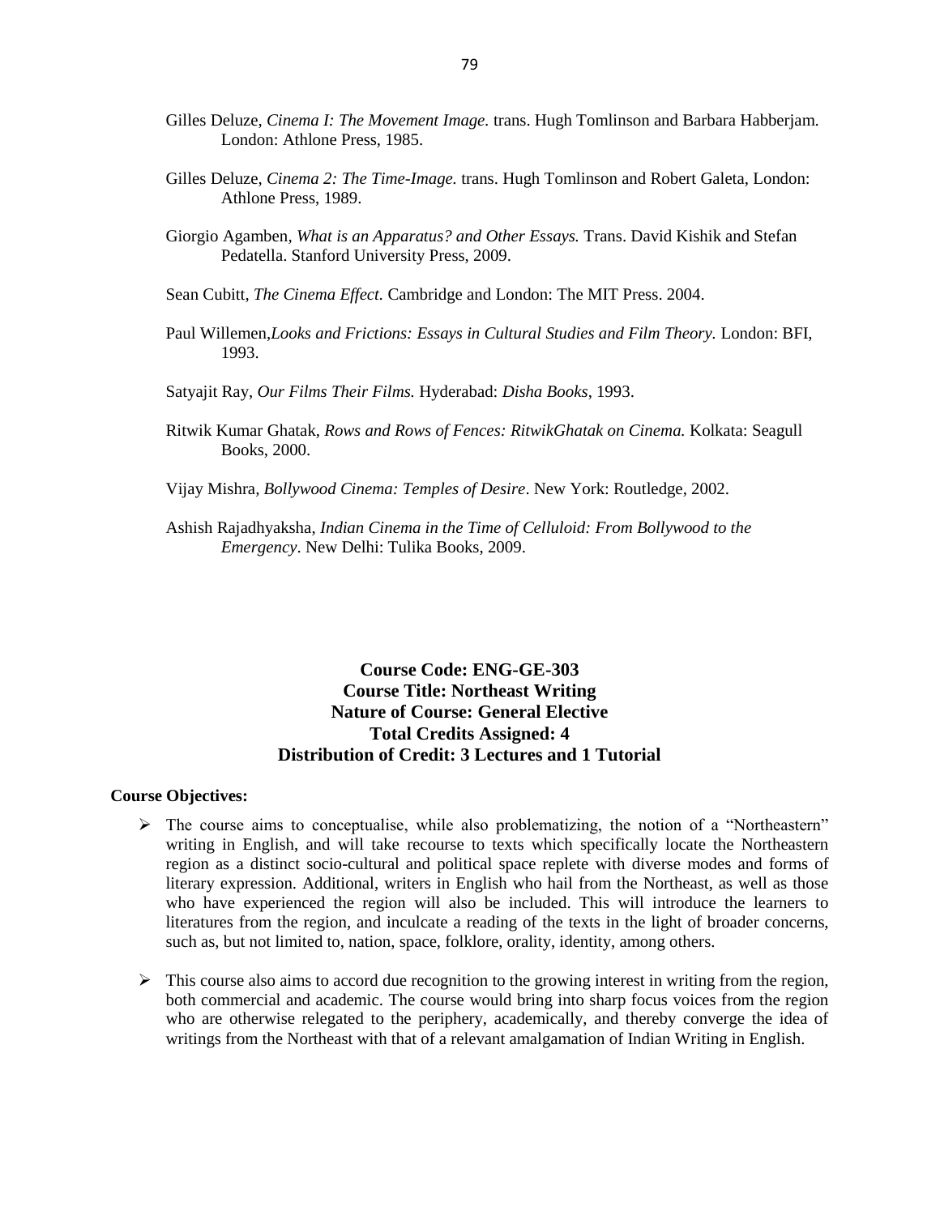Gilles Deluze, *Cinema I: The Movement Image.* trans. Hugh Tomlinson and Barbara Habberjam. London: Athlone Press, 1985.

Gilles Deluze, *Cinema 2: The Time-Image.* trans. Hugh Tomlinson and Robert Galeta, London: Athlone Press, 1989.

Giorgio Agamben, *What is an Apparatus? and Other Essays.* Trans. David Kishik and Stefan Pedatella. Stanford University Press, 2009.

Sean Cubitt, *The Cinema Effect.* Cambridge and London: The MIT Press. 2004.

Paul Willemen,*Looks and Frictions: Essays in Cultural Studies and Film Theory.* London: BFI, 1993.

Satyajit Ray, *Our Films Their Films.* Hyderabad: *Disha Books*, 1993.

Ritwik Kumar Ghatak, *Rows and Rows of Fences: RitwikGhatak on Cinema.* Kolkata: Seagull Books, 2000.

Vijay Mishra, *Bollywood Cinema: Temples of Desire*. New York: Routledge, 2002.

Ashish Rajadhyaksha, *Indian Cinema in the Time of Celluloid: From Bollywood to the Emergency*. New Delhi: Tulika Books, 2009.

**Course Code: ENG-GE-303**
**Course Title: Northeast Writing**
**Nature of Course: General Elective**
**Total Credits Assigned: 4**
**Distribution of Credit: 3 Lectures and 1 Tutorial**

**Course Objectives:**

- The course aims to conceptualise, while also problematizing, the notion of a "Northeastern" writing in English, and will take recourse to texts which specifically locate the Northeastern region as a distinct socio-cultural and political space replete with diverse modes and forms of literary expression. Additional, writers in English who hail from the Northeast, as well as those who have experienced the region will also be included. This will introduce the learners to literatures from the region, and inculcate a reading of the texts in the light of broader concerns, such as, but not limited to, nation, space, folklore, orality, identity, among others.
- This course also aims to accord due recognition to the growing interest in writing from the region, both commercial and academic. The course would bring into sharp focus voices from the region who are otherwise relegated to the periphery, academically, and thereby converge the idea of writings from the Northeast with that of a relevant amalgamation of Indian Writing in English.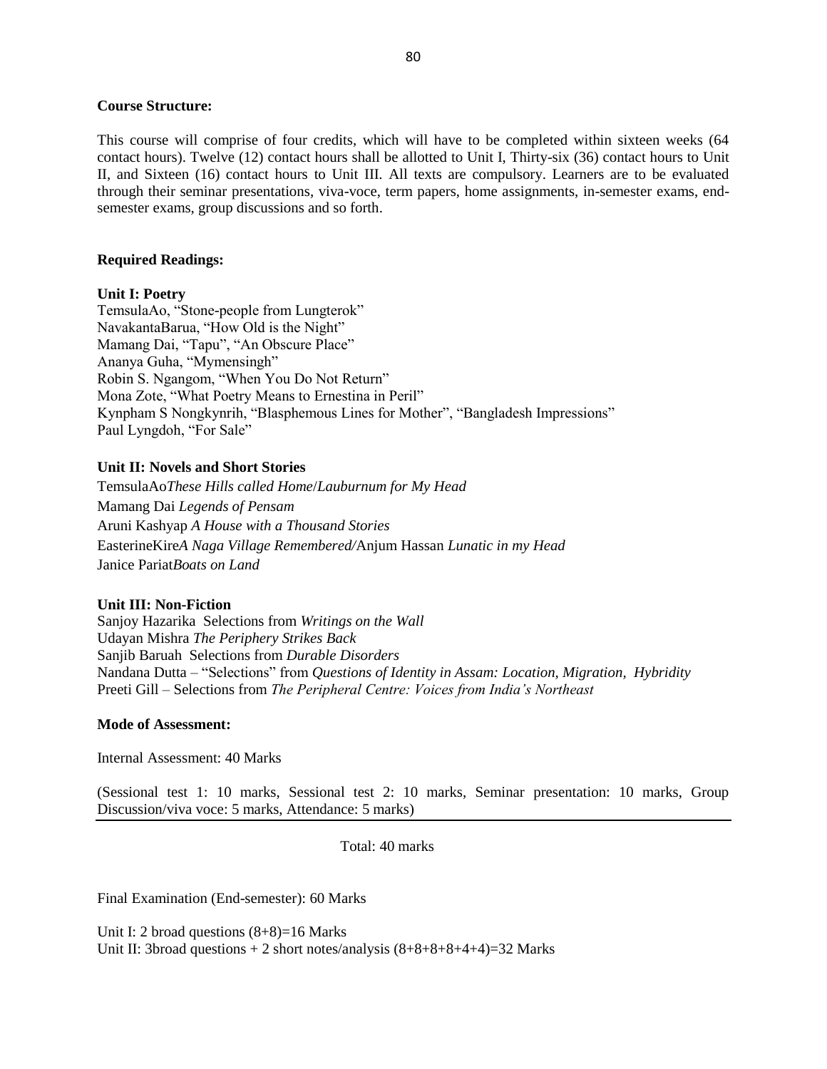**Course Structure:**

This course will comprise of four credits, which will have to be completed within sixteen weeks (64 contact hours). Twelve (12) contact hours shall be allotted to Unit I, Thirty-six (36) contact hours to Unit II, and Sixteen (16) contact hours to Unit III. All texts are compulsory. Learners are to be evaluated through their seminar presentations, viva-voce, term papers, home assignments, in-semester exams, end-semester exams, group discussions and so forth.

**Required Readings:**

**Unit I: Poetry**

TemsulaAo, "Stone-people from Lungterok"
NavakantaBarua, "How Old is the Night"
Mamang Dai, "Tapu", "An Obscure Place"
Ananya Guha, "Mymensingh"
Robin S. Ngangom, "When You Do Not Return"
Mona Zote, "What Poetry Means to Ernestina in Peril"
Kynpham S Nongkynrih, "Blasphemous Lines for Mother", "Bangladesh Impressions"
Paul Lyngdoh, "For Sale"

**Unit II: Novels and Short Stories**

TemsulaAo*These Hills called Home*/*Lauburnum for My Head*
Mamang Dai *Legends of Pensam*
Aruni Kashyap *A House with a Thousand Stories*
EasterineKire*A Naga Village Remembered/*Anjum Hassan *Lunatic in my Head*
Janice Pariat*Boats on Land*

**Unit III: Non-Fiction**

Sanjoy Hazarika Selections from *Writings on the Wall*
Udayan Mishra *The Periphery Strikes Back*
Sanjib Baruah Selections from *Durable Disorders*
Nandana Dutta – "Selections" from *Questions of Identity in Assam: Location, Migration, Hybridity*
Preeti Gill – Selections from *The Peripheral Centre: Voices from India's Northeast*

**Mode of Assessment:**

Internal Assessment: 40 Marks

(Sessional test 1: 10 marks, Sessional test 2: 10 marks, Seminar presentation: 10 marks, Group Discussion/viva voce: 5 marks, Attendance: 5 marks)

Total: 40 marks

Final Examination (End-semester): 60 Marks

Unit I: 2 broad questions (8+8)=16 Marks
Unit II: 3broad questions + 2 short notes/analysis (8+8+8+8+4+4)=32 Marks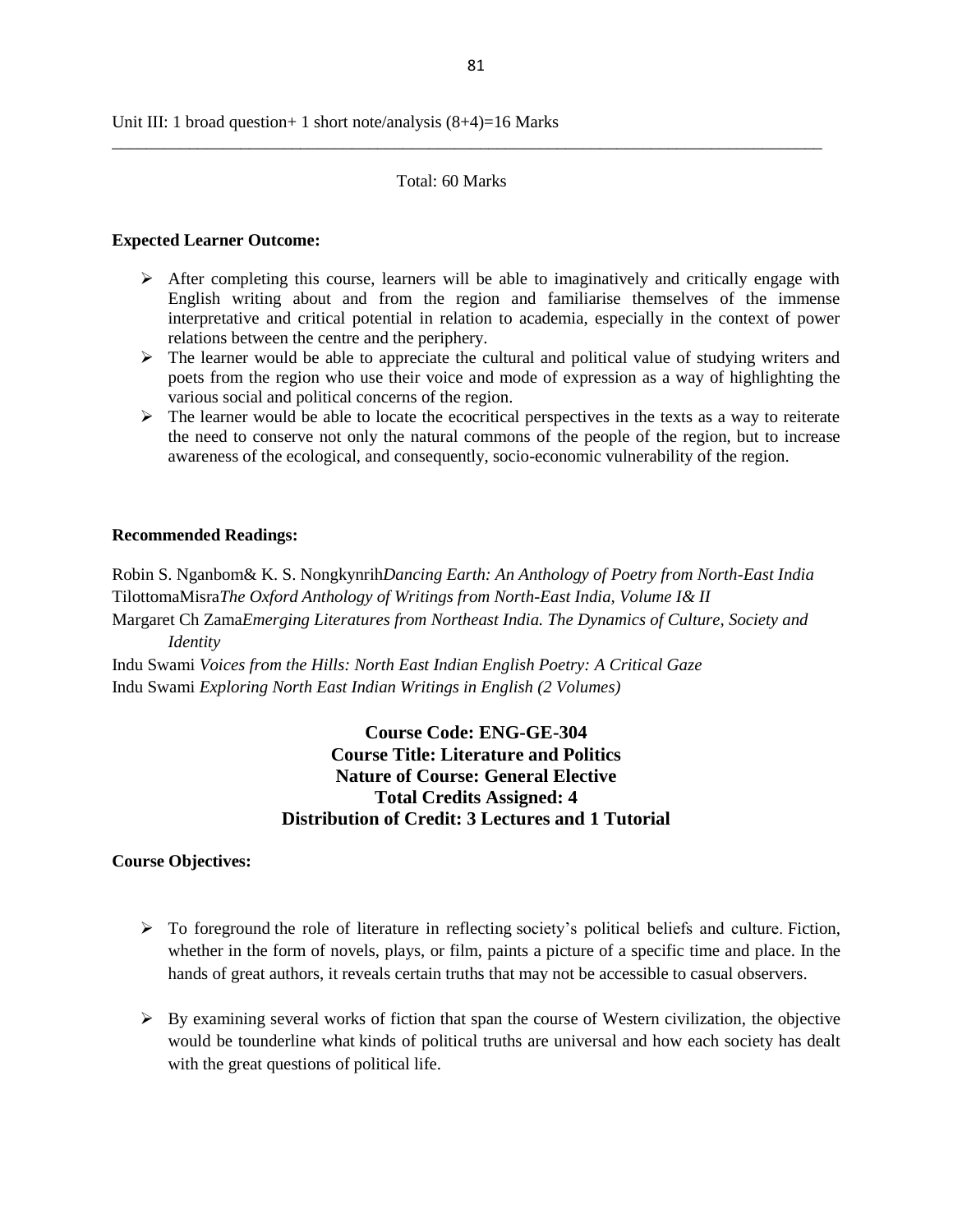Unit III: 1 broad question+ 1 short note/analysis (8+4)=16 Marks

---

Total: 60 Marks

**Expected Learner Outcome:**

- After completing this course, learners will be able to imaginatively and critically engage with English writing about and from the region and familiarise themselves of the immense interpretative and critical potential in relation to academia, especially in the context of power relations between the centre and the periphery.
- The learner would be able to appreciate the cultural and political value of studying writers and poets from the region who use their voice and mode of expression as a way of highlighting the various social and political concerns of the region.
- The learner would be able to locate the ecocritical perspectives in the texts as a way to reiterate the need to conserve not only the natural commons of the people of the region, but to increase awareness of the ecological, and consequently, socio-economic vulnerability of the region.

**Recommended Readings:**

Robin S. Nganbom& K. S. Nongkynrih*Dancing Earth: An Anthology of Poetry from North-East India*
TilottomaMisra*The Oxford Anthology of Writings from North-East India, Volume I& II*
Margaret Ch Zama*Emerging Literatures from Northeast India. The Dynamics of Culture, Society and Identity*
Indu Swami *Voices from the Hills: North East Indian English Poetry: A Critical Gaze*
Indu Swami *Exploring North East Indian Writings in English (2 Volumes)*

**Course Code: ENG-GE-304**
**Course Title: Literature and Politics**
**Nature of Course: General Elective**
**Total Credits Assigned: 4**
**Distribution of Credit: 3 Lectures and 1 Tutorial**

**Course Objectives:**

- To foreground the role of literature in reflecting society's political beliefs and culture. Fiction, whether in the form of novels, plays, or film, paints a picture of a specific time and place. In the hands of great authors, it reveals certain truths that may not be accessible to casual observers.
- By examining several works of fiction that span the course of Western civilization, the objective would be tounderline what kinds of political truths are universal and how each society has dealt with the great questions of political life.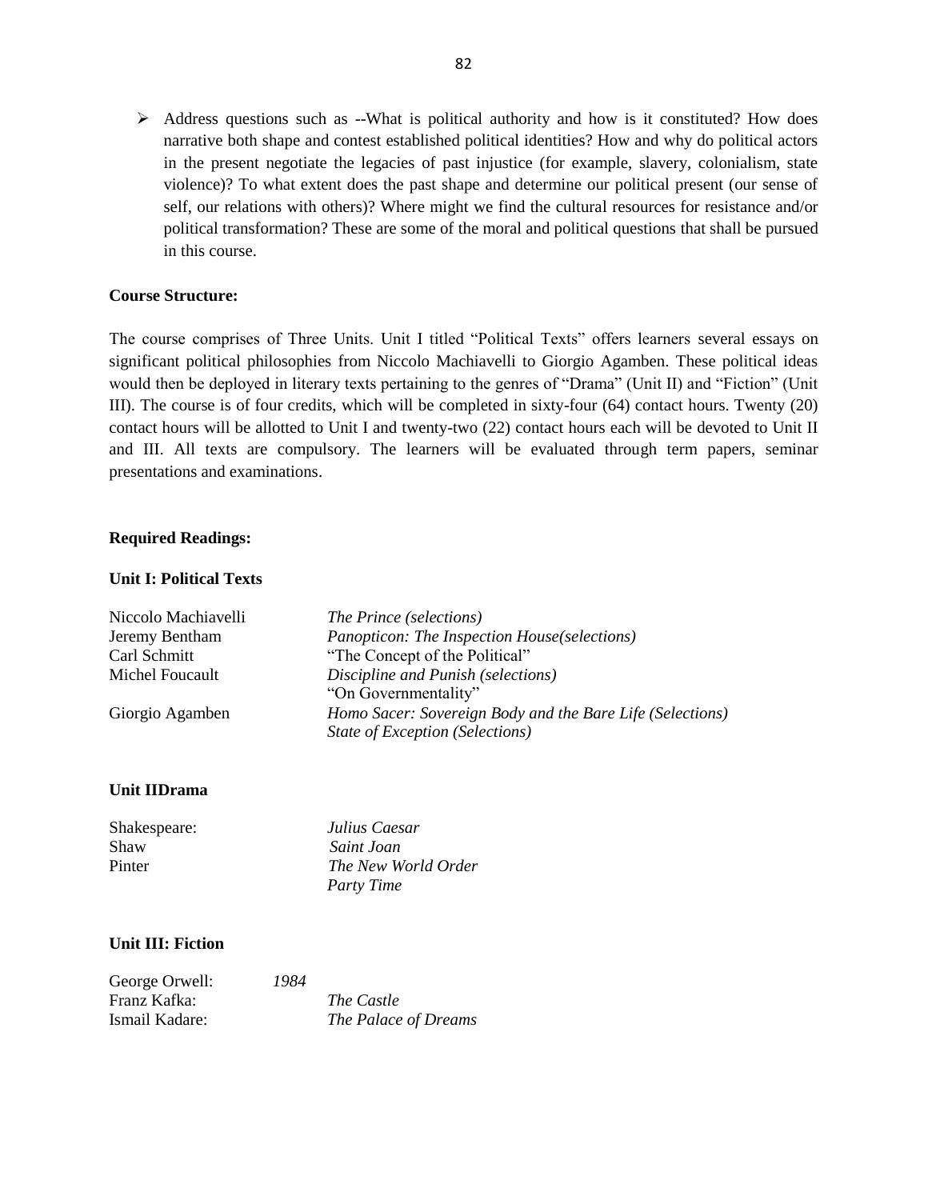- Address questions such as --What is political authority and how is it constituted? How does narrative both shape and contest established political identities? How and why do political actors in the present negotiate the legacies of past injustice (for example, slavery, colonialism, state violence)? To what extent does the past shape and determine our political present (our sense of self, our relations with others)? Where might we find the cultural resources for resistance and/or political transformation? These are some of the moral and political questions that shall be pursued in this course.

**Course Structure:**

The course comprises of Three Units. Unit I titled "Political Texts" offers learners several essays on significant political philosophies from Niccolo Machiavelli to Giorgio Agamben. These political ideas would then be deployed in literary texts pertaining to the genres of "Drama" (Unit II) and "Fiction" (Unit III). The course is of four credits, which will be completed in sixty-four (64) contact hours. Twenty (20) contact hours will be allotted to Unit I and twenty-two (22) contact hours each will be devoted to Unit II and III. All texts are compulsory. The learners will be evaluated through term papers, seminar presentations and examinations.

**Required Readings:**

**Unit I: Political Texts**

| | |
|---|---|
| Niccolo Machiavelli | *The Prince (selections)* |
| Jeremy Bentham | *Panopticon: The Inspection House(selections)* |
| Carl Schmitt | "The Concept of the Political" |
| Michel Foucault | *Discipline and Punish (selections)* |
| | "On Governmentality" |
| Giorgio Agamben | *Homo Sacer: Sovereign Body and the Bare Life (Selections)* |
| | *State of Exception (Selections)* |

**Unit IIDrama**

| | |
|---|---|
| Shakespeare: | *Julius Caesar* |
| Shaw | *Saint Joan* |
| Pinter | *The New World Order* |
| | *Party Time* |

**Unit III: Fiction**

| | |
|---|---|
| George Orwell: | *1984* |
| Franz Kafka: | *The Castle* |
| Ismail Kadare: | *The Palace of Dreams* |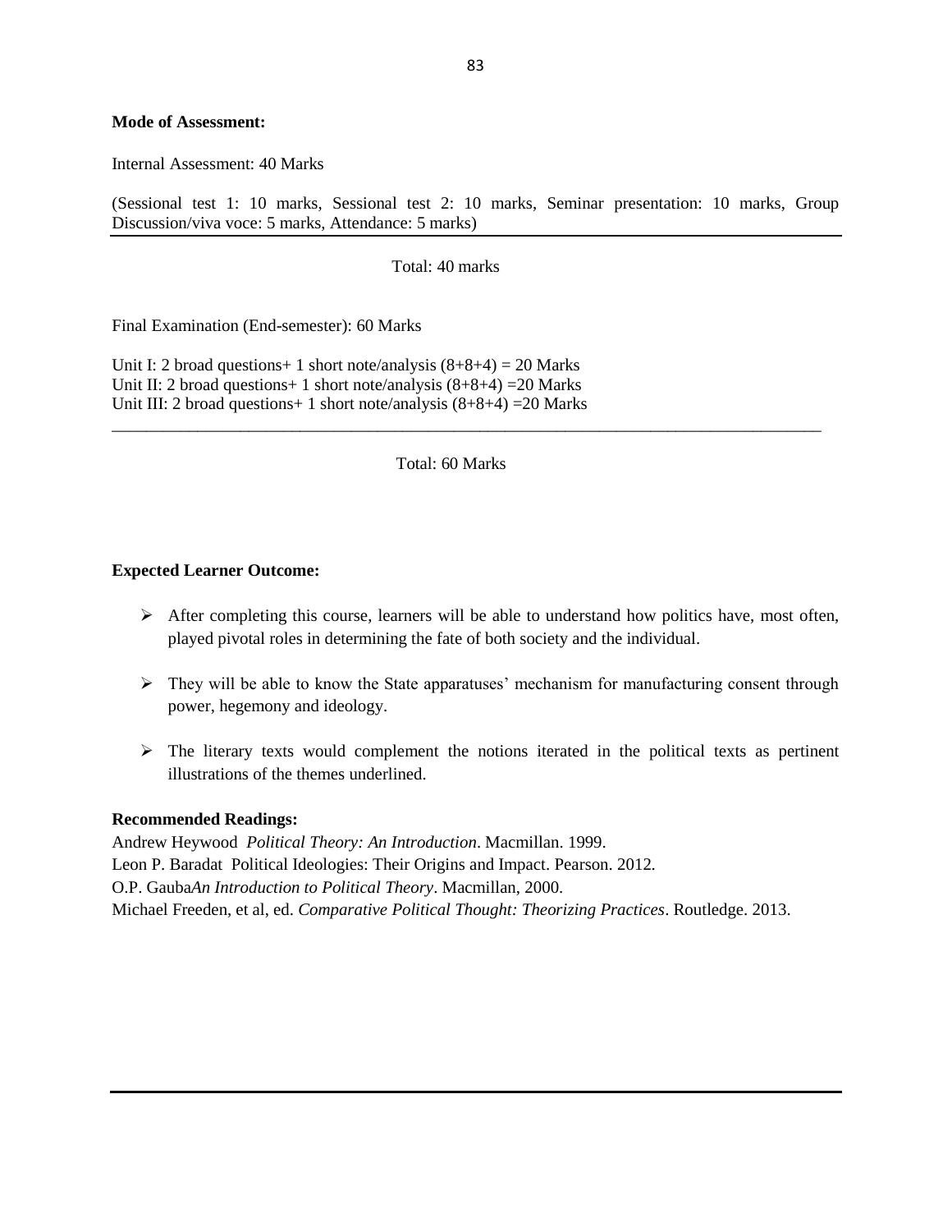**Mode of Assessment:**

Internal Assessment: 40 Marks

(Sessional test 1: 10 marks, Sessional test 2: 10 marks, Seminar presentation: 10 marks, Group Discussion/viva voce: 5 marks, Attendance: 5 marks)

Total: 40 marks

Final Examination (End-semester): 60 Marks

Unit I: 2 broad questions+ 1 short note/analysis (8+8+4) = 20 Marks
Unit II: 2 broad questions+ 1 short note/analysis (8+8+4) =20 Marks
Unit III: 2 broad questions+ 1 short note/analysis (8+8+4) =20 Marks

Total: 60 Marks

**Expected Learner Outcome:**

- After completing this course, learners will be able to understand how politics have, most often, played pivotal roles in determining the fate of both society and the individual.
- They will be able to know the State apparatuses' mechanism for manufacturing consent through power, hegemony and ideology.
- The literary texts would complement the notions iterated in the political texts as pertinent illustrations of the themes underlined.

**Recommended Readings:**

Andrew Heywood *Political Theory: An Introduction*. Macmillan. 1999.
Leon P. Baradat Political Ideologies: Their Origins and Impact. Pearson. 2012.
O.P. Gauba*An Introduction to Political Theory*. Macmillan, 2000.
Michael Freeden, et al, ed. *Comparative Political Thought: Theorizing Practices*. Routledge. 2013.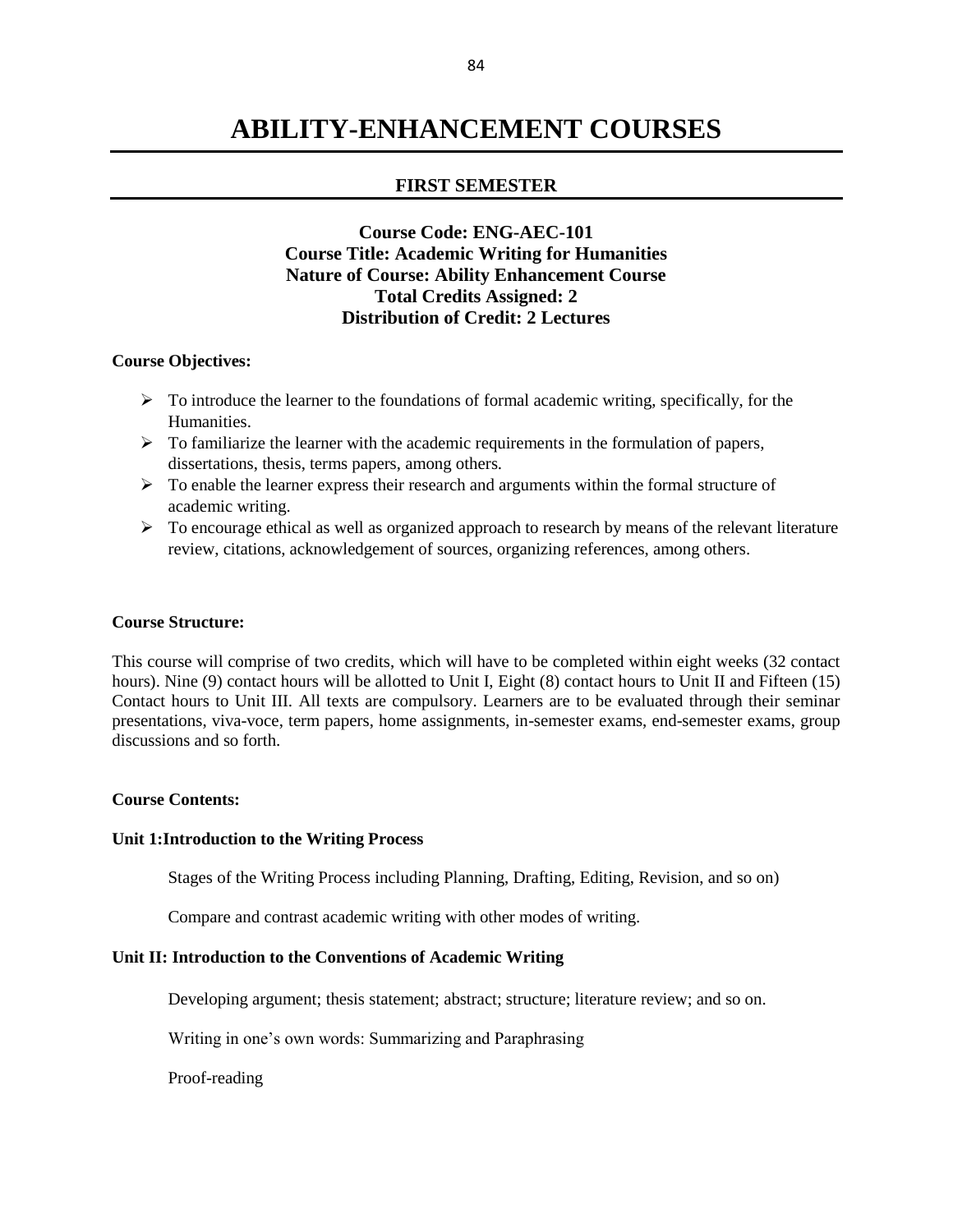# ABILITY-ENHANCEMENT COURSES

## FIRST SEMESTER

**Course Code: ENG-AEC-101**
**Course Title: Academic Writing for Humanities**
**Nature of Course: Ability Enhancement Course**
**Total Credits Assigned: 2**
**Distribution of Credit: 2 Lectures**

**Course Objectives:**

- To introduce the learner to the foundations of formal academic writing, specifically, for the Humanities.
- To familiarize the learner with the academic requirements in the formulation of papers, dissertations, thesis, terms papers, among others.
- To enable the learner express their research and arguments within the formal structure of academic writing.
- To encourage ethical as well as organized approach to research by means of the relevant literature review, citations, acknowledgement of sources, organizing references, among others.

**Course Structure:**

This course will comprise of two credits, which will have to be completed within eight weeks (32 contact hours). Nine (9) contact hours will be allotted to Unit I, Eight (8) contact hours to Unit II and Fifteen (15) Contact hours to Unit III. All texts are compulsory. Learners are to be evaluated through their seminar presentations, viva-voce, term papers, home assignments, in-semester exams, end-semester exams, group discussions and so forth.

**Course Contents:**

**Unit 1:Introduction to the Writing Process**

Stages of the Writing Process including Planning, Drafting, Editing, Revision, and so on)

Compare and contrast academic writing with other modes of writing.

**Unit II: Introduction to the Conventions of Academic Writing**

Developing argument; thesis statement; abstract; structure; literature review; and so on.

Writing in one's own words: Summarizing and Paraphrasing

Proof-reading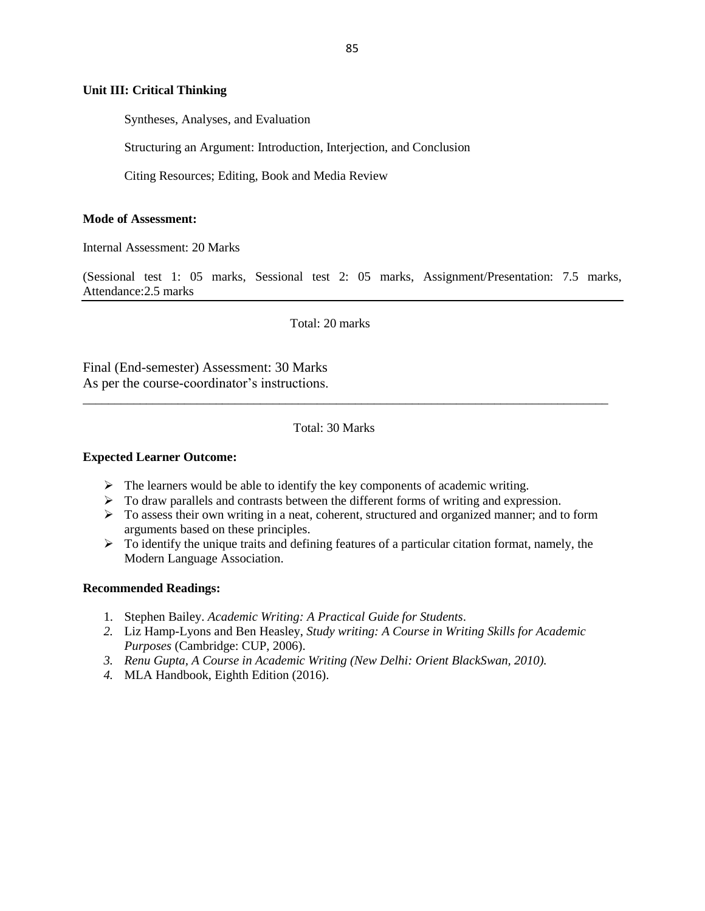**Unit III: Critical Thinking**

Syntheses, Analyses, and Evaluation

Structuring an Argument: Introduction, Interjection, and Conclusion

Citing Resources; Editing, Book and Media Review

**Mode of Assessment:**

Internal Assessment: 20 Marks

(Sessional test 1: 05 marks, Sessional test 2: 05 marks, Assignment/Presentation: 7.5 marks, Attendance:2.5 marks

---

Total: 20 marks

Final (End-semester) Assessment: 30 Marks
As per the course-coordinator's instructions.

---

Total: 30 Marks

**Expected Learner Outcome:**

- The learners would be able to identify the key components of academic writing.
- To draw parallels and contrasts between the different forms of writing and expression.
- To assess their own writing in a neat, coherent, structured and organized manner; and to form arguments based on these principles.
- To identify the unique traits and defining features of a particular citation format, namely, the Modern Language Association.

**Recommended Readings:**

1. Stephen Bailey. *Academic Writing: A Practical Guide for Students*.
2. Liz Hamp-Lyons and Ben Heasley, *Study writing: A Course in Writing Skills for Academic Purposes* (Cambridge: CUP, 2006).
3. *Renu Gupta, A Course in Academic Writing (New Delhi: Orient BlackSwan, 2010).*
4. MLA Handbook, Eighth Edition (2016).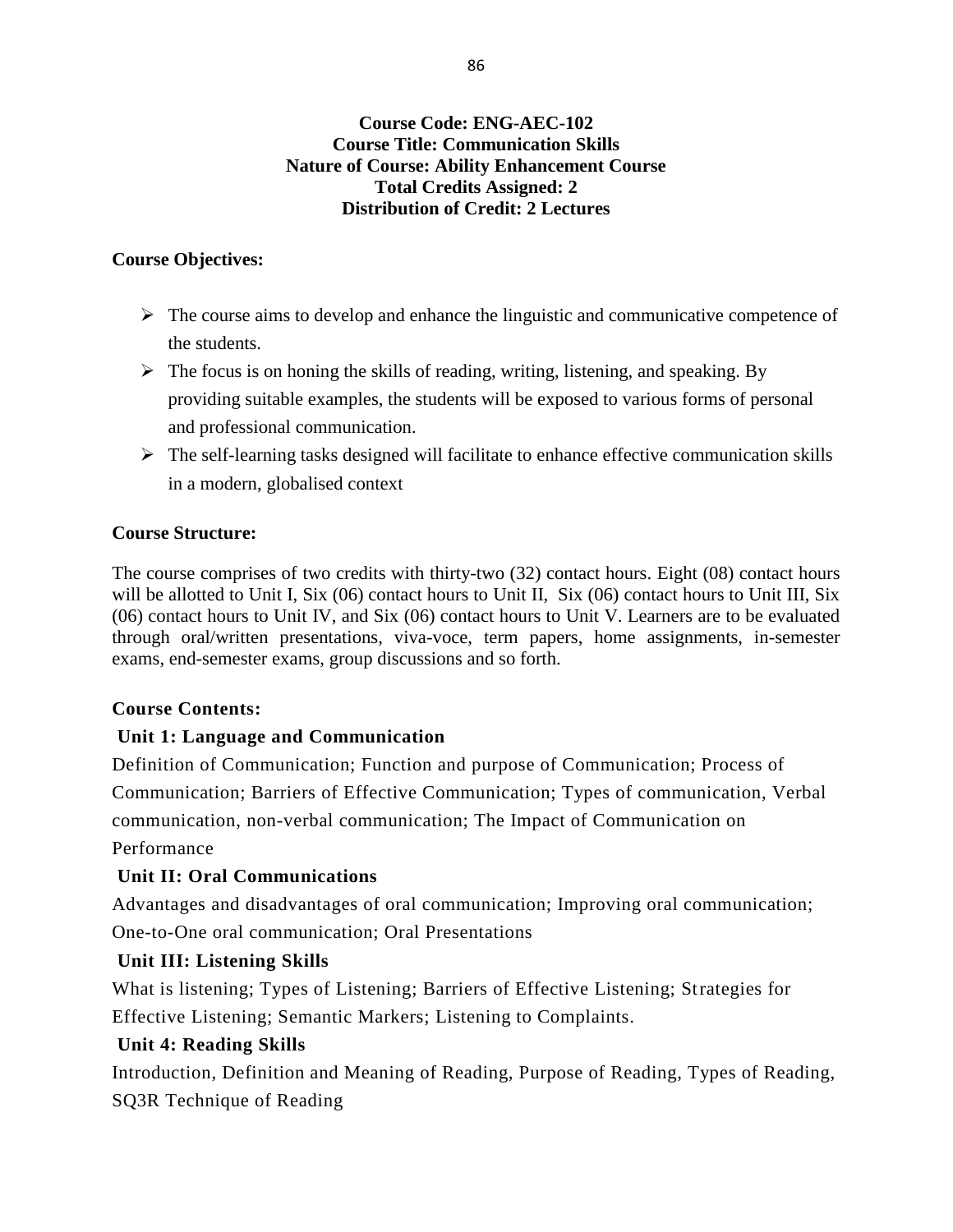**Course Code: ENG-AEC-102**
**Course Title: Communication Skills**
**Nature of Course: Ability Enhancement Course**
**Total Credits Assigned: 2**
**Distribution of Credit: 2 Lectures**

**Course Objectives:**

- The course aims to develop and enhance the linguistic and communicative competence of the students.
- The focus is on honing the skills of reading, writing, listening, and speaking. By providing suitable examples, the students will be exposed to various forms of personal and professional communication.
- The self-learning tasks designed will facilitate to enhance effective communication skills in a modern, globalised context

**Course Structure:**

The course comprises of two credits with thirty-two (32) contact hours. Eight (08) contact hours will be allotted to Unit I, Six (06) contact hours to Unit II, Six (06) contact hours to Unit III, Six (06) contact hours to Unit IV, and Six (06) contact hours to Unit V. Learners are to be evaluated through oral/written presentations, viva-voce, term papers, home assignments, in-semester exams, end-semester exams, group discussions and so forth.

**Course Contents:**

**Unit 1: Language and Communication**

Definition of Communication; Function and purpose of Communication; Process of Communication; Barriers of Effective Communication; Types of communication, Verbal communication, non-verbal communication; The Impact of Communication on Performance

**Unit II: Oral Communications**

Advantages and disadvantages of oral communication; Improving oral communication; One-to-One oral communication; Oral Presentations

**Unit III: Listening Skills**

What is listening; Types of Listening; Barriers of Effective Listening; Strategies for Effective Listening; Semantic Markers; Listening to Complaints.

**Unit 4: Reading Skills**

Introduction, Definition and Meaning of Reading, Purpose of Reading, Types of Reading, SQ3R Technique of Reading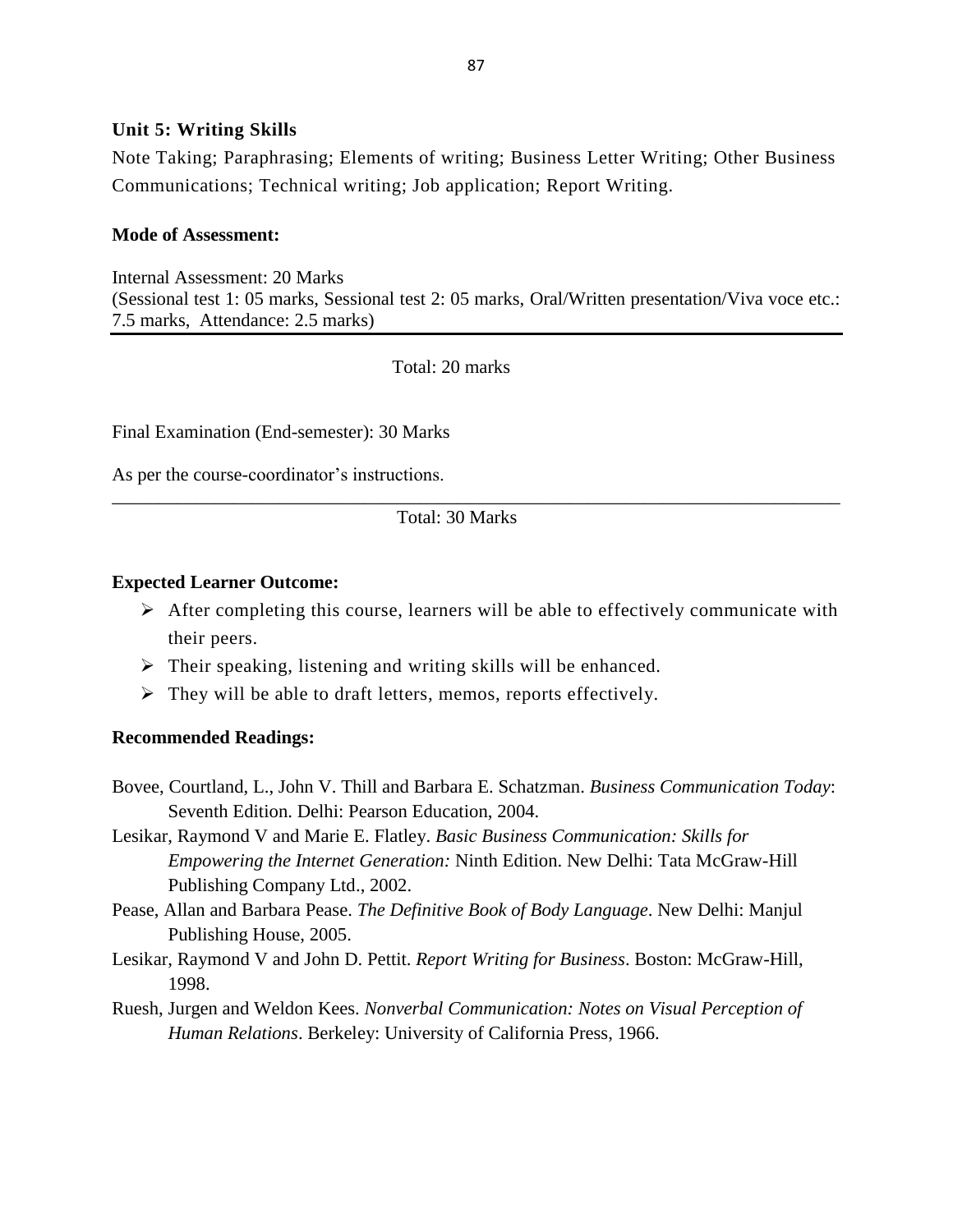**Unit 5: Writing Skills**

Note Taking; Paraphrasing; Elements of writing; Business Letter Writing; Other Business Communications; Technical writing; Job application; Report Writing.

**Mode of Assessment:**

Internal Assessment: 20 Marks
(Sessional test 1: 05 marks, Sessional test 2: 05 marks, Oral/Written presentation/Viva voce etc.: 7.5 marks, Attendance: 2.5 marks)

Total: 20 marks

Final Examination (End-semester): 30 Marks

As per the course-coordinator's instructions.

Total: 30 Marks

**Expected Learner Outcome:**

- After completing this course, learners will be able to effectively communicate with their peers.
- Their speaking, listening and writing skills will be enhanced.
- They will be able to draft letters, memos, reports effectively.

**Recommended Readings:**

Bovee, Courtland, L., John V. Thill and Barbara E. Schatzman. *Business Communication Today*: Seventh Edition. Delhi: Pearson Education, 2004.

Lesikar, Raymond V and Marie E. Flatley. *Basic Business Communication: Skills for Empowering the Internet Generation:* Ninth Edition. New Delhi: Tata McGraw-Hill Publishing Company Ltd., 2002.

Pease, Allan and Barbara Pease. *The Definitive Book of Body Language*. New Delhi: Manjul Publishing House, 2005.

Lesikar, Raymond V and John D. Pettit. *Report Writing for Business*. Boston: McGraw-Hill, 1998.

Ruesh, Jurgen and Weldon Kees. *Nonverbal Communication: Notes on Visual Perception of Human Relations*. Berkeley: University of California Press, 1966.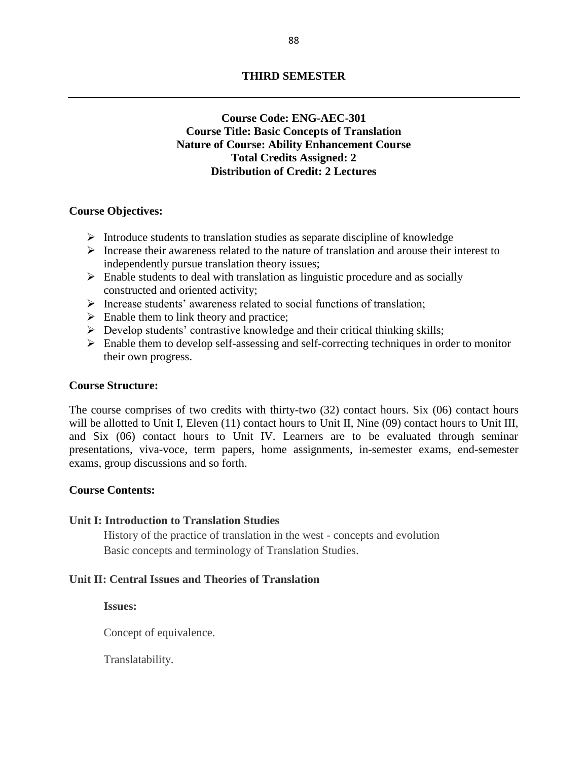## THIRD SEMESTER

---

**Course Code: ENG-AEC-301**
**Course Title: Basic Concepts of Translation**
**Nature of Course: Ability Enhancement Course**
**Total Credits Assigned: 2**
**Distribution of Credit: 2 Lectures**

**Course Objectives:**

- Introduce students to translation studies as separate discipline of knowledge
- Increase their awareness related to the nature of translation and arouse their interest to independently pursue translation theory issues;
- Enable students to deal with translation as linguistic procedure and as socially constructed and oriented activity;
- Increase students' awareness related to social functions of translation;
- Enable them to link theory and practice;
- Develop students' contrastive knowledge and their critical thinking skills;
- Enable them to develop self-assessing and self-correcting techniques in order to monitor their own progress.

**Course Structure:**

The course comprises of two credits with thirty-two (32) contact hours. Six (06) contact hours will be allotted to Unit I, Eleven (11) contact hours to Unit II, Nine (09) contact hours to Unit III, and Six (06) contact hours to Unit IV. Learners are to be evaluated through seminar presentations, viva-voce, term papers, home assignments, in-semester exams, end-semester exams, group discussions and so forth.

**Course Contents:**

**Unit I: Introduction to Translation Studies**

History of the practice of translation in the west - concepts and evolution
Basic concepts and terminology of Translation Studies.

**Unit II: Central Issues and Theories of Translation**

**Issues:**

Concept of equivalence.

Translatability.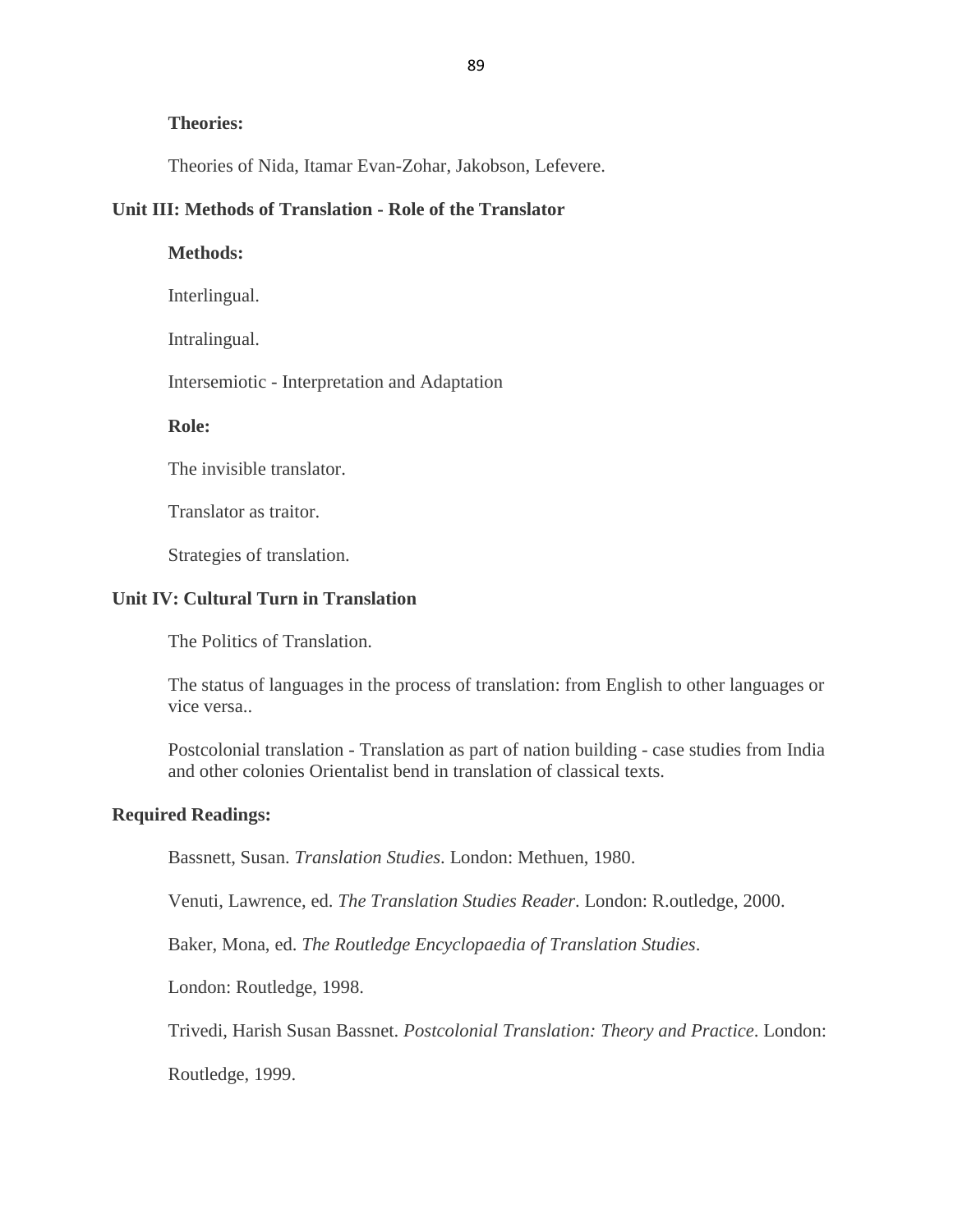**Theories:**

Theories of Nida, Itamar Evan-Zohar, Jakobson, Lefevere.

**Unit III: Methods of Translation - Role of the Translator**

**Methods:**

Interlingual.

Intralingual.

Intersemiotic - Interpretation and Adaptation

**Role:**

The invisible translator.

Translator as traitor.

Strategies of translation.

**Unit IV: Cultural Turn in Translation**

The Politics of Translation.

The status of languages in the process of translation: from English to other languages or vice versa..

Postcolonial translation - Translation as part of nation building - case studies from India and other colonies Orientalist bend in translation of classical texts.

**Required Readings:**

Bassnett, Susan. *Translation Studies*. London: Methuen, 1980.

Venuti, Lawrence, ed. *The Translation Studies Reader*. London: R.outledge, 2000.

Baker, Mona, ed. *The Routledge Encyclopaedia of Translation Studies*.

London: Routledge, 1998.

Trivedi, Harish Susan Bassnet. *Postcolonial Translation: Theory and Practice*. London:

Routledge, 1999.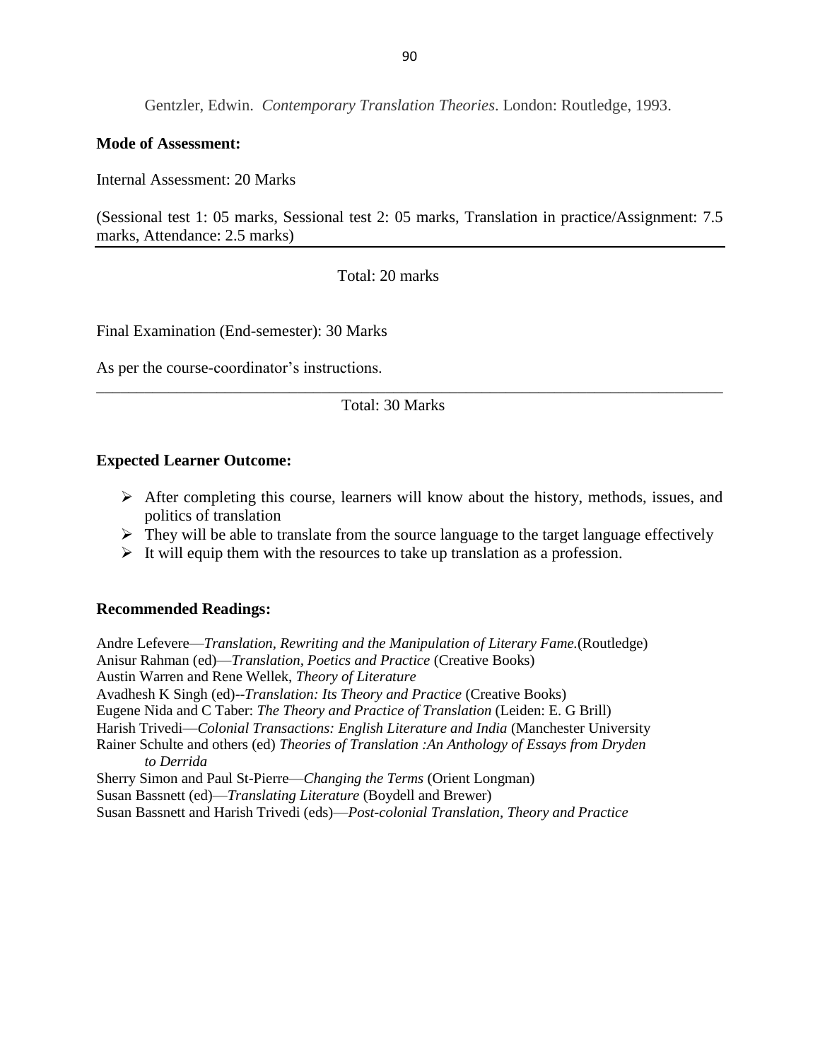Gentzler, Edwin. *Contemporary Translation Theories*. London: Routledge, 1993.

**Mode of Assessment:**

Internal Assessment: 20 Marks

(Sessional test 1: 05 marks, Sessional test 2: 05 marks, Translation in practice/Assignment: 7.5 marks, Attendance: 2.5 marks)

---

Total: 20 marks

Final Examination (End-semester): 30 Marks

As per the course-coordinator's instructions.

---

Total: 30 Marks

**Expected Learner Outcome:**

- After completing this course, learners will know about the history, methods, issues, and politics of translation
- They will be able to translate from the source language to the target language effectively
- It will equip them with the resources to take up translation as a profession.

**Recommended Readings:**

Andre Lefevere—*Translation, Rewriting and the Manipulation of Literary Fame.*(Routledge)
Anisur Rahman (ed)—*Translation, Poetics and Practice* (Creative Books)
Austin Warren and Rene Wellek, *Theory of Literature*
Avadhesh K Singh (ed)--*Translation: Its Theory and Practice* (Creative Books)
Eugene Nida and C Taber: *The Theory and Practice of Translation* (Leiden: E. G Brill)
Harish Trivedi—*Colonial Transactions: English Literature and India* (Manchester University
Rainer Schulte and others (ed) *Theories of Translation :An Anthology of Essays from Dryden to Derrida*
Sherry Simon and Paul St-Pierre—*Changing the Terms* (Orient Longman)
Susan Bassnett (ed)—*Translating Literature* (Boydell and Brewer)
Susan Bassnett and Harish Trivedi (eds)—*Post-colonial Translation, Theory and Practice*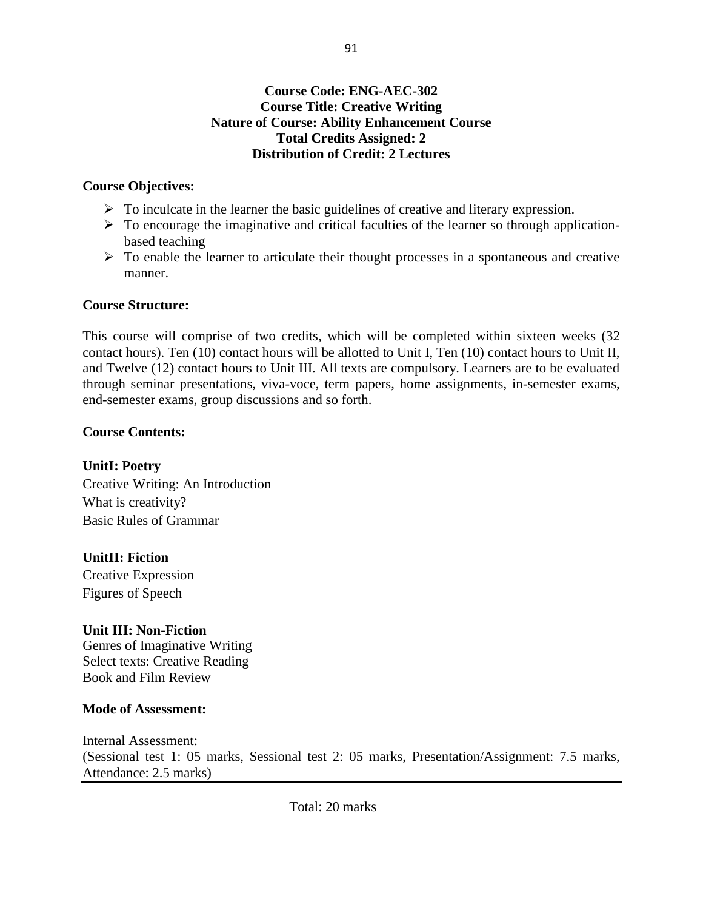**Course Code: ENG-AEC-302**
**Course Title: Creative Writing**
**Nature of Course: Ability Enhancement Course**
**Total Credits Assigned: 2**
**Distribution of Credit: 2 Lectures**

**Course Objectives:**

- To inculcate in the learner the basic guidelines of creative and literary expression.
- To encourage the imaginative and critical faculties of the learner so through application-based teaching
- To enable the learner to articulate their thought processes in a spontaneous and creative manner.

**Course Structure:**

This course will comprise of two credits, which will be completed within sixteen weeks (32 contact hours). Ten (10) contact hours will be allotted to Unit I, Ten (10) contact hours to Unit II, and Twelve (12) contact hours to Unit III. All texts are compulsory. Learners are to be evaluated through seminar presentations, viva-voce, term papers, home assignments, in-semester exams, end-semester exams, group discussions and so forth.

**Course Contents:**

**UnitI: Poetry**
Creative Writing: An Introduction
What is creativity?
Basic Rules of Grammar

**UnitII: Fiction**
Creative Expression
Figures of Speech

**Unit III: Non-Fiction**
Genres of Imaginative Writing
Select texts: Creative Reading
Book and Film Review

**Mode of Assessment:**

Internal Assessment:
(Sessional test 1: 05 marks, Sessional test 2: 05 marks, Presentation/Assignment: 7.5 marks, Attendance: 2.5 marks)

---

Total: 20 marks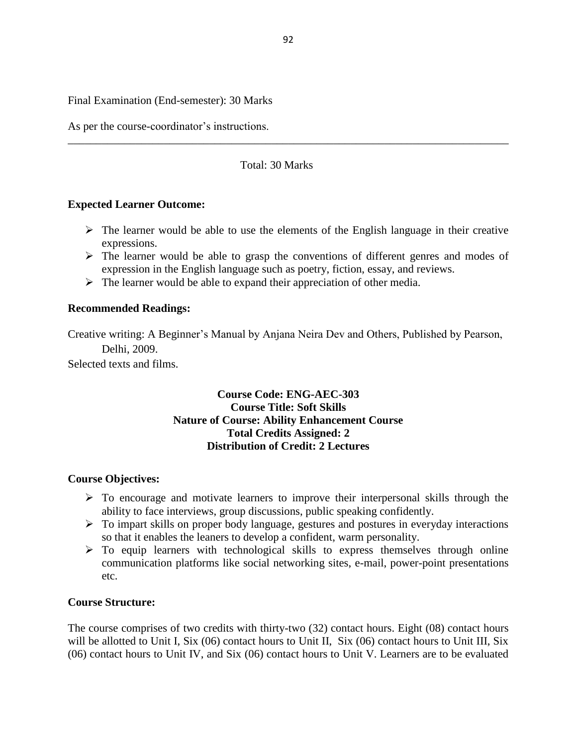Final Examination (End-semester): 30 Marks

As per the course-coordinator's instructions.

---

Total: 30 Marks

**Expected Learner Outcome:**

- The learner would be able to use the elements of the English language in their creative expressions.
- The learner would be able to grasp the conventions of different genres and modes of expression in the English language such as poetry, fiction, essay, and reviews.
- The learner would be able to expand their appreciation of other media.

**Recommended Readings:**

Creative writing: A Beginner's Manual by Anjana Neira Dev and Others, Published by Pearson, Delhi, 2009.

Selected texts and films.

**Course Code: ENG-AEC-303**
**Course Title: Soft Skills**
**Nature of Course: Ability Enhancement Course**
**Total Credits Assigned: 2**
**Distribution of Credit: 2 Lectures**

**Course Objectives:**

- To encourage and motivate learners to improve their interpersonal skills through the ability to face interviews, group discussions, public speaking confidently.
- To impart skills on proper body language, gestures and postures in everyday interactions so that it enables the leaners to develop a confident, warm personality.
- To equip learners with technological skills to express themselves through online communication platforms like social networking sites, e-mail, power-point presentations etc.

**Course Structure:**

The course comprises of two credits with thirty-two (32) contact hours. Eight (08) contact hours will be allotted to Unit I, Six (06) contact hours to Unit II, Six (06) contact hours to Unit III, Six (06) contact hours to Unit IV, and Six (06) contact hours to Unit V. Learners are to be evaluated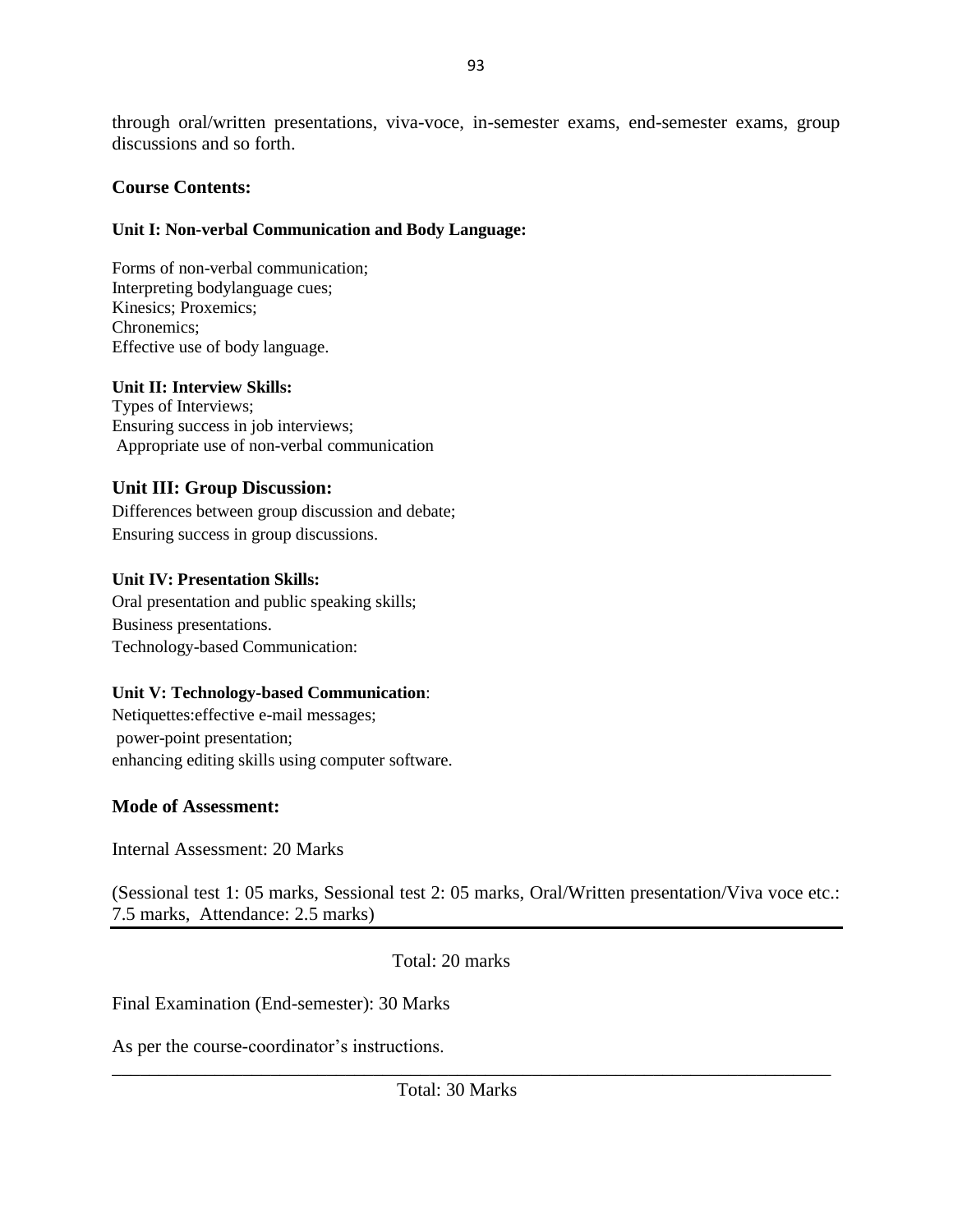through oral/written presentations, viva-voce, in-semester exams, end-semester exams, group discussions and so forth.

## Course Contents:

### Unit I: Non-verbal Communication and Body Language:

Forms of non-verbal communication;
Interpreting bodylanguage cues;
Kinesics; Proxemics;
Chronemics;
Effective use of body language.

### Unit II: Interview Skills:

Types of Interviews;
Ensuring success in job interviews;
Appropriate use of non-verbal communication

### Unit III: Group Discussion:

Differences between group discussion and debate;
Ensuring success in group discussions.

### Unit IV: Presentation Skills:

Oral presentation and public speaking skills;
Business presentations.
Technology-based Communication:

### Unit V: Technology-based Communication:

Netiquettes:effective e-mail messages;
power-point presentation;
enhancing editing skills using computer software.

## Mode of Assessment:

Internal Assessment: 20 Marks

(Sessional test 1: 05 marks, Sessional test 2: 05 marks, Oral/Written presentation/Viva voce etc.: 7.5 marks, Attendance: 2.5 marks)

Total: 20 marks

Final Examination (End-semester): 30 Marks

As per the course-coordinator's instructions.

Total: 30 Marks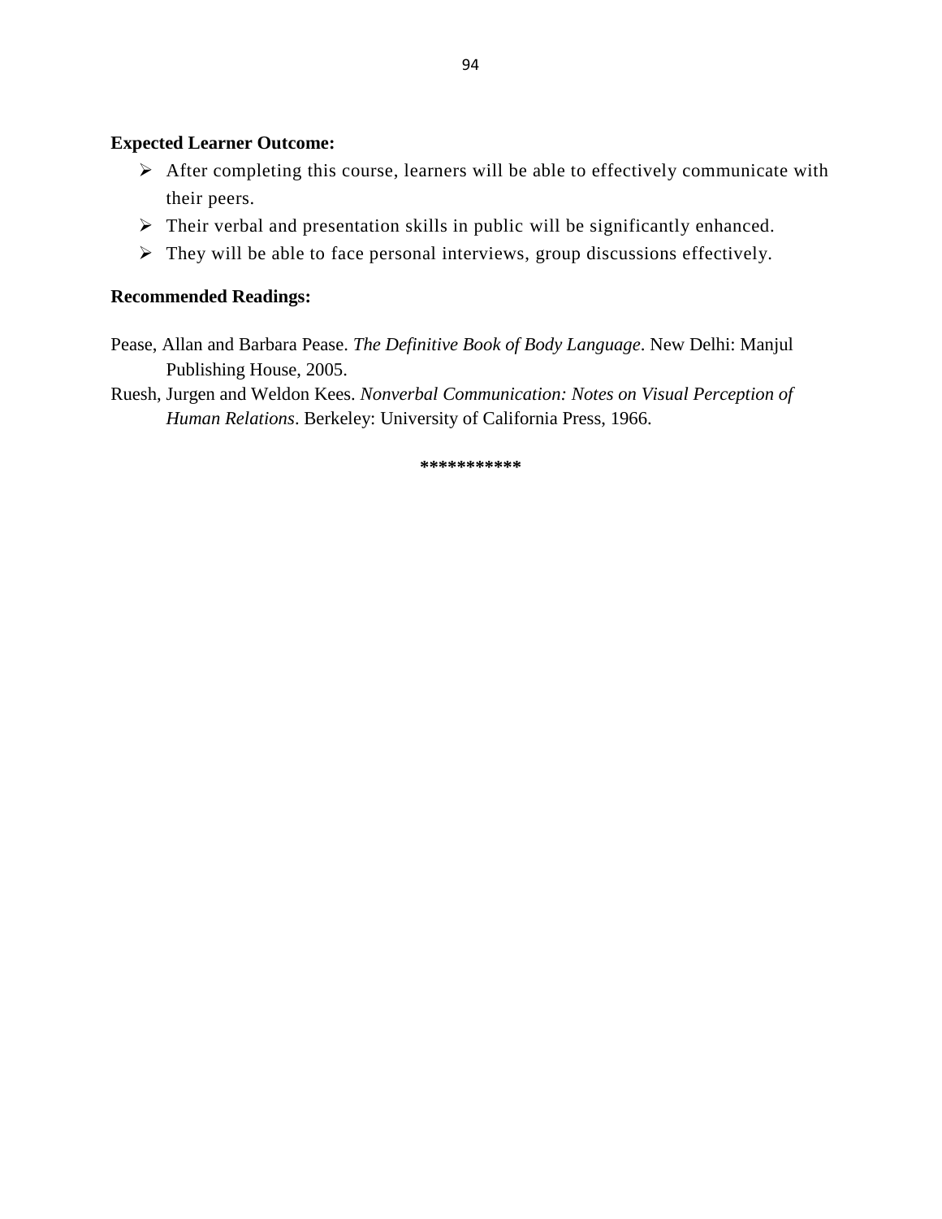**Expected Learner Outcome:**

- After completing this course, learners will be able to effectively communicate with their peers.
- Their verbal and presentation skills in public will be significantly enhanced.
- They will be able to face personal interviews, group discussions effectively.

**Recommended Readings:**

Pease, Allan and Barbara Pease. *The Definitive Book of Body Language*. New Delhi: Manjul Publishing House, 2005.

Ruesh, Jurgen and Weldon Kees. *Nonverbal Communication: Notes on Visual Perception of Human Relations*. Berkeley: University of California Press, 1966.

***********